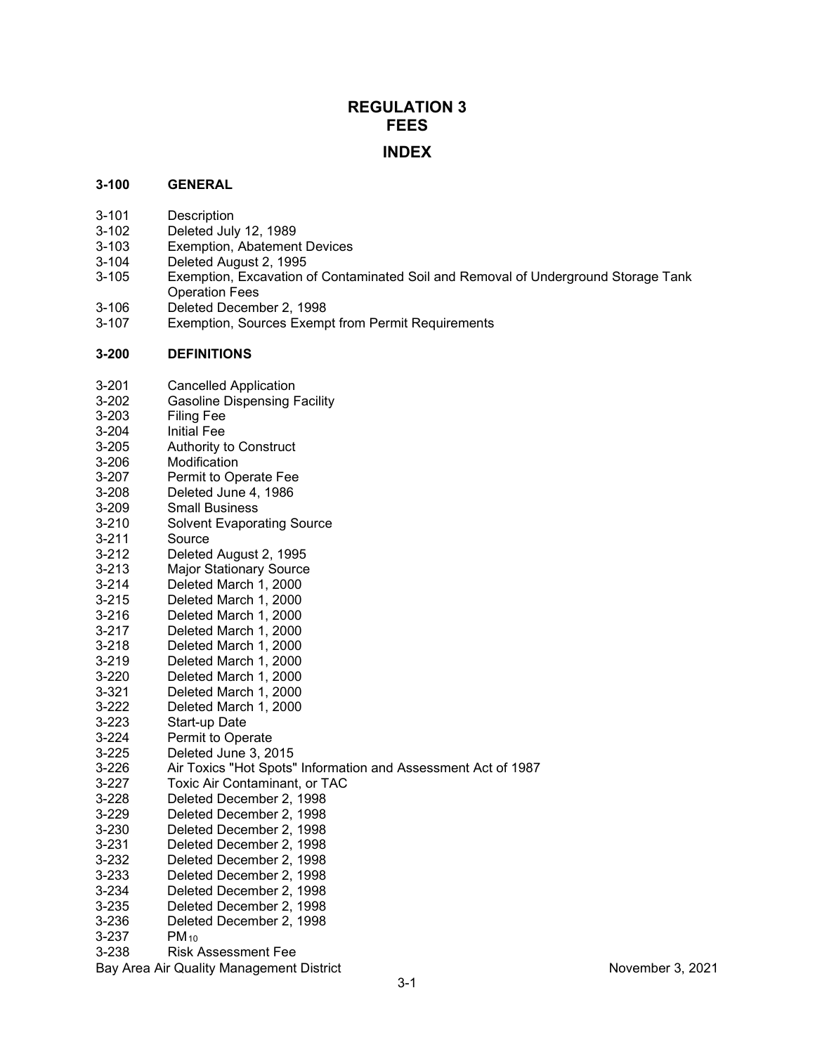# REGULATION 3
# FEES

## INDEX

### 3-100 GENERAL

3-101 Description
3-102 Deleted July 12, 1989
3-103 Exemption, Abatement Devices
3-104 Deleted August 2, 1995
3-105 Exemption, Excavation of Contaminated Soil and Removal of Underground Storage Tank Operation Fees
3-106 Deleted December 2, 1998
3-107 Exemption, Sources Exempt from Permit Requirements

### 3-200 DEFINITIONS

3-201 Cancelled Application
3-202 Gasoline Dispensing Facility
3-203 Filing Fee
3-204 Initial Fee
3-205 Authority to Construct
3-206 Modification
3-207 Permit to Operate Fee
3-208 Deleted June 4, 1986
3-209 Small Business
3-210 Solvent Evaporating Source
3-211 Source
3-212 Deleted August 2, 1995
3-213 Major Stationary Source
3-214 Deleted March 1, 2000
3-215 Deleted March 1, 2000
3-216 Deleted March 1, 2000
3-217 Deleted March 1, 2000
3-218 Deleted March 1, 2000
3-219 Deleted March 1, 2000
3-220 Deleted March 1, 2000
3-321 Deleted March 1, 2000
3-222 Deleted March 1, 2000
3-223 Start-up Date
3-224 Permit to Operate
3-225 Deleted June 3, 2015
3-226 Air Toxics "Hot Spots" Information and Assessment Act of 1987
3-227 Toxic Air Contaminant, or TAC
3-228 Deleted December 2, 1998
3-229 Deleted December 2, 1998
3-230 Deleted December 2, 1998
3-231 Deleted December 2, 1998
3-232 Deleted December 2, 1998
3-233 Deleted December 2, 1998
3-234 Deleted December 2, 1998
3-235 Deleted December 2, 1998
3-236 Deleted December 2, 1998
3-237 $PM_{10}$
3-238 Risk Assessment Fee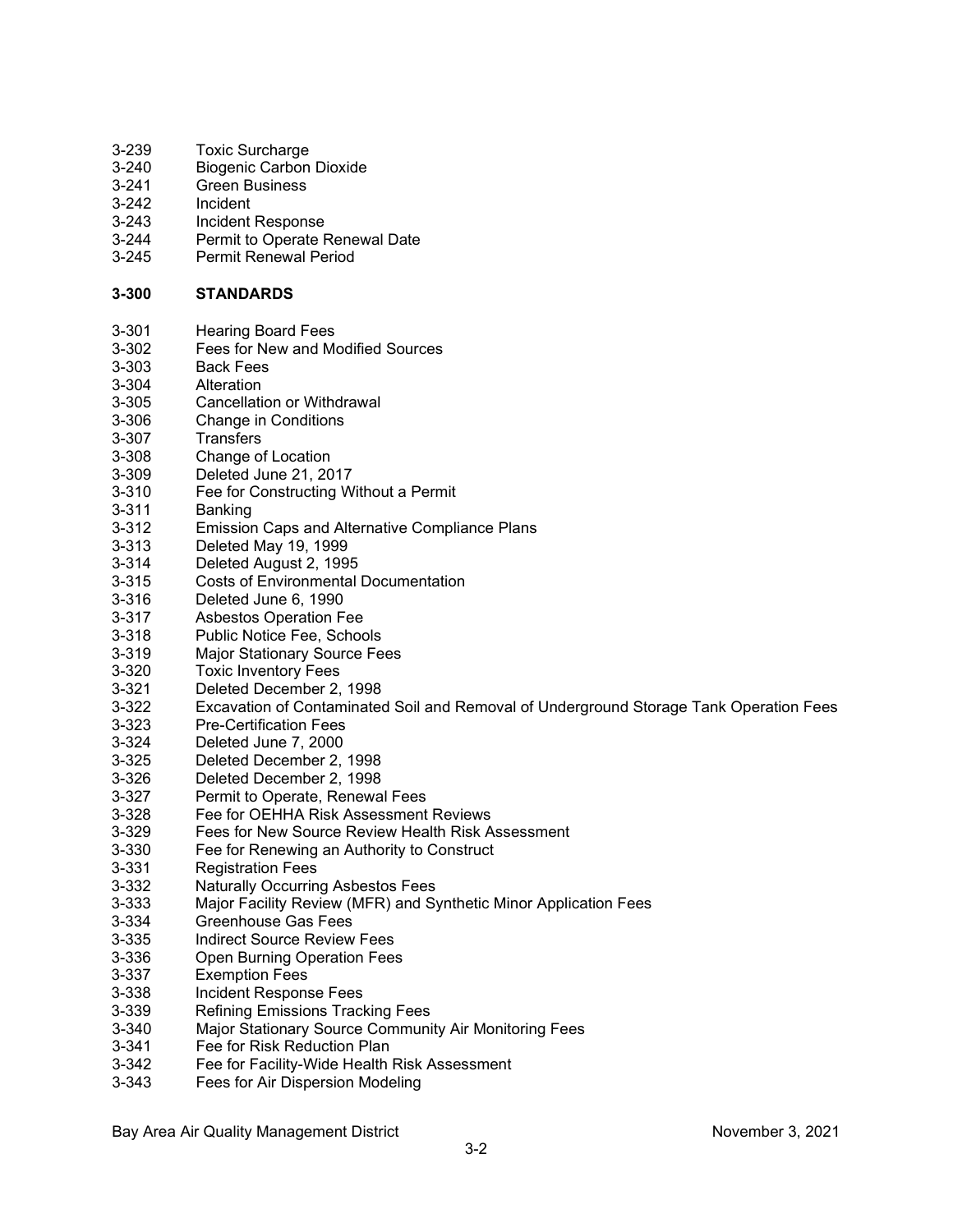3-239 Toxic Surcharge
3-240 Biogenic Carbon Dioxide
3-241 Green Business
3-242 Incident
3-243 Incident Response
3-244 Permit to Operate Renewal Date
3-245 Permit Renewal Period

**3-300 STANDARDS**

3-301 Hearing Board Fees
3-302 Fees for New and Modified Sources
3-303 Back Fees
3-304 Alteration
3-305 Cancellation or Withdrawal
3-306 Change in Conditions
3-307 Transfers
3-308 Change of Location
3-309 Deleted June 21, 2017
3-310 Fee for Constructing Without a Permit
3-311 Banking
3-312 Emission Caps and Alternative Compliance Plans
3-313 Deleted May 19, 1999
3-314 Deleted August 2, 1995
3-315 Costs of Environmental Documentation
3-316 Deleted June 6, 1990
3-317 Asbestos Operation Fee
3-318 Public Notice Fee, Schools
3-319 Major Stationary Source Fees
3-320 Toxic Inventory Fees
3-321 Deleted December 2, 1998
3-322 Excavation of Contaminated Soil and Removal of Underground Storage Tank Operation Fees
3-323 Pre-Certification Fees
3-324 Deleted June 7, 2000
3-325 Deleted December 2, 1998
3-326 Deleted December 2, 1998
3-327 Permit to Operate, Renewal Fees
3-328 Fee for OEHHA Risk Assessment Reviews
3-329 Fees for New Source Review Health Risk Assessment
3-330 Fee for Renewing an Authority to Construct
3-331 Registration Fees
3-332 Naturally Occurring Asbestos Fees
3-333 Major Facility Review (MFR) and Synthetic Minor Application Fees
3-334 Greenhouse Gas Fees
3-335 Indirect Source Review Fees
3-336 Open Burning Operation Fees
3-337 Exemption Fees
3-338 Incident Response Fees
3-339 Refining Emissions Tracking Fees
3-340 Major Stationary Source Community Air Monitoring Fees
3-341 Fee for Risk Reduction Plan
3-342 Fee for Facility-Wide Health Risk Assessment
3-343 Fees for Air Dispersion Modeling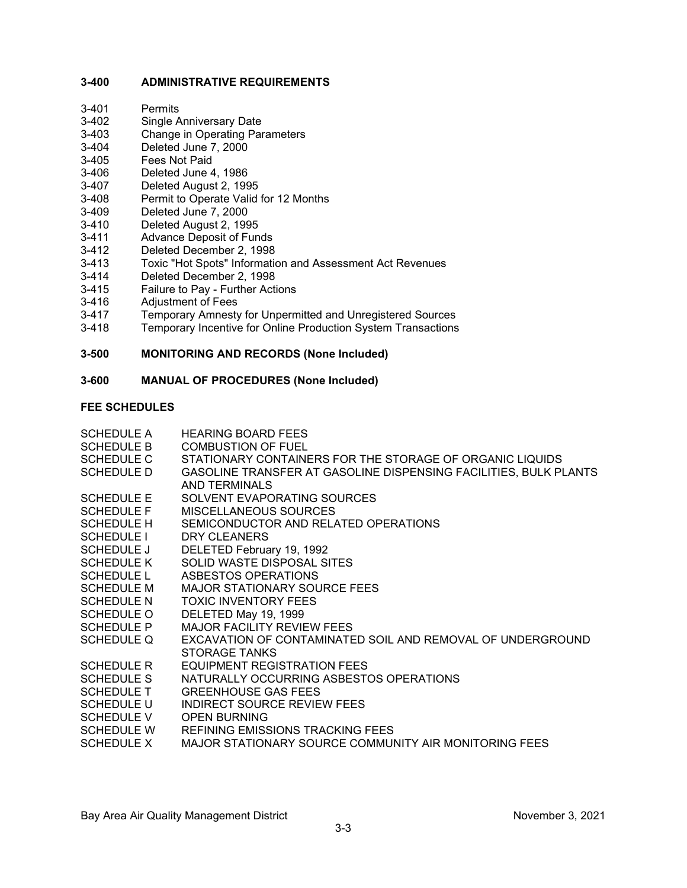## 3-400 ADMINISTRATIVE REQUIREMENTS

3-401 Permits
3-402 Single Anniversary Date
3-403 Change in Operating Parameters
3-404 Deleted June 7, 2000
3-405 Fees Not Paid
3-406 Deleted June 4, 1986
3-407 Deleted August 2, 1995
3-408 Permit to Operate Valid for 12 Months
3-409 Deleted June 7, 2000
3-410 Deleted August 2, 1995
3-411 Advance Deposit of Funds
3-412 Deleted December 2, 1998
3-413 Toxic "Hot Spots" Information and Assessment Act Revenues
3-414 Deleted December 2, 1998
3-415 Failure to Pay - Further Actions
3-416 Adjustment of Fees
3-417 Temporary Amnesty for Unpermitted and Unregistered Sources
3-418 Temporary Incentive for Online Production System Transactions

## 3-500 MONITORING AND RECORDS (None Included)

## 3-600 MANUAL OF PROCEDURES (None Included)

## FEE SCHEDULES

SCHEDULE A HEARING BOARD FEES
SCHEDULE B COMBUSTION OF FUEL
SCHEDULE C STATIONARY CONTAINERS FOR THE STORAGE OF ORGANIC LIQUIDS
SCHEDULE D GASOLINE TRANSFER AT GASOLINE DISPENSING FACILITIES, BULK PLANTS AND TERMINALS
SCHEDULE E SOLVENT EVAPORATING SOURCES
SCHEDULE F MISCELLANEOUS SOURCES
SCHEDULE H SEMICONDUCTOR AND RELATED OPERATIONS
SCHEDULE I DRY CLEANERS
SCHEDULE J DELETED February 19, 1992
SCHEDULE K SOLID WASTE DISPOSAL SITES
SCHEDULE L ASBESTOS OPERATIONS
SCHEDULE M MAJOR STATIONARY SOURCE FEES
SCHEDULE N TOXIC INVENTORY FEES
SCHEDULE O DELETED May 19, 1999
SCHEDULE P MAJOR FACILITY REVIEW FEES
SCHEDULE Q EXCAVATION OF CONTAMINATED SOIL AND REMOVAL OF UNDERGROUND STORAGE TANKS
SCHEDULE R EQUIPMENT REGISTRATION FEES
SCHEDULE S NATURALLY OCCURRING ASBESTOS OPERATIONS
SCHEDULE T GREENHOUSE GAS FEES
SCHEDULE U INDIRECT SOURCE REVIEW FEES
SCHEDULE V OPEN BURNING
SCHEDULE W REFINING EMISSIONS TRACKING FEES
SCHEDULE X MAJOR STATIONARY SOURCE COMMUNITY AIR MONITORING FEES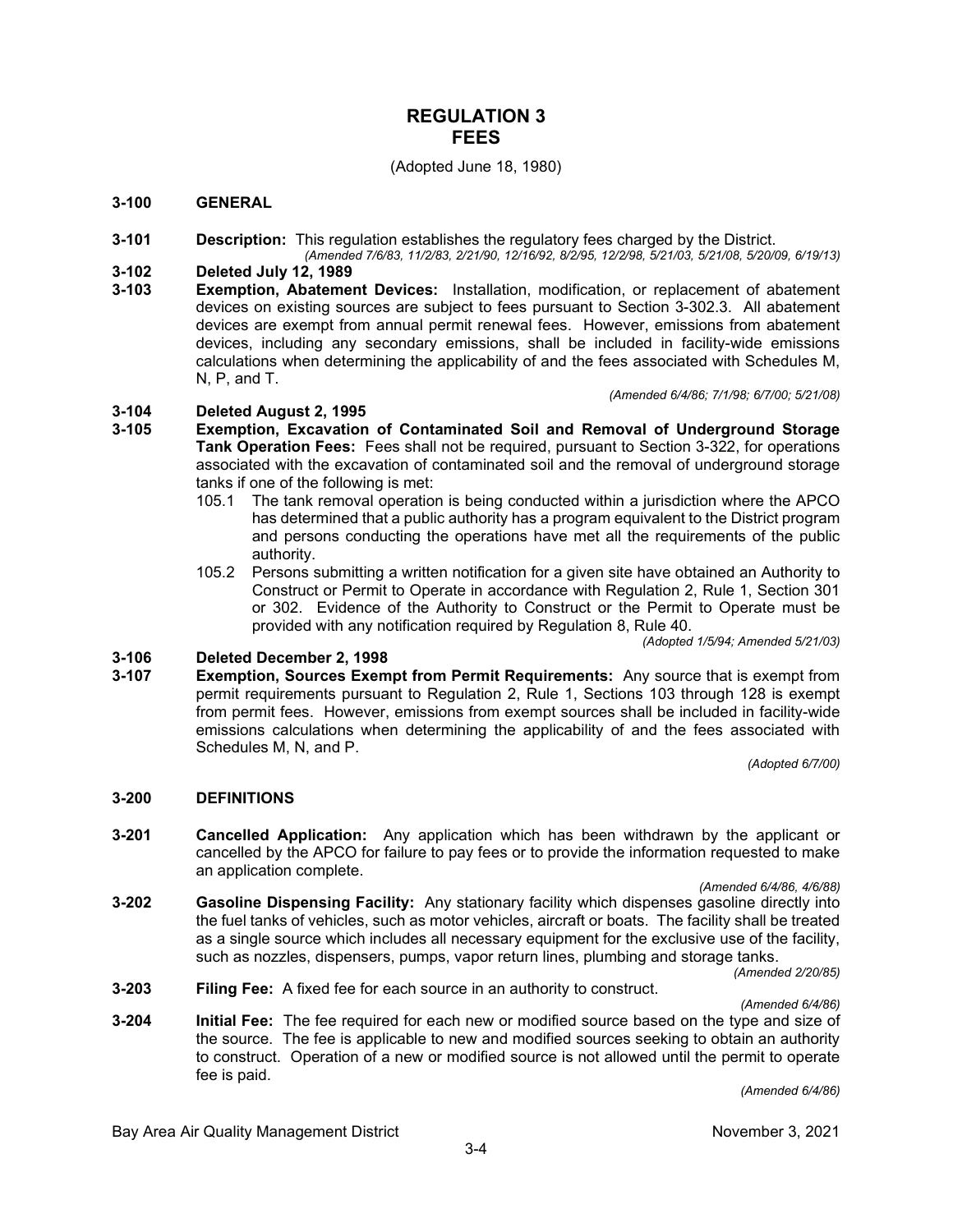# REGULATION 3
# FEES

(Adopted June 18, 1980)

## 3-100 GENERAL

**3-101 Description:** This regulation establishes the regulatory fees charged by the District.

*(Amended 7/6/83, 11/2/83, 2/21/90, 12/16/92, 8/2/95, 12/2/98, 5/21/03, 5/21/08, 5/20/09, 6/19/13)*

**3-102 Deleted July 12, 1989**

**3-103 Exemption, Abatement Devices:** Installation, modification, or replacement of abatement devices on existing sources are subject to fees pursuant to Section 3-302.3. All abatement devices are exempt from annual permit renewal fees. However, emissions from abatement devices, including any secondary emissions, shall be included in facility-wide emissions calculations when determining the applicability of and the fees associated with Schedules M, N, P, and T.

*(Amended 6/4/86; 7/1/98; 6/7/00; 5/21/08)*

**3-104 Deleted August 2, 1995**

**3-105 Exemption, Excavation of Contaminated Soil and Removal of Underground Storage Tank Operation Fees:** Fees shall not be required, pursuant to Section 3-322, for operations associated with the excavation of contaminated soil and the removal of underground storage tanks if one of the following is met:

105.1 The tank removal operation is being conducted within a jurisdiction where the APCO has determined that a public authority has a program equivalent to the District program and persons conducting the operations have met all the requirements of the public authority.

105.2 Persons submitting a written notification for a given site have obtained an Authority to Construct or Permit to Operate in accordance with Regulation 2, Rule 1, Section 301 or 302. Evidence of the Authority to Construct or the Permit to Operate must be provided with any notification required by Regulation 8, Rule 40.

*(Adopted 1/5/94; Amended 5/21/03)*

**3-106 Deleted December 2, 1998**

**3-107 Exemption, Sources Exempt from Permit Requirements:** Any source that is exempt from permit requirements pursuant to Regulation 2, Rule 1, Sections 103 through 128 is exempt from permit fees. However, emissions from exempt sources shall be included in facility-wide emissions calculations when determining the applicability of and the fees associated with Schedules M, N, and P.

*(Adopted 6/7/00)*

## 3-200 DEFINITIONS

**3-201 Cancelled Application:** Any application which has been withdrawn by the applicant or cancelled by the APCO for failure to pay fees or to provide the information requested to make an application complete.

*(Amended 6/4/86, 4/6/88)*

**3-202 Gasoline Dispensing Facility:** Any stationary facility which dispenses gasoline directly into the fuel tanks of vehicles, such as motor vehicles, aircraft or boats. The facility shall be treated as a single source which includes all necessary equipment for the exclusive use of the facility, such as nozzles, dispensers, pumps, vapor return lines, plumbing and storage tanks.

*(Amended 2/20/85)*

**3-203 Filing Fee:** A fixed fee for each source in an authority to construct.

*(Amended 6/4/86)*

**3-204 Initial Fee:** The fee required for each new or modified source based on the type and size of the source. The fee is applicable to new and modified sources seeking to obtain an authority to construct. Operation of a new or modified source is not allowed until the permit to operate fee is paid.

*(Amended 6/4/86)*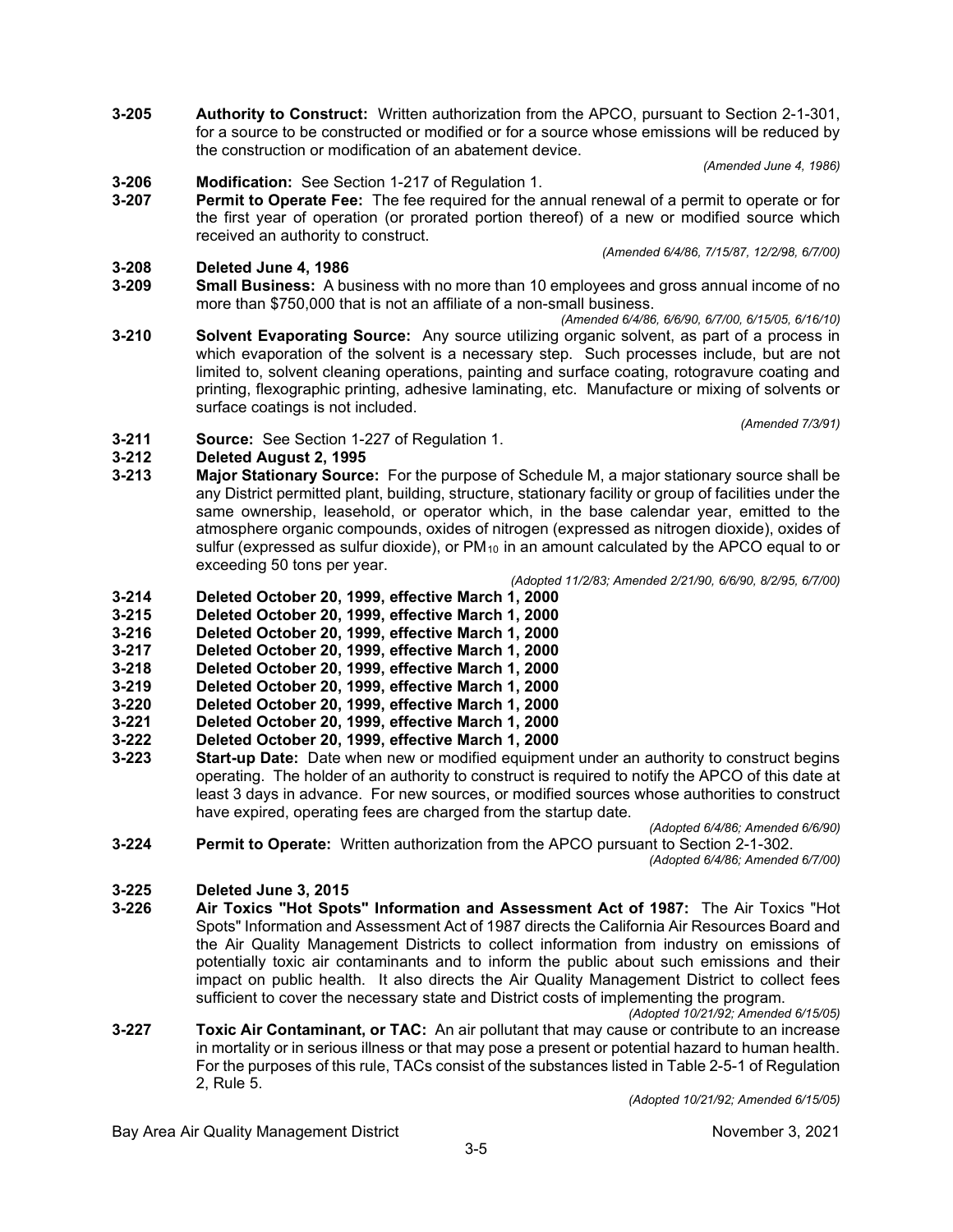**3-205 Authority to Construct:** Written authorization from the APCO, pursuant to Section 2-1-301, for a source to be constructed or modified or for a source whose emissions will be reduced by the construction or modification of an abatement device.

*(Amended June 4, 1986)*

**3-206 Modification:** See Section 1-217 of Regulation 1.

**3-207 Permit to Operate Fee:** The fee required for the annual renewal of a permit to operate or for the first year of operation (or prorated portion thereof) of a new or modified source which received an authority to construct.

*(Amended 6/4/86, 7/15/87, 12/2/98, 6/7/00)*

**3-208 Deleted June 4, 1986**

**3-209 Small Business:** A business with no more than 10 employees and gross annual income of no more than $750,000 that is not an affiliate of a non-small business.

*(Amended 6/4/86, 6/6/90, 6/7/00, 6/15/05, 6/16/10)*

**3-210 Solvent Evaporating Source:** Any source utilizing organic solvent, as part of a process in which evaporation of the solvent is a necessary step. Such processes include, but are not limited to, solvent cleaning operations, painting and surface coating, rotogravure coating and printing, flexographic printing, adhesive laminating, etc. Manufacture or mixing of solvents or surface coatings is not included.

*(Amended 7/3/91)*

**3-211 Source:** See Section 1-227 of Regulation 1.

**3-212 Deleted August 2, 1995**

**3-213 Major Stationary Source:** For the purpose of Schedule M, a major stationary source shall be any District permitted plant, building, structure, stationary facility or group of facilities under the same ownership, leasehold, or operator which, in the base calendar year, emitted to the atmosphere organic compounds, oxides of nitrogen (expressed as nitrogen dioxide), oxides of sulfur (expressed as sulfur dioxide), or $PM_{10}$ in an amount calculated by the APCO equal to or exceeding 50 tons per year.

*(Adopted 11/2/83; Amended 2/21/90, 6/6/90, 8/2/95, 6/7/00)*

**3-214 Deleted October 20, 1999, effective March 1, 2000**

**3-215 Deleted October 20, 1999, effective March 1, 2000**

**3-216 Deleted October 20, 1999, effective March 1, 2000**

**3-217 Deleted October 20, 1999, effective March 1, 2000**

**3-218 Deleted October 20, 1999, effective March 1, 2000**

**3-219 Deleted October 20, 1999, effective March 1, 2000**

**3-220 Deleted October 20, 1999, effective March 1, 2000**

**3-221 Deleted October 20, 1999, effective March 1, 2000**

**3-222 Deleted October 20, 1999, effective March 1, 2000**

**3-223 Start-up Date:** Date when new or modified equipment under an authority to construct begins operating. The holder of an authority to construct is required to notify the APCO of this date at least 3 days in advance. For new sources, or modified sources whose authorities to construct have expired, operating fees are charged from the startup date.

*(Adopted 6/4/86; Amended 6/6/90)*

**3-224 Permit to Operate:** Written authorization from the APCO pursuant to Section 2-1-302.

*(Adopted 6/4/86; Amended 6/7/00)*

**3-225 Deleted June 3, 2015**

**3-226 Air Toxics "Hot Spots" Information and Assessment Act of 1987:** The Air Toxics "Hot Spots" Information and Assessment Act of 1987 directs the California Air Resources Board and the Air Quality Management Districts to collect information from industry on emissions of potentially toxic air contaminants and to inform the public about such emissions and their impact on public health. It also directs the Air Quality Management District to collect fees sufficient to cover the necessary state and District costs of implementing the program.

*(Adopted 10/21/92; Amended 6/15/05)*

**3-227 Toxic Air Contaminant, or TAC:** An air pollutant that may cause or contribute to an increase in mortality or in serious illness or that may pose a present or potential hazard to human health. For the purposes of this rule, TACs consist of the substances listed in Table 2-5-1 of Regulation 2, Rule 5.

*(Adopted 10/21/92; Amended 6/15/05)*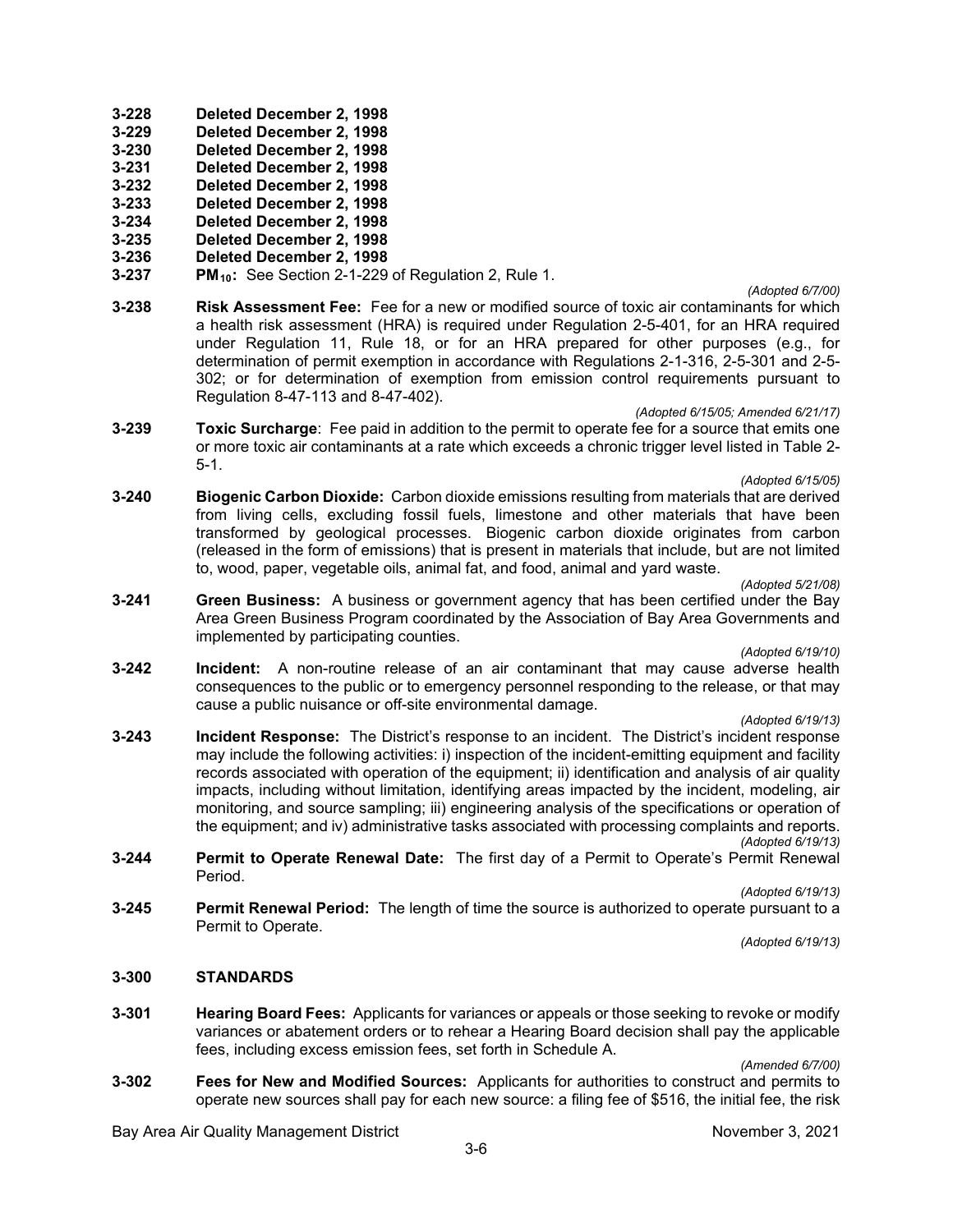**3-228 Deleted December 2, 1998**
**3-229 Deleted December 2, 1998**
**3-230 Deleted December 2, 1998**
**3-231 Deleted December 2, 1998**
**3-232 Deleted December 2, 1998**
**3-233 Deleted December 2, 1998**
**3-234 Deleted December 2, 1998**
**3-235 Deleted December 2, 1998**
**3-236 Deleted December 2, 1998**
**3-237** **$PM_{10}$:** See Section 2-1-229 of Regulation 2, Rule 1.

*(Adopted 6/7/00)*

**3-238** **Risk Assessment Fee:** Fee for a new or modified source of toxic air contaminants for which a health risk assessment (HRA) is required under Regulation 2-5-401, for an HRA required under Regulation 11, Rule 18, or for an HRA prepared for other purposes (e.g., for determination of permit exemption in accordance with Regulations 2-1-316, 2-5-301 and 2-5-302; or for determination of exemption from emission control requirements pursuant to Regulation 8-47-113 and 8-47-402).

*(Adopted 6/15/05; Amended 6/21/17)*

**3-239** **Toxic Surcharge**: Fee paid in addition to the permit to operate fee for a source that emits one or more toxic air contaminants at a rate which exceeds a chronic trigger level listed in Table 2-5-1.

*(Adopted 6/15/05)*

**3-240** **Biogenic Carbon Dioxide:** Carbon dioxide emissions resulting from materials that are derived from living cells, excluding fossil fuels, limestone and other materials that have been transformed by geological processes. Biogenic carbon dioxide originates from carbon (released in the form of emissions) that is present in materials that include, but are not limited to, wood, paper, vegetable oils, animal fat, and food, animal and yard waste.

*(Adopted 5/21/08)*

**3-241** **Green Business:** A business or government agency that has been certified under the Bay Area Green Business Program coordinated by the Association of Bay Area Governments and implemented by participating counties.

*(Adopted 6/19/10)*

**3-242** **Incident:** A non-routine release of an air contaminant that may cause adverse health consequences to the public or to emergency personnel responding to the release, or that may cause a public nuisance or off-site environmental damage.

*(Adopted 6/19/13)*

**3-243** **Incident Response:** The District's response to an incident. The District's incident response may include the following activities: i) inspection of the incident-emitting equipment and facility records associated with operation of the equipment; ii) identification and analysis of air quality impacts, including without limitation, identifying areas impacted by the incident, modeling, air monitoring, and source sampling; iii) engineering analysis of the specifications or operation of the equipment; and iv) administrative tasks associated with processing complaints and reports.

*(Adopted 6/19/13)*

**3-244** **Permit to Operate Renewal Date:** The first day of a Permit to Operate's Permit Renewal Period.

*(Adopted 6/19/13)*

**3-245** **Permit Renewal Period:** The length of time the source is authorized to operate pursuant to a Permit to Operate.

*(Adopted 6/19/13)*

## 3-300 STANDARDS

**3-301** **Hearing Board Fees:** Applicants for variances or appeals or those seeking to revoke or modify variances or abatement orders or to rehear a Hearing Board decision shall pay the applicable fees, including excess emission fees, set forth in Schedule A.

*(Amended 6/7/00)*

**3-302** **Fees for New and Modified Sources:** Applicants for authorities to construct and permits to operate new sources shall pay for each new source: a filing fee of $516, the initial fee, the risk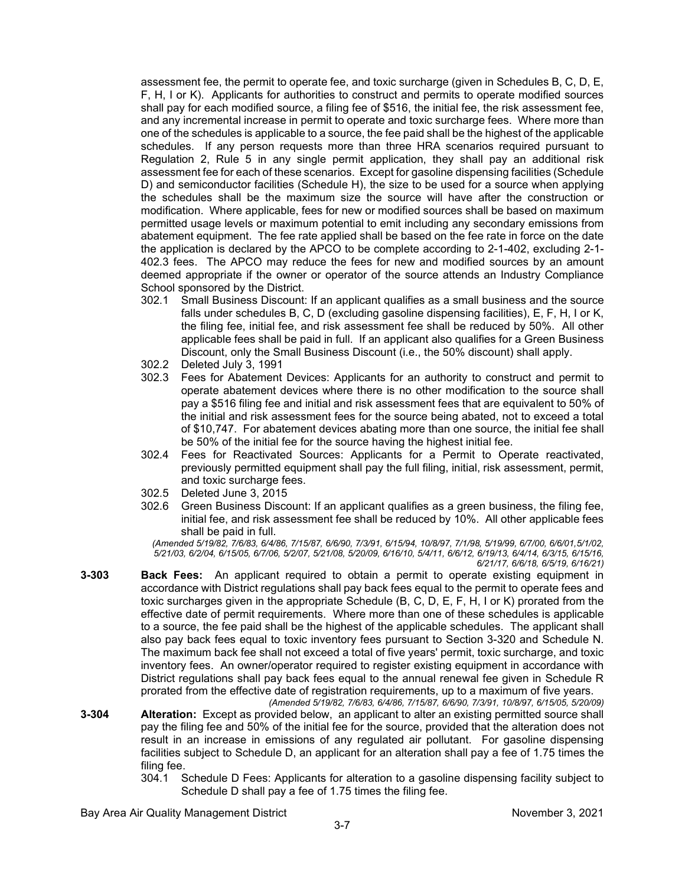assessment fee, the permit to operate fee, and toxic surcharge (given in Schedules B, C, D, E, F, H, I or K). Applicants for authorities to construct and permits to operate modified sources shall pay for each modified source, a filing fee of $516, the initial fee, the risk assessment fee, and any incremental increase in permit to operate and toxic surcharge fees. Where more than one of the schedules is applicable to a source, the fee paid shall be the highest of the applicable schedules. If any person requests more than three HRA scenarios required pursuant to Regulation 2, Rule 5 in any single permit application, they shall pay an additional risk assessment fee for each of these scenarios. Except for gasoline dispensing facilities (Schedule D) and semiconductor facilities (Schedule H), the size to be used for a source when applying the schedules shall be the maximum size the source will have after the construction or modification. Where applicable, fees for new or modified sources shall be based on maximum permitted usage levels or maximum potential to emit including any secondary emissions from abatement equipment. The fee rate applied shall be based on the fee rate in force on the date the application is declared by the APCO to be complete according to 2-1-402, excluding 2-1-402.3 fees. The APCO may reduce the fees for new and modified sources by an amount deemed appropriate if the owner or operator of the source attends an Industry Compliance School sponsored by the District.

302.1 Small Business Discount: If an applicant qualifies as a small business and the source falls under schedules B, C, D (excluding gasoline dispensing facilities), E, F, H, I or K, the filing fee, initial fee, and risk assessment fee shall be reduced by 50%. All other applicable fees shall be paid in full. If an applicant also qualifies for a Green Business Discount, only the Small Business Discount (i.e., the 50% discount) shall apply.

302.2 Deleted July 3, 1991

302.3 Fees for Abatement Devices: Applicants for an authority to construct and permit to operate abatement devices where there is no other modification to the source shall pay a $516 filing fee and initial and risk assessment fees that are equivalent to 50% of the initial and risk assessment fees for the source being abated, not to exceed a total of $10,747. For abatement devices abating more than one source, the initial fee shall be 50% of the initial fee for the source having the highest initial fee.

302.4 Fees for Reactivated Sources: Applicants for a Permit to Operate reactivated, previously permitted equipment shall pay the full filing, initial, risk assessment, permit, and toxic surcharge fees.

302.5 Deleted June 3, 2015

302.6 Green Business Discount: If an applicant qualifies as a green business, the filing fee, initial fee, and risk assessment fee shall be reduced by 10%. All other applicable fees shall be paid in full.

*(Amended 5/19/82, 7/6/83, 6/4/86, 7/15/87, 6/6/90, 7/3/91, 6/15/94, 10/8/97, 7/1/98, 5/19/99, 6/7/00, 6/6/01, 5/1/02, 5/21/03, 6/2/04, 6/15/05, 6/7/06, 5/2/07, 5/21/08, 5/20/09, 6/16/10, 5/4/11, 6/6/12, 6/19/13, 6/4/14, 6/3/15, 6/15/16, 6/21/17, 6/6/18, 6/5/19, 6/16/21)*

**3-303 Back Fees:** An applicant required to obtain a permit to operate existing equipment in accordance with District regulations shall pay back fees equal to the permit to operate fees and toxic surcharges given in the appropriate Schedule (B, C, D, E, F, H, I or K) prorated from the effective date of permit requirements. Where more than one of these schedules is applicable to a source, the fee paid shall be the highest of the applicable schedules. The applicant shall also pay back fees equal to toxic inventory fees pursuant to Section 3-320 and Schedule N. The maximum back fee shall not exceed a total of five years' permit, toxic surcharge, and toxic inventory fees. An owner/operator required to register existing equipment in accordance with District regulations shall pay back fees equal to the annual renewal fee given in Schedule R prorated from the effective date of registration requirements, up to a maximum of five years.

*(Amended 5/19/82, 7/6/83, 6/4/86, 7/15/87, 6/6/90, 7/3/91, 10/8/97, 6/15/05, 5/20/09)*

**3-304 Alteration:** Except as provided below, an applicant to alter an existing permitted source shall pay the filing fee and 50% of the initial fee for the source, provided that the alteration does not result in an increase in emissions of any regulated air pollutant. For gasoline dispensing facilities subject to Schedule D, an applicant for an alteration shall pay a fee of 1.75 times the filing fee.

304.1 Schedule D Fees: Applicants for alteration to a gasoline dispensing facility subject to Schedule D shall pay a fee of 1.75 times the filing fee.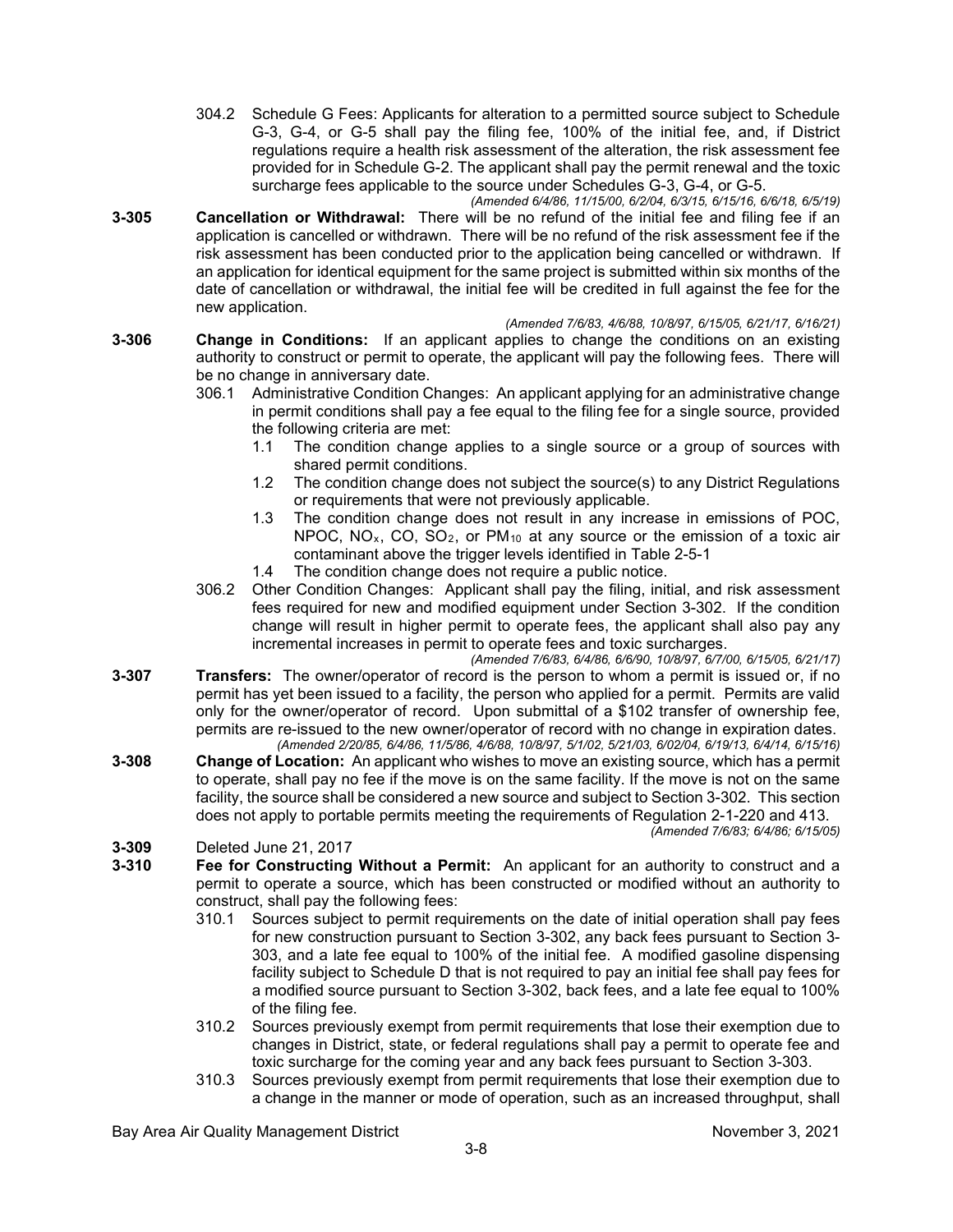304.2 Schedule G Fees: Applicants for alteration to a permitted source subject to Schedule G-3, G-4, or G-5 shall pay the filing fee, 100% of the initial fee, and, if District regulations require a health risk assessment of the alteration, the risk assessment fee provided for in Schedule G-2. The applicant shall pay the permit renewal and the toxic surcharge fees applicable to the source under Schedules G-3, G-4, or G-5.

*(Amended 6/4/86, 11/15/00, 6/2/04, 6/3/15, 6/15/16, 6/6/18, 6/5/19)*

**3-305 Cancellation or Withdrawal:** There will be no refund of the initial fee and filing fee if an application is cancelled or withdrawn. There will be no refund of the risk assessment fee if the risk assessment has been conducted prior to the application being cancelled or withdrawn. If an application for identical equipment for the same project is submitted within six months of the date of cancellation or withdrawal, the initial fee will be credited in full against the fee for the new application.

*(Amended 7/6/83, 4/6/88, 10/8/97, 6/15/05, 6/21/17, 6/16/21)*

**3-306 Change in Conditions:** If an applicant applies to change the conditions on an existing authority to construct or permit to operate, the applicant will pay the following fees. There will be no change in anniversary date.

306.1 Administrative Condition Changes: An applicant applying for an administrative change in permit conditions shall pay a fee equal to the filing fee for a single source, provided the following criteria are met:

1.1 The condition change applies to a single source or a group of sources with shared permit conditions.

1.2 The condition change does not subject the source(s) to any District Regulations or requirements that were not previously applicable.

1.3 The condition change does not result in any increase in emissions of POC, NPOC, $NO_x$, CO, $SO_2$, or $PM_{10}$ at any source or the emission of a toxic air contaminant above the trigger levels identified in Table 2-5-1

1.4 The condition change does not require a public notice.

306.2 Other Condition Changes: Applicant shall pay the filing, initial, and risk assessment fees required for new and modified equipment under Section 3-302. If the condition change will result in higher permit to operate fees, the applicant shall also pay any incremental increases in permit to operate fees and toxic surcharges.

*(Amended 7/6/83, 6/4/86, 6/6/90, 10/8/97, 6/7/00, 6/15/05, 6/21/17)*

**3-307 Transfers:** The owner/operator of record is the person to whom a permit is issued or, if no permit has yet been issued to a facility, the person who applied for a permit. Permits are valid only for the owner/operator of record. Upon submittal of a $102 transfer of ownership fee, permits are re-issued to the new owner/operator of record with no change in expiration dates.

*(Amended 2/20/85, 6/4/86, 11/5/86, 4/6/88, 10/8/97, 5/1/02, 5/21/03, 6/02/04, 6/19/13, 6/4/14, 6/15/16)*

**3-308 Change of Location:** An applicant who wishes to move an existing source, which has a permit to operate, shall pay no fee if the move is on the same facility. If the move is not on the same facility, the source shall be considered a new source and subject to Section 3-302. This section does not apply to portable permits meeting the requirements of Regulation 2-1-220 and 413.

*(Amended 7/6/83; 6/4/86; 6/15/05)*

**3-309** Deleted June 21, 2017

**3-310 Fee for Constructing Without a Permit:** An applicant for an authority to construct and a permit to operate a source, which has been constructed or modified without an authority to construct, shall pay the following fees:

310.1 Sources subject to permit requirements on the date of initial operation shall pay fees for new construction pursuant to Section 3-302, any back fees pursuant to Section 3-303, and a late fee equal to 100% of the initial fee. A modified gasoline dispensing facility subject to Schedule D that is not required to pay an initial fee shall pay fees for a modified source pursuant to Section 3-302, back fees, and a late fee equal to 100% of the filing fee.

310.2 Sources previously exempt from permit requirements that lose their exemption due to changes in District, state, or federal regulations shall pay a permit to operate fee and toxic surcharge for the coming year and any back fees pursuant to Section 3-303.

310.3 Sources previously exempt from permit requirements that lose their exemption due to a change in the manner or mode of operation, such as an increased throughput, shall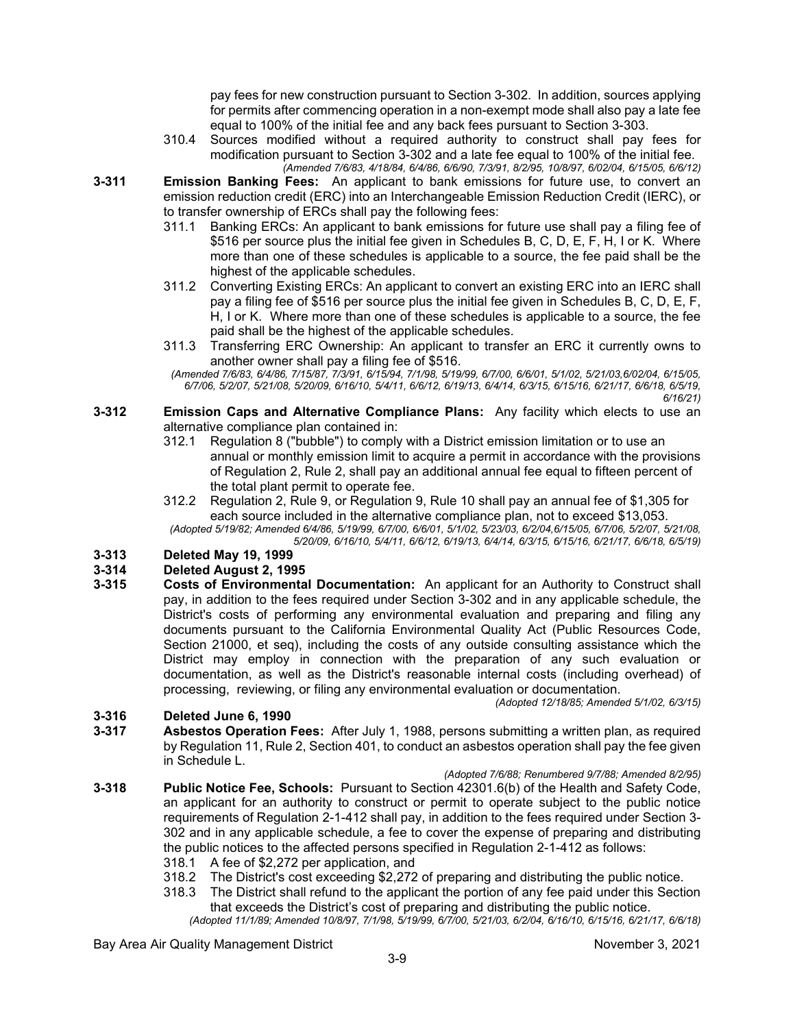pay fees for new construction pursuant to Section 3-302. In addition, sources applying for permits after commencing operation in a non-exempt mode shall also pay a late fee equal to 100% of the initial fee and any back fees pursuant to Section 3-303.

310.4 Sources modified without a required authority to construct shall pay fees for modification pursuant to Section 3-302 and a late fee equal to 100% of the initial fee.

*(Amended 7/6/83, 4/18/84, 6/4/86, 6/6/90, 7/3/91, 8/2/95, 10/8/97, 6/02/04, 6/15/05, 6/6/12)*

**3-311 Emission Banking Fees:** An applicant to bank emissions for future use, to convert an emission reduction credit (ERC) into an Interchangeable Emission Reduction Credit (IERC), or to transfer ownership of ERCs shall pay the following fees:

311.1 Banking ERCs: An applicant to bank emissions for future use shall pay a filing fee of $516 per source plus the initial fee given in Schedules B, C, D, E, F, H, I or K. Where more than one of these schedules is applicable to a source, the fee paid shall be the highest of the applicable schedules.

311.2 Converting Existing ERCs: An applicant to convert an existing ERC into an IERC shall pay a filing fee of $516 per source plus the initial fee given in Schedules B, C, D, E, F, H, I or K. Where more than one of these schedules is applicable to a source, the fee paid shall be the highest of the applicable schedules.

311.3 Transferring ERC Ownership: An applicant to transfer an ERC it currently owns to another owner shall pay a filing fee of $516.

*(Amended 7/6/83, 6/4/86, 7/15/87, 7/3/91, 6/15/94, 7/1/98, 5/19/99, 6/7/00, 6/6/01, 5/1/02, 5/21/03,6/02/04, 6/15/05, 6/7/06, 5/2/07, 5/21/08, 5/20/09, 6/16/10, 5/4/11, 6/6/12, 6/19/13, 6/4/14, 6/3/15, 6/15/16, 6/21/17, 6/6/18, 6/5/19, 6/16/21)*

**3-312 Emission Caps and Alternative Compliance Plans:** Any facility which elects to use an alternative compliance plan contained in:

312.1 Regulation 8 ("bubble") to comply with a District emission limitation or to use an annual or monthly emission limit to acquire a permit in accordance with the provisions of Regulation 2, Rule 2, shall pay an additional annual fee equal to fifteen percent of the total plant permit to operate fee.

312.2 Regulation 2, Rule 9, or Regulation 9, Rule 10 shall pay an annual fee of $1,305 for each source included in the alternative compliance plan, not to exceed $13,053.

*(Adopted 5/19/82; Amended 6/4/86, 5/19/99, 6/7/00, 6/6/01, 5/1/02, 5/23/03, 6/2/04,6/15/05, 6/7/06, 5/2/07, 5/21/08, 5/20/09, 6/16/10, 5/4/11, 6/6/12, 6/19/13, 6/4/14, 6/3/15, 6/15/16, 6/21/17, 6/6/18, 6/5/19)*

**3-313 Deleted May 19, 1999**

**3-314 Deleted August 2, 1995**

**3-315 Costs of Environmental Documentation:** An applicant for an Authority to Construct shall pay, in addition to the fees required under Section 3-302 and in any applicable schedule, the District's costs of performing any environmental evaluation and preparing and filing any documents pursuant to the California Environmental Quality Act (Public Resources Code, Section 21000, et seq), including the costs of any outside consulting assistance which the District may employ in connection with the preparation of any such evaluation or documentation, as well as the District's reasonable internal costs (including overhead) of processing, reviewing, or filing any environmental evaluation or documentation.

*(Adopted 12/18/85; Amended 5/1/02, 6/3/15)*

**3-316 Deleted June 6, 1990**

**3-317 Asbestos Operation Fees:** After July 1, 1988, persons submitting a written plan, as required by Regulation 11, Rule 2, Section 401, to conduct an asbestos operation shall pay the fee given in Schedule L.

*(Adopted 7/6/88; Renumbered 9/7/88; Amended 8/2/95)*

**3-318 Public Notice Fee, Schools:** Pursuant to Section 42301.6(b) of the Health and Safety Code, an applicant for an authority to construct or permit to operate subject to the public notice requirements of Regulation 2-1-412 shall pay, in addition to the fees required under Section 3-302 and in any applicable schedule, a fee to cover the expense of preparing and distributing the public notices to the affected persons specified in Regulation 2-1-412 as follows:

318.1 A fee of $2,272 per application, and

318.2 The District's cost exceeding $2,272 of preparing and distributing the public notice.

318.3 The District shall refund to the applicant the portion of any fee paid under this Section that exceeds the District's cost of preparing and distributing the public notice.

*(Adopted 11/1/89; Amended 10/8/97, 7/1/98, 5/19/99, 6/7/00, 5/21/03, 6/2/04, 6/16/10, 6/15/16, 6/21/17, 6/6/18)*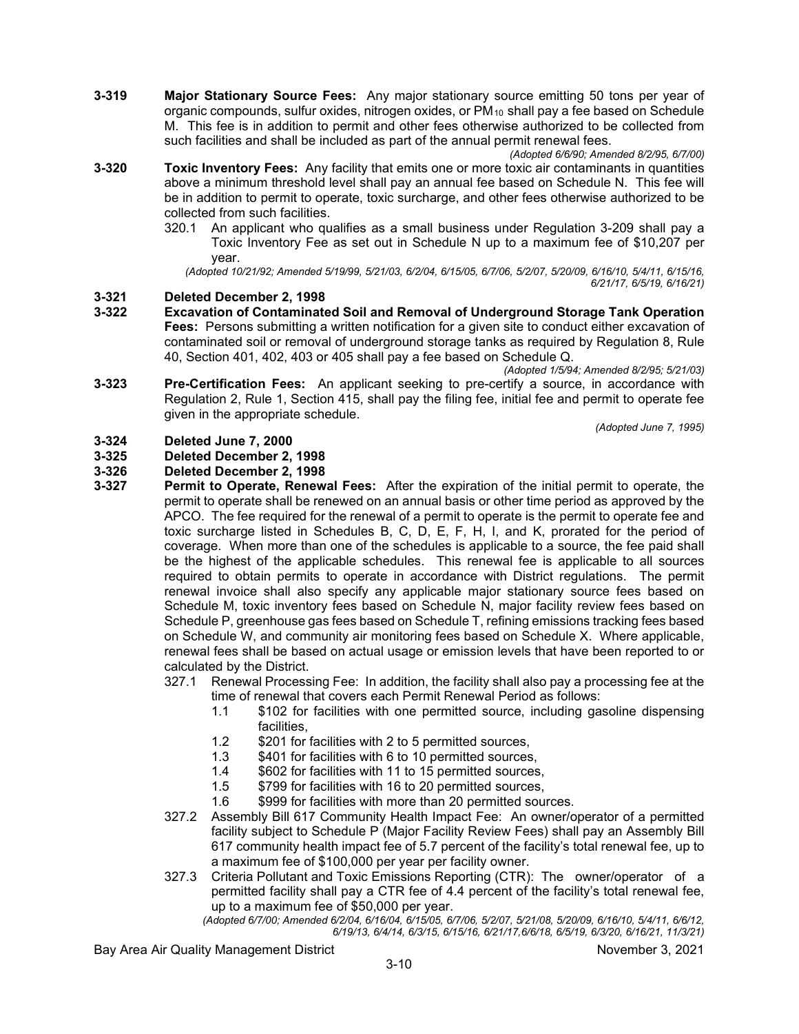**3-319 Major Stationary Source Fees:** Any major stationary source emitting 50 tons per year of organic compounds, sulfur oxides, nitrogen oxides, or $PM_{10}$ shall pay a fee based on Schedule M. This fee is in addition to permit and other fees otherwise authorized to be collected from such facilities and shall be included as part of the annual permit renewal fees.

*(Adopted 6/6/90; Amended 8/2/95, 6/7/00)*

**3-320 Toxic Inventory Fees:** Any facility that emits one or more toxic air contaminants in quantities above a minimum threshold level shall pay an annual fee based on Schedule N. This fee will be in addition to permit to operate, toxic surcharge, and other fees otherwise authorized to be collected from such facilities.

320.1 An applicant who qualifies as a small business under Regulation 3-209 shall pay a Toxic Inventory Fee as set out in Schedule N up to a maximum fee of $10,207 per year.

*(Adopted 10/21/92; Amended 5/19/99, 5/21/03, 6/2/04, 6/15/05, 6/7/06, 5/2/07, 5/20/09, 6/16/10, 5/4/11, 6/15/16, 6/21/17, 6/5/19, 6/16/21)*

**3-321 Deleted December 2, 1998**

**3-322 Excavation of Contaminated Soil and Removal of Underground Storage Tank Operation Fees:** Persons submitting a written notification for a given site to conduct either excavation of contaminated soil or removal of underground storage tanks as required by Regulation 8, Rule 40, Section 401, 402, 403 or 405 shall pay a fee based on Schedule Q.

*(Adopted 1/5/94; Amended 8/2/95; 5/21/03)*

**3-323 Pre-Certification Fees:** An applicant seeking to pre-certify a source, in accordance with Regulation 2, Rule 1, Section 415, shall pay the filing fee, initial fee and permit to operate fee given in the appropriate schedule.

*(Adopted June 7, 1995)*

**3-324 Deleted June 7, 2000**

**3-325 Deleted December 2, 1998**

**3-326 Deleted December 2, 1998**

**3-327 Permit to Operate, Renewal Fees:** After the expiration of the initial permit to operate, the permit to operate shall be renewed on an annual basis or other time period as approved by the APCO. The fee required for the renewal of a permit to operate is the permit to operate fee and toxic surcharge listed in Schedules B, C, D, E, F, H, I, and K, prorated for the period of coverage. When more than one of the schedules is applicable to a source, the fee paid shall be the highest of the applicable schedules. This renewal fee is applicable to all sources required to obtain permits to operate in accordance with District regulations. The permit renewal invoice shall also specify any applicable major stationary source fees based on Schedule M, toxic inventory fees based on Schedule N, major facility review fees based on Schedule P, greenhouse gas fees based on Schedule T, refining emissions tracking fees based on Schedule W, and community air monitoring fees based on Schedule X. Where applicable, renewal fees shall be based on actual usage or emission levels that have been reported to or calculated by the District.

327.1 Renewal Processing Fee: In addition, the facility shall also pay a processing fee at the time of renewal that covers each Permit Renewal Period as follows:

- 1.1 $102 for facilities with one permitted source, including gasoline dispensing facilities,
- 1.2 $201 for facilities with 2 to 5 permitted sources,
- 1.3 $401 for facilities with 6 to 10 permitted sources,
- 1.4 $602 for facilities with 11 to 15 permitted sources,
- 1.5 $799 for facilities with 16 to 20 permitted sources,
- 1.6 $999 for facilities with more than 20 permitted sources.

327.2 Assembly Bill 617 Community Health Impact Fee: An owner/operator of a permitted facility subject to Schedule P (Major Facility Review Fees) shall pay an Assembly Bill 617 community health impact fee of 5.7 percent of the facility's total renewal fee, up to a maximum fee of $100,000 per year per facility owner.

327.3 Criteria Pollutant and Toxic Emissions Reporting (CTR): The owner/operator of a permitted facility shall pay a CTR fee of 4.4 percent of the facility's total renewal fee, up to a maximum fee of $50,000 per year.

*(Adopted 6/7/00; Amended 6/2/04, 6/16/04, 6/15/05, 6/7/06, 5/2/07, 5/21/08, 5/20/09, 6/16/10, 5/4/11, 6/6/12, 6/19/13, 6/4/14, 6/3/15, 6/15/16, 6/21/17,6/6/18, 6/5/19, 6/3/20, 6/16/21, 11/3/21)*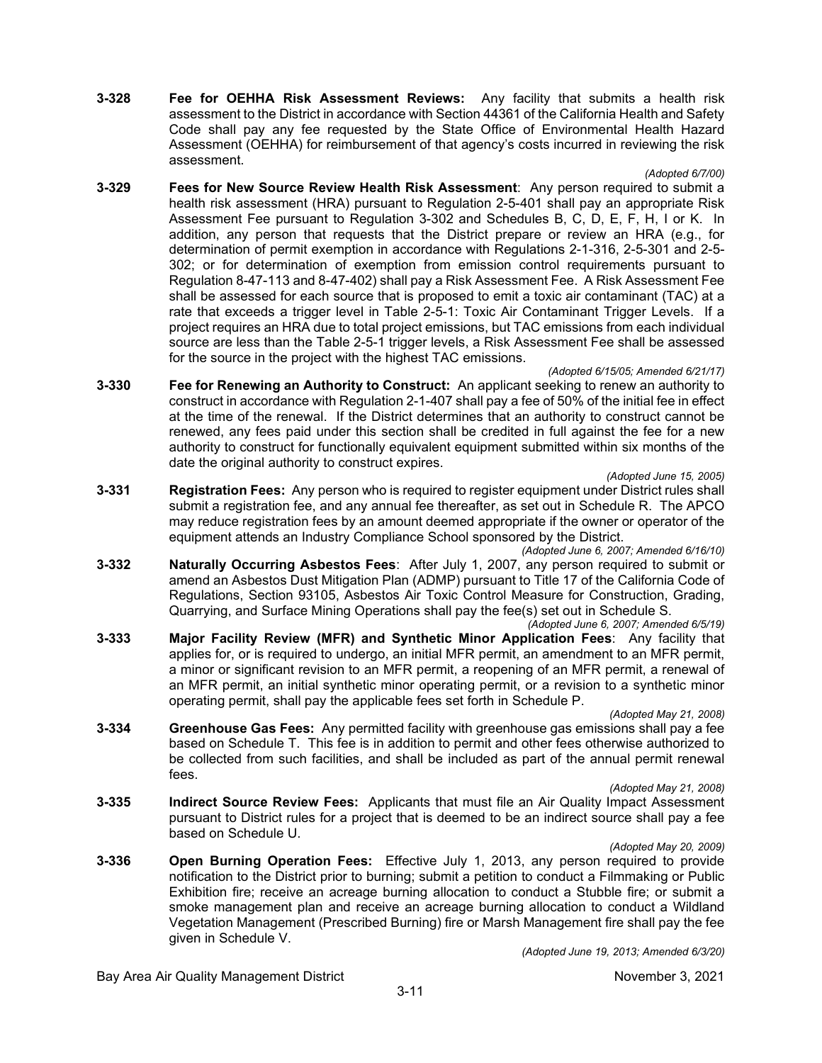**3-328 Fee for OEHHA Risk Assessment Reviews:** Any facility that submits a health risk assessment to the District in accordance with Section 44361 of the California Health and Safety Code shall pay any fee requested by the State Office of Environmental Health Hazard Assessment (OEHHA) for reimbursement of that agency's costs incurred in reviewing the risk assessment.

*(Adopted 6/7/00)*

**3-329 Fees for New Source Review Health Risk Assessment**: Any person required to submit a health risk assessment (HRA) pursuant to Regulation 2-5-401 shall pay an appropriate Risk Assessment Fee pursuant to Regulation 3-302 and Schedules B, C, D, E, F, H, I or K. In addition, any person that requests that the District prepare or review an HRA (e.g., for determination of permit exemption in accordance with Regulations 2-1-316, 2-5-301 and 2-5-302; or for determination of exemption from emission control requirements pursuant to Regulation 8-47-113 and 8-47-402) shall pay a Risk Assessment Fee. A Risk Assessment Fee shall be assessed for each source that is proposed to emit a toxic air contaminant (TAC) at a rate that exceeds a trigger level in Table 2-5-1: Toxic Air Contaminant Trigger Levels. If a project requires an HRA due to total project emissions, but TAC emissions from each individual source are less than the Table 2-5-1 trigger levels, a Risk Assessment Fee shall be assessed for the source in the project with the highest TAC emissions.

*(Adopted 6/15/05; Amended 6/21/17)*

**3-330 Fee for Renewing an Authority to Construct:** An applicant seeking to renew an authority to construct in accordance with Regulation 2-1-407 shall pay a fee of 50% of the initial fee in effect at the time of the renewal. If the District determines that an authority to construct cannot be renewed, any fees paid under this section shall be credited in full against the fee for a new authority to construct for functionally equivalent equipment submitted within six months of the date the original authority to construct expires.

*(Adopted June 15, 2005)*

**3-331 Registration Fees:** Any person who is required to register equipment under District rules shall submit a registration fee, and any annual fee thereafter, as set out in Schedule R. The APCO may reduce registration fees by an amount deemed appropriate if the owner or operator of the equipment attends an Industry Compliance School sponsored by the District.

*(Adopted June 6, 2007; Amended 6/16/10)*

**3-332 Naturally Occurring Asbestos Fees**: After July 1, 2007, any person required to submit or amend an Asbestos Dust Mitigation Plan (ADMP) pursuant to Title 17 of the California Code of Regulations, Section 93105, Asbestos Air Toxic Control Measure for Construction, Grading, Quarrying, and Surface Mining Operations shall pay the fee(s) set out in Schedule S.

*(Adopted June 6, 2007; Amended 6/5/19)*

**3-333 Major Facility Review (MFR) and Synthetic Minor Application Fees**: Any facility that applies for, or is required to undergo, an initial MFR permit, an amendment to an MFR permit, a minor or significant revision to an MFR permit, a reopening of an MFR permit, a renewal of an MFR permit, an initial synthetic minor operating permit, or a revision to a synthetic minor operating permit, shall pay the applicable fees set forth in Schedule P.

*(Adopted May 21, 2008)*

**3-334 Greenhouse Gas Fees:** Any permitted facility with greenhouse gas emissions shall pay a fee based on Schedule T. This fee is in addition to permit and other fees otherwise authorized to be collected from such facilities, and shall be included as part of the annual permit renewal fees.

*(Adopted May 21, 2008)*

**3-335 Indirect Source Review Fees:** Applicants that must file an Air Quality Impact Assessment pursuant to District rules for a project that is deemed to be an indirect source shall pay a fee based on Schedule U.

*(Adopted May 20, 2009)*

**3-336 Open Burning Operation Fees:** Effective July 1, 2013, any person required to provide notification to the District prior to burning; submit a petition to conduct a Filmmaking or Public Exhibition fire; receive an acreage burning allocation to conduct a Stubble fire; or submit a smoke management plan and receive an acreage burning allocation to conduct a Wildland Vegetation Management (Prescribed Burning) fire or Marsh Management fire shall pay the fee given in Schedule V.

*(Adopted June 19, 2013; Amended 6/3/20)*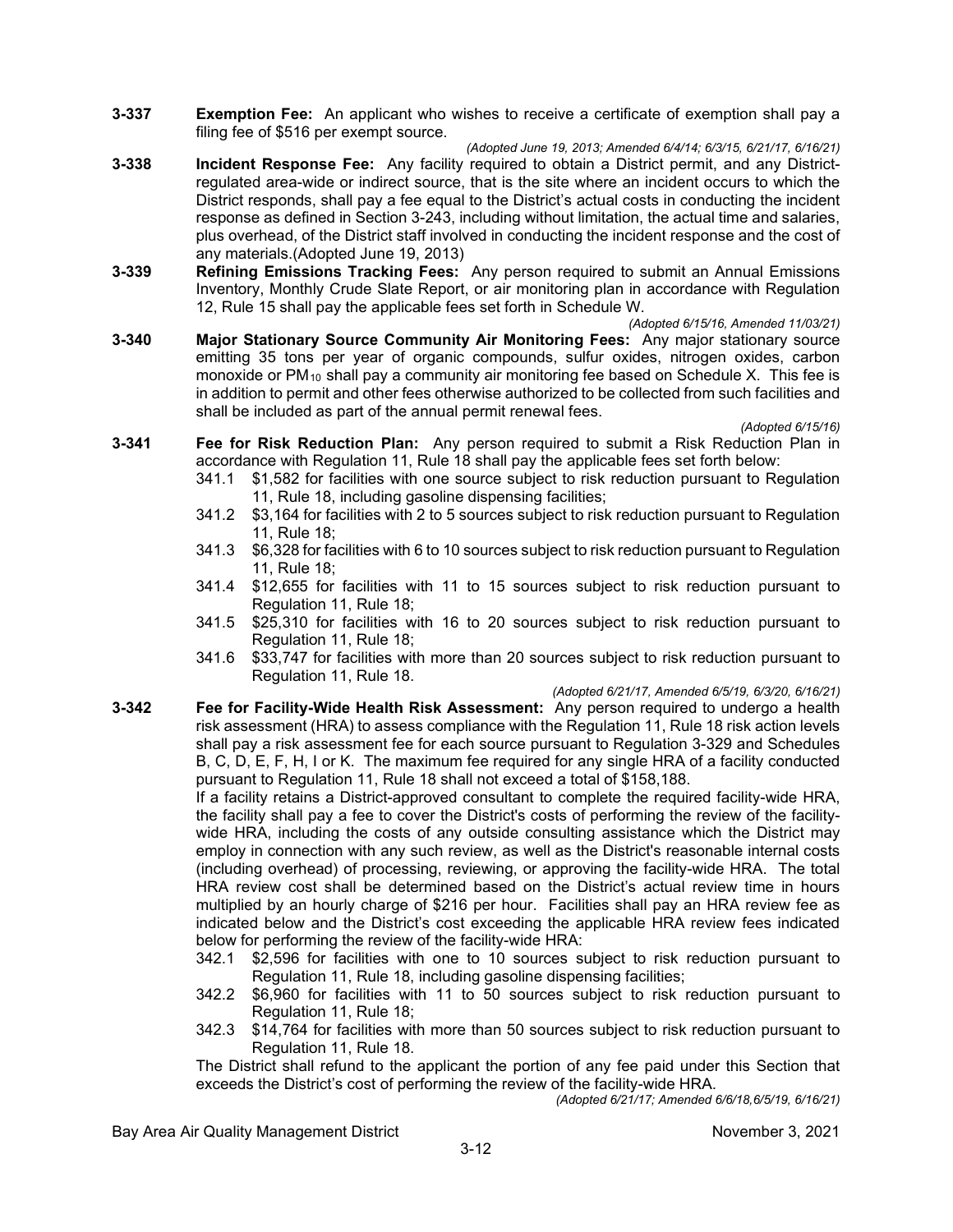**3-337 Exemption Fee:** An applicant who wishes to receive a certificate of exemption shall pay a filing fee of $516 per exempt source.

*(Adopted June 19, 2013; Amended 6/4/14; 6/3/15, 6/21/17, 6/16/21)*

**3-338 Incident Response Fee:** Any facility required to obtain a District permit, and any District-regulated area-wide or indirect source, that is the site where an incident occurs to which the District responds, shall pay a fee equal to the District's actual costs in conducting the incident response as defined in Section 3-243, including without limitation, the actual time and salaries, plus overhead, of the District staff involved in conducting the incident response and the cost of any materials.(Adopted June 19, 2013)

**3-339 Refining Emissions Tracking Fees:** Any person required to submit an Annual Emissions Inventory, Monthly Crude Slate Report, or air monitoring plan in accordance with Regulation 12, Rule 15 shall pay the applicable fees set forth in Schedule W.

*(Adopted 6/15/16, Amended 11/03/21)*

**3-340 Major Stationary Source Community Air Monitoring Fees:** Any major stationary source emitting 35 tons per year of organic compounds, sulfur oxides, nitrogen oxides, carbon monoxide or $PM_{10}$ shall pay a community air monitoring fee based on Schedule X. This fee is in addition to permit and other fees otherwise authorized to be collected from such facilities and shall be included as part of the annual permit renewal fees.

*(Adopted 6/15/16)*

**3-341 Fee for Risk Reduction Plan:** Any person required to submit a Risk Reduction Plan in accordance with Regulation 11, Rule 18 shall pay the applicable fees set forth below:

- 341.1 $1,582 for facilities with one source subject to risk reduction pursuant to Regulation 11, Rule 18, including gasoline dispensing facilities;
- 341.2 $3,164 for facilities with 2 to 5 sources subject to risk reduction pursuant to Regulation 11, Rule 18;
- 341.3 $6,328 for facilities with 6 to 10 sources subject to risk reduction pursuant to Regulation 11, Rule 18;
- 341.4 $12,655 for facilities with 11 to 15 sources subject to risk reduction pursuant to Regulation 11, Rule 18;
- 341.5 $25,310 for facilities with 16 to 20 sources subject to risk reduction pursuant to Regulation 11, Rule 18;
- 341.6 $33,747 for facilities with more than 20 sources subject to risk reduction pursuant to Regulation 11, Rule 18.

*(Adopted 6/21/17, Amended 6/5/19, 6/3/20, 6/16/21)*

**3-342 Fee for Facility-Wide Health Risk Assessment:** Any person required to undergo a health risk assessment (HRA) to assess compliance with the Regulation 11, Rule 18 risk action levels shall pay a risk assessment fee for each source pursuant to Regulation 3-329 and Schedules B, C, D, E, F, H, I or K. The maximum fee required for any single HRA of a facility conducted pursuant to Regulation 11, Rule 18 shall not exceed a total of $158,188.

If a facility retains a District-approved consultant to complete the required facility-wide HRA, the facility shall pay a fee to cover the District's costs of performing the review of the facility-wide HRA, including the costs of any outside consulting assistance which the District may employ in connection with any such review, as well as the District's reasonable internal costs (including overhead) of processing, reviewing, or approving the facility-wide HRA. The total HRA review cost shall be determined based on the District's actual review time in hours multiplied by an hourly charge of $216 per hour. Facilities shall pay an HRA review fee as indicated below and the District's cost exceeding the applicable HRA review fees indicated below for performing the review of the facility-wide HRA:

- 342.1 $2,596 for facilities with one to 10 sources subject to risk reduction pursuant to Regulation 11, Rule 18, including gasoline dispensing facilities;
- 342.2 $6,960 for facilities with 11 to 50 sources subject to risk reduction pursuant to Regulation 11, Rule 18;
- 342.3 $14,764 for facilities with more than 50 sources subject to risk reduction pursuant to Regulation 11, Rule 18.

The District shall refund to the applicant the portion of any fee paid under this Section that exceeds the District's cost of performing the review of the facility-wide HRA.

*(Adopted 6/21/17; Amended 6/6/18,6/5/19, 6/16/21)*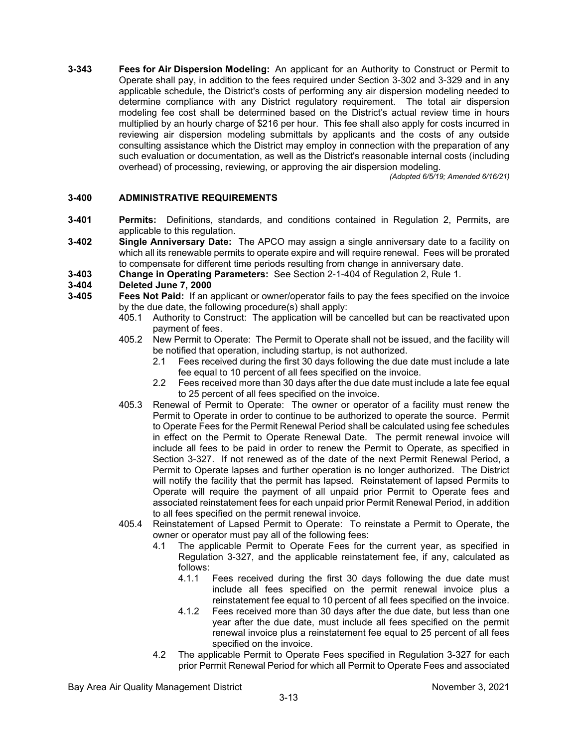**3-343 Fees for Air Dispersion Modeling:** An applicant for an Authority to Construct or Permit to Operate shall pay, in addition to the fees required under Section 3-302 and 3-329 and in any applicable schedule, the District's costs of performing any air dispersion modeling needed to determine compliance with any District regulatory requirement. The total air dispersion modeling fee cost shall be determined based on the District's actual review time in hours multiplied by an hourly charge of $216 per hour. This fee shall also apply for costs incurred in reviewing air dispersion modeling submittals by applicants and the costs of any outside consulting assistance which the District may employ in connection with the preparation of any such evaluation or documentation, as well as the District's reasonable internal costs (including overhead) of processing, reviewing, or approving the air dispersion modeling.

*(Adopted 6/5/19; Amended 6/16/21)*

## 3-400 ADMINISTRATIVE REQUIREMENTS

**3-401 Permits:** Definitions, standards, and conditions contained in Regulation 2, Permits, are applicable to this regulation.

**3-402 Single Anniversary Date:** The APCO may assign a single anniversary date to a facility on which all its renewable permits to operate expire and will require renewal. Fees will be prorated to compensate for different time periods resulting from change in anniversary date.

**3-403 Change in Operating Parameters:** See Section 2-1-404 of Regulation 2, Rule 1.

**3-404 Deleted June 7, 2000**

**3-405 Fees Not Paid:** If an applicant or owner/operator fails to pay the fees specified on the invoice by the due date, the following procedure(s) shall apply:

- 405.1 Authority to Construct: The application will be cancelled but can be reactivated upon payment of fees.
- 405.2 New Permit to Operate: The Permit to Operate shall not be issued, and the facility will be notified that operation, including startup, is not authorized.
  - 2.1 Fees received during the first 30 days following the due date must include a late fee equal to 10 percent of all fees specified on the invoice.
  - 2.2 Fees received more than 30 days after the due date must include a late fee equal to 25 percent of all fees specified on the invoice.
- 405.3 Renewal of Permit to Operate: The owner or operator of a facility must renew the Permit to Operate in order to continue to be authorized to operate the source. Permit to Operate Fees for the Permit Renewal Period shall be calculated using fee schedules in effect on the Permit to Operate Renewal Date. The permit renewal invoice will include all fees to be paid in order to renew the Permit to Operate, as specified in Section 3-327. If not renewed as of the date of the next Permit Renewal Period, a Permit to Operate lapses and further operation is no longer authorized. The District will notify the facility that the permit has lapsed. Reinstatement of lapsed Permits to Operate will require the payment of all unpaid prior Permit to Operate fees and associated reinstatement fees for each unpaid prior Permit Renewal Period, in addition to all fees specified on the permit renewal invoice.
- 405.4 Reinstatement of Lapsed Permit to Operate: To reinstate a Permit to Operate, the owner or operator must pay all of the following fees:
  - 4.1 The applicable Permit to Operate Fees for the current year, as specified in Regulation 3-327, and the applicable reinstatement fee, if any, calculated as follows:
    - 4.1.1 Fees received during the first 30 days following the due date must include all fees specified on the permit renewal invoice plus a reinstatement fee equal to 10 percent of all fees specified on the invoice.
    - 4.1.2 Fees received more than 30 days after the due date, but less than one year after the due date, must include all fees specified on the permit renewal invoice plus a reinstatement fee equal to 25 percent of all fees specified on the invoice.
  - 4.2 The applicable Permit to Operate Fees specified in Regulation 3-327 for each prior Permit Renewal Period for which all Permit to Operate Fees and associated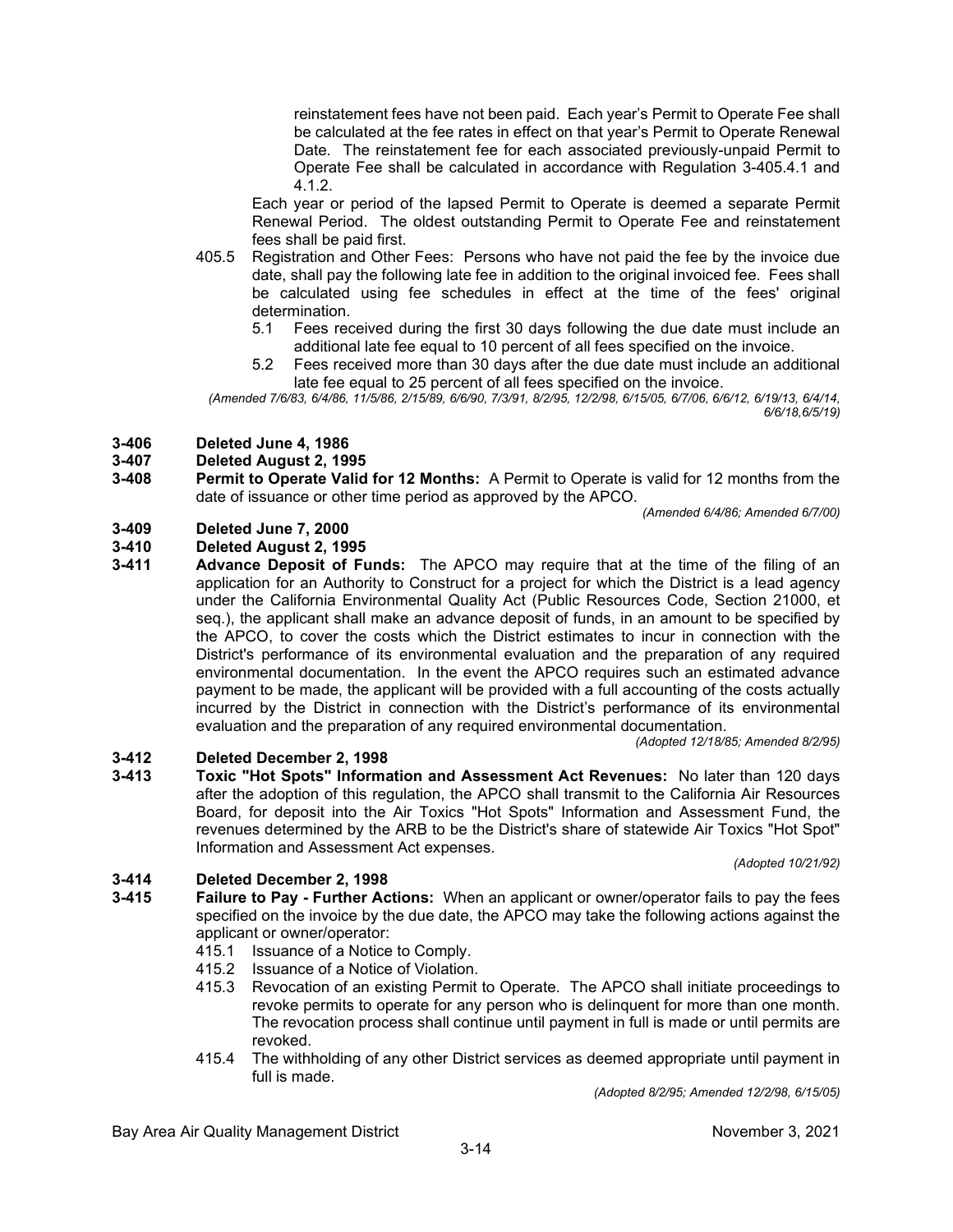reinstatement fees have not been paid. Each year's Permit to Operate Fee shall be calculated at the fee rates in effect on that year's Permit to Operate Renewal Date. The reinstatement fee for each associated previously-unpaid Permit to Operate Fee shall be calculated in accordance with Regulation 3-405.4.1 and 4.1.2.

Each year or period of the lapsed Permit to Operate is deemed a separate Permit Renewal Period. The oldest outstanding Permit to Operate Fee and reinstatement fees shall be paid first.

405.5 Registration and Other Fees: Persons who have not paid the fee by the invoice due date, shall pay the following late fee in addition to the original invoiced fee. Fees shall be calculated using fee schedules in effect at the time of the fees' original determination.

5.1 Fees received during the first 30 days following the due date must include an additional late fee equal to 10 percent of all fees specified on the invoice.

5.2 Fees received more than 30 days after the due date must include an additional late fee equal to 25 percent of all fees specified on the invoice.

*(Amended 7/6/83, 6/4/86, 11/5/86, 2/15/89, 6/6/90, 7/3/91, 8/2/95, 12/2/98, 6/15/05, 6/7/06, 6/6/12, 6/19/13, 6/4/14, 6/6/18,6/5/19)*

**3-406 Deleted June 4, 1986**

**3-407 Deleted August 2, 1995**

**3-408 Permit to Operate Valid for 12 Months:** A Permit to Operate is valid for 12 months from the date of issuance or other time period as approved by the APCO.

*(Amended 6/4/86; Amended 6/7/00)*

**3-409 Deleted June 7, 2000**

**3-410 Deleted August 2, 1995**

**3-411 Advance Deposit of Funds:** The APCO may require that at the time of the filing of an application for an Authority to Construct for a project for which the District is a lead agency under the California Environmental Quality Act (Public Resources Code, Section 21000, et seq.), the applicant shall make an advance deposit of funds, in an amount to be specified by the APCO, to cover the costs which the District estimates to incur in connection with the District's performance of its environmental evaluation and the preparation of any required environmental documentation. In the event the APCO requires such an estimated advance payment to be made, the applicant will be provided with a full accounting of the costs actually incurred by the District in connection with the District's performance of its environmental evaluation and the preparation of any required environmental documentation.

*(Adopted 12/18/85; Amended 8/2/95)*

**3-412 Deleted December 2, 1998**

**3-413 Toxic "Hot Spots" Information and Assessment Act Revenues:** No later than 120 days after the adoption of this regulation, the APCO shall transmit to the California Air Resources Board, for deposit into the Air Toxics "Hot Spots" Information and Assessment Fund, the revenues determined by the ARB to be the District's share of statewide Air Toxics "Hot Spot" Information and Assessment Act expenses.

*(Adopted 10/21/92)*

**3-414 Deleted December 2, 1998**

**3-415 Failure to Pay - Further Actions:** When an applicant or owner/operator fails to pay the fees specified on the invoice by the due date, the APCO may take the following actions against the applicant or owner/operator:

415.1 Issuance of a Notice to Comply.

415.2 Issuance of a Notice of Violation.

415.3 Revocation of an existing Permit to Operate. The APCO shall initiate proceedings to revoke permits to operate for any person who is delinquent for more than one month. The revocation process shall continue until payment in full is made or until permits are revoked.

415.4 The withholding of any other District services as deemed appropriate until payment in full is made.

*(Adopted 8/2/95; Amended 12/2/98, 6/15/05)*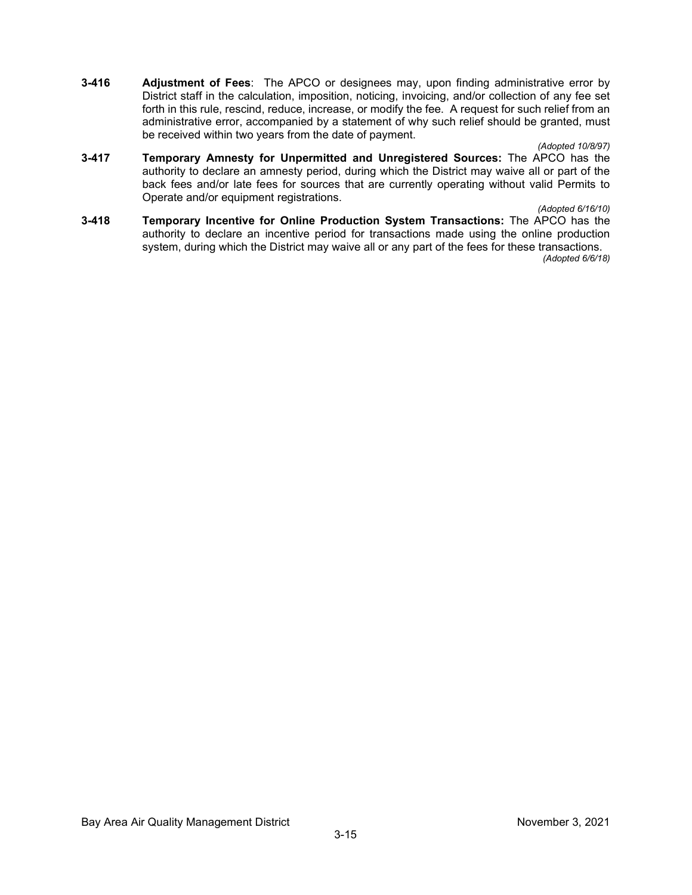**3-416 Adjustment of Fees**: The APCO or designees may, upon finding administrative error by District staff in the calculation, imposition, noticing, invoicing, and/or collection of any fee set forth in this rule, rescind, reduce, increase, or modify the fee. A request for such relief from an administrative error, accompanied by a statement of why such relief should be granted, must be received within two years from the date of payment.

*(Adopted 10/8/97)*

**3-417 Temporary Amnesty for Unpermitted and Unregistered Sources:** The APCO has the authority to declare an amnesty period, during which the District may waive all or part of the back fees and/or late fees for sources that are currently operating without valid Permits to Operate and/or equipment registrations.

*(Adopted 6/16/10)*

**3-418 Temporary Incentive for Online Production System Transactions:** The APCO has the authority to declare an incentive period for transactions made using the online production system, during which the District may waive all or any part of the fees for these transactions.

*(Adopted 6/6/18)*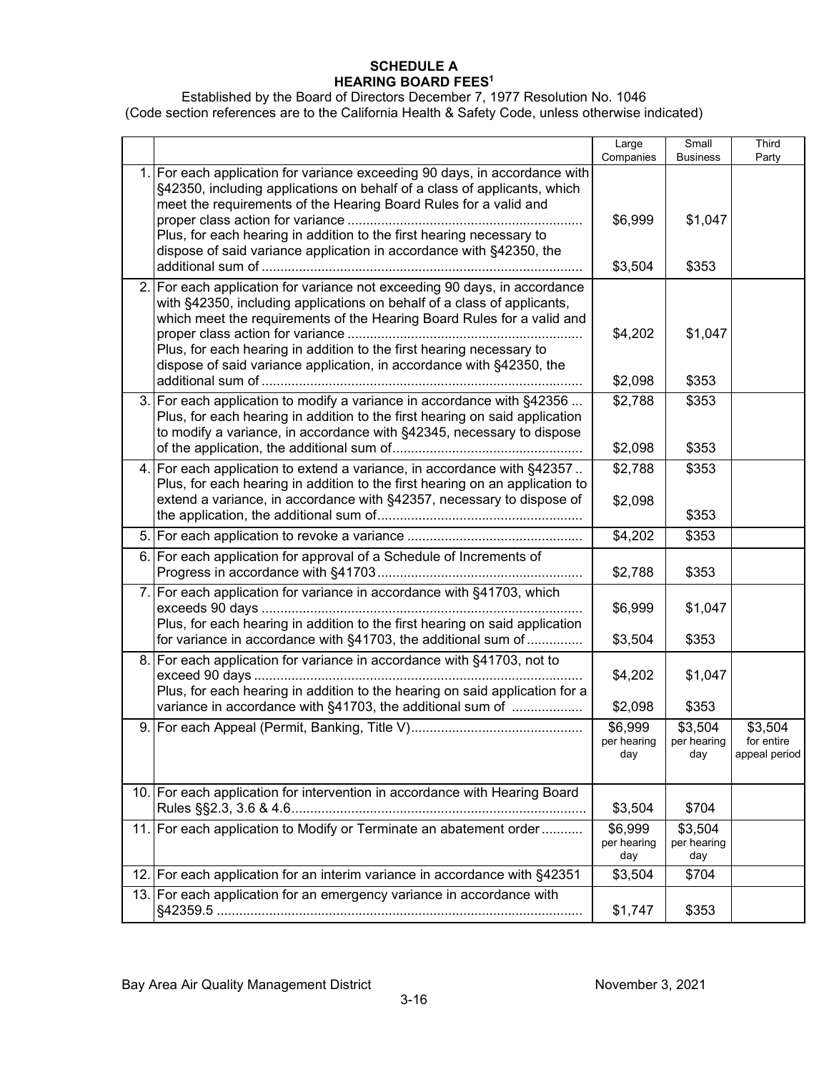**SCHEDULE A**
**HEARING BOARD FEES[1]**

Established by the Board of Directors December 7, 1977 Resolution No. 1046
(Code section references are to the California Health & Safety Code, unless otherwise indicated)

| | | Large Companies | Small Business | Third Party |
|---|---|---|---|---|
| 1. | For each application for variance exceeding 90 days, in accordance with §42350, including applications on behalf of a class of applicants, which meet the requirements of the Hearing Board Rules for a valid and proper class action for variance .............................................................. | $6,999 | $1,047 | |
| | Plus, for each hearing in addition to the first hearing necessary to dispose of said variance application in accordance with §42350, the additional sum of ..................................................................................... | $3,504 | $353 | |
| 2. | For each application for variance not exceeding 90 days, in accordance with §42350, including applications on behalf of a class of applicants, which meet the requirements of the Hearing Board Rules for a valid and proper class action for variance .............................................................. | $4,202 | $1,047 | |
| | Plus, for each hearing in addition to the first hearing necessary to dispose of said variance application, in accordance with §42350, the additional sum of ..................................................................................... | $2,098 | $353 | |
| 3. | For each application to modify a variance in accordance with §42356 ... | $2,788 | $353 | |
| | Plus, for each hearing in addition to the first hearing on said application to modify a variance, in accordance with §42345, necessary to dispose of the application, the additional sum of.................................................. | $2,098 | $353 | |
| 4. | For each application to extend a variance, in accordance with §42357 .. | $2,788 | $353 | |
| | Plus, for each hearing in addition to the first hearing on an application to extend a variance, in accordance with §42357, necessary to dispose of the application, the additional sum of...................................................... | $2,098 | $353 | |
| 5. | For each application to revoke a variance .............................................. | $4,202 | $353 | |
| 6. | For each application for approval of a Schedule of Increments of Progress in accordance with §41703...................................................... | $2,788 | $353 | |
| 7. | For each application for variance in accordance with §41703, which exceeds 90 days ..................................................................................... | $6,999 | $1,047 | |
| | Plus, for each hearing in addition to the first hearing on said application for variance in accordance with §41703, the additional sum of .............. | $3,504 | $353 | |
| 8. | For each application for variance in accordance with §41703, not to exceed 90 days ....................................................................................... | $4,202 | $1,047 | |
| | Plus, for each hearing in addition to the hearing on said application for a variance in accordance with §41703, the additional sum of .................. | $2,098 | $353 | |
| 9. | For each Appeal (Permit, Banking, Title V)............................................. | $6,999 per hearing day | $3,504 per hearing day | $3,504 for entire appeal period |
| 10. | For each application for intervention in accordance with Hearing Board Rules §§2.3, 3.6 & 4.6.............................................................................. | $3,504 | $704 | |
| 11. | For each application to Modify or Terminate an abatement order........... | $6,999 per hearing day | $3,504 per hearing day | |
| 12. | For each application for an interim variance in accordance with §42351 | $3,504 | $704 | |
| 13. | For each application for an emergency variance in accordance with §42359.5 ................................................................................................ | $1,747 | $353 | |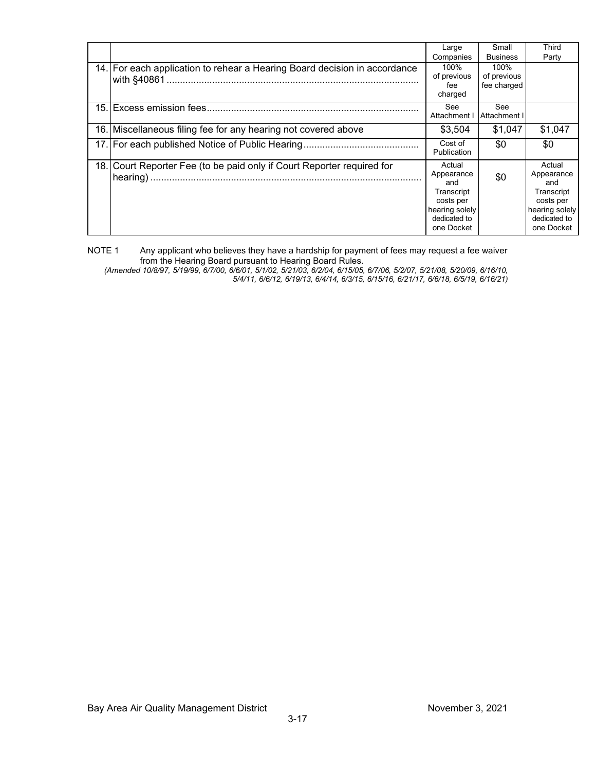| | | Large Companies | Small Business | Third Party |
|---|---|---|---|---|
| 14. | For each application to rehear a Hearing Board decision in accordance with §40861 | 100% of previous fee charged | 100% of previous fee charged | |
| 15. | Excess emission fees | See Attachment I | See Attachment I | |
| 16. | Miscellaneous filing fee for any hearing not covered above | $3,504 | $1,047 | $1,047 |
| 17. | For each published Notice of Public Hearing | Cost of Publication | $0 | $0 |
| 18. | Court Reporter Fee (to be paid only if Court Reporter required for hearing) | Actual Appearance and Transcript costs per hearing solely dedicated to one Docket | $0 | Actual Appearance and Transcript costs per hearing solely dedicated to one Docket |

NOTE 1 Any applicant who believes they have a hardship for payment of fees may request a fee waiver from the Hearing Board pursuant to Hearing Board Rules.

*(Amended 10/8/97, 5/19/99, 6/7/00, 6/6/01, 5/1/02, 5/21/03, 6/2/04, 6/15/05, 6/7/06, 5/2/07, 5/21/08, 5/20/09, 6/16/10, 5/4/11, 6/6/12, 6/19/13, 6/4/14, 6/3/15, 6/15/16, 6/21/17, 6/6/18, 6/5/19, 6/16/21)*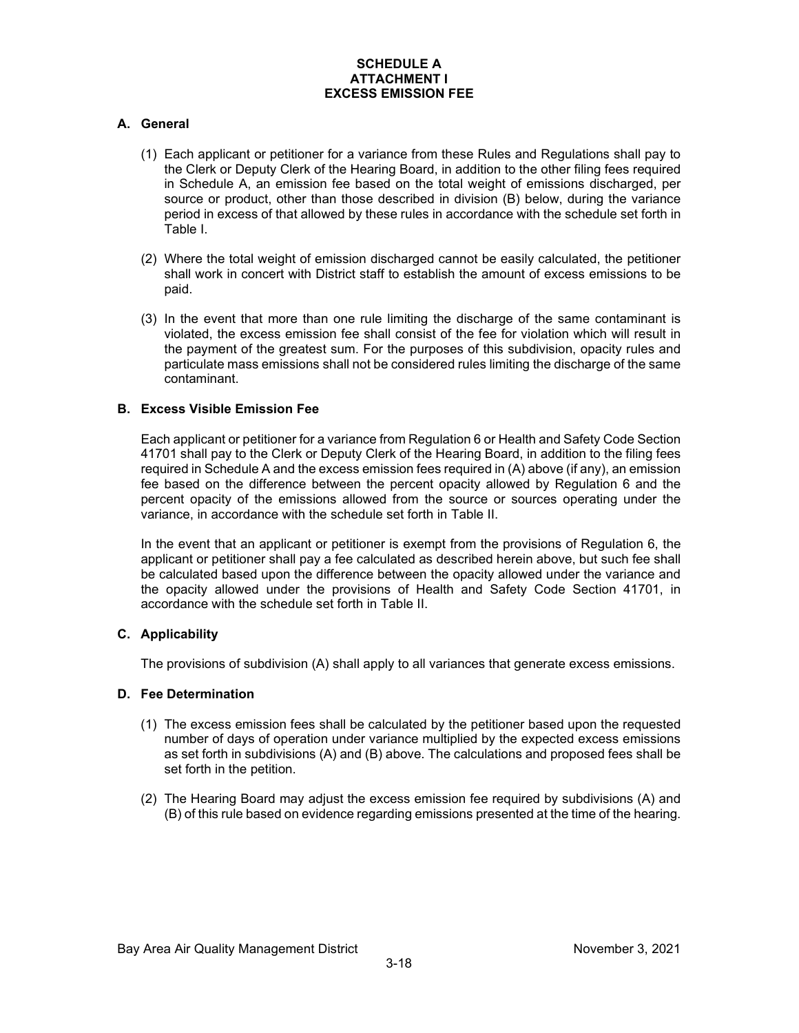# SCHEDULE A
## ATTACHMENT I
## EXCESS EMISSION FEE

### A. General

(1) Each applicant or petitioner for a variance from these Rules and Regulations shall pay to the Clerk or Deputy Clerk of the Hearing Board, in addition to the other filing fees required in Schedule A, an emission fee based on the total weight of emissions discharged, per source or product, other than those described in division (B) below, during the variance period in excess of that allowed by these rules in accordance with the schedule set forth in Table I.

(2) Where the total weight of emission discharged cannot be easily calculated, the petitioner shall work in concert with District staff to establish the amount of excess emissions to be paid.

(3) In the event that more than one rule limiting the discharge of the same contaminant is violated, the excess emission fee shall consist of the fee for violation which will result in the payment of the greatest sum. For the purposes of this subdivision, opacity rules and particulate mass emissions shall not be considered rules limiting the discharge of the same contaminant.

### B. Excess Visible Emission Fee

Each applicant or petitioner for a variance from Regulation 6 or Health and Safety Code Section 41701 shall pay to the Clerk or Deputy Clerk of the Hearing Board, in addition to the filing fees required in Schedule A and the excess emission fees required in (A) above (if any), an emission fee based on the difference between the percent opacity allowed by Regulation 6 and the percent opacity of the emissions allowed from the source or sources operating under the variance, in accordance with the schedule set forth in Table II.

In the event that an applicant or petitioner is exempt from the provisions of Regulation 6, the applicant or petitioner shall pay a fee calculated as described herein above, but such fee shall be calculated based upon the difference between the opacity allowed under the variance and the opacity allowed under the provisions of Health and Safety Code Section 41701, in accordance with the schedule set forth in Table II.

### C. Applicability

The provisions of subdivision (A) shall apply to all variances that generate excess emissions.

### D. Fee Determination

(1) The excess emission fees shall be calculated by the petitioner based upon the requested number of days of operation under variance multiplied by the expected excess emissions as set forth in subdivisions (A) and (B) above. The calculations and proposed fees shall be set forth in the petition.

(2) The Hearing Board may adjust the excess emission fee required by subdivisions (A) and (B) of this rule based on evidence regarding emissions presented at the time of the hearing.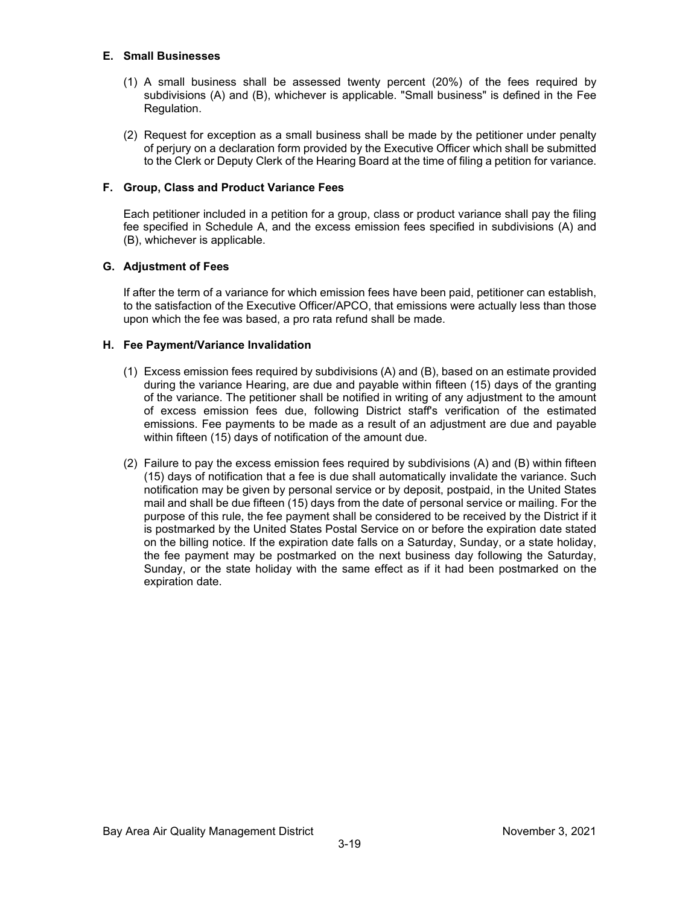### E. Small Businesses

(1) A small business shall be assessed twenty percent (20%) of the fees required by subdivisions (A) and (B), whichever is applicable. "Small business" is defined in the Fee Regulation.

(2) Request for exception as a small business shall be made by the petitioner under penalty of perjury on a declaration form provided by the Executive Officer which shall be submitted to the Clerk or Deputy Clerk of the Hearing Board at the time of filing a petition for variance.

### F. Group, Class and Product Variance Fees

Each petitioner included in a petition for a group, class or product variance shall pay the filing fee specified in Schedule A, and the excess emission fees specified in subdivisions (A) and (B), whichever is applicable.

### G. Adjustment of Fees

If after the term of a variance for which emission fees have been paid, petitioner can establish, to the satisfaction of the Executive Officer/APCO, that emissions were actually less than those upon which the fee was based, a pro rata refund shall be made.

### H. Fee Payment/Variance Invalidation

(1) Excess emission fees required by subdivisions (A) and (B), based on an estimate provided during the variance Hearing, are due and payable within fifteen (15) days of the granting of the variance. The petitioner shall be notified in writing of any adjustment to the amount of excess emission fees due, following District staff's verification of the estimated emissions. Fee payments to be made as a result of an adjustment are due and payable within fifteen (15) days of notification of the amount due.

(2) Failure to pay the excess emission fees required by subdivisions (A) and (B) within fifteen (15) days of notification that a fee is due shall automatically invalidate the variance. Such notification may be given by personal service or by deposit, postpaid, in the United States mail and shall be due fifteen (15) days from the date of personal service or mailing. For the purpose of this rule, the fee payment shall be considered to be received by the District if it is postmarked by the United States Postal Service on or before the expiration date stated on the billing notice. If the expiration date falls on a Saturday, Sunday, or a state holiday, the fee payment may be postmarked on the next business day following the Saturday, Sunday, or the state holiday with the same effect as if it had been postmarked on the expiration date.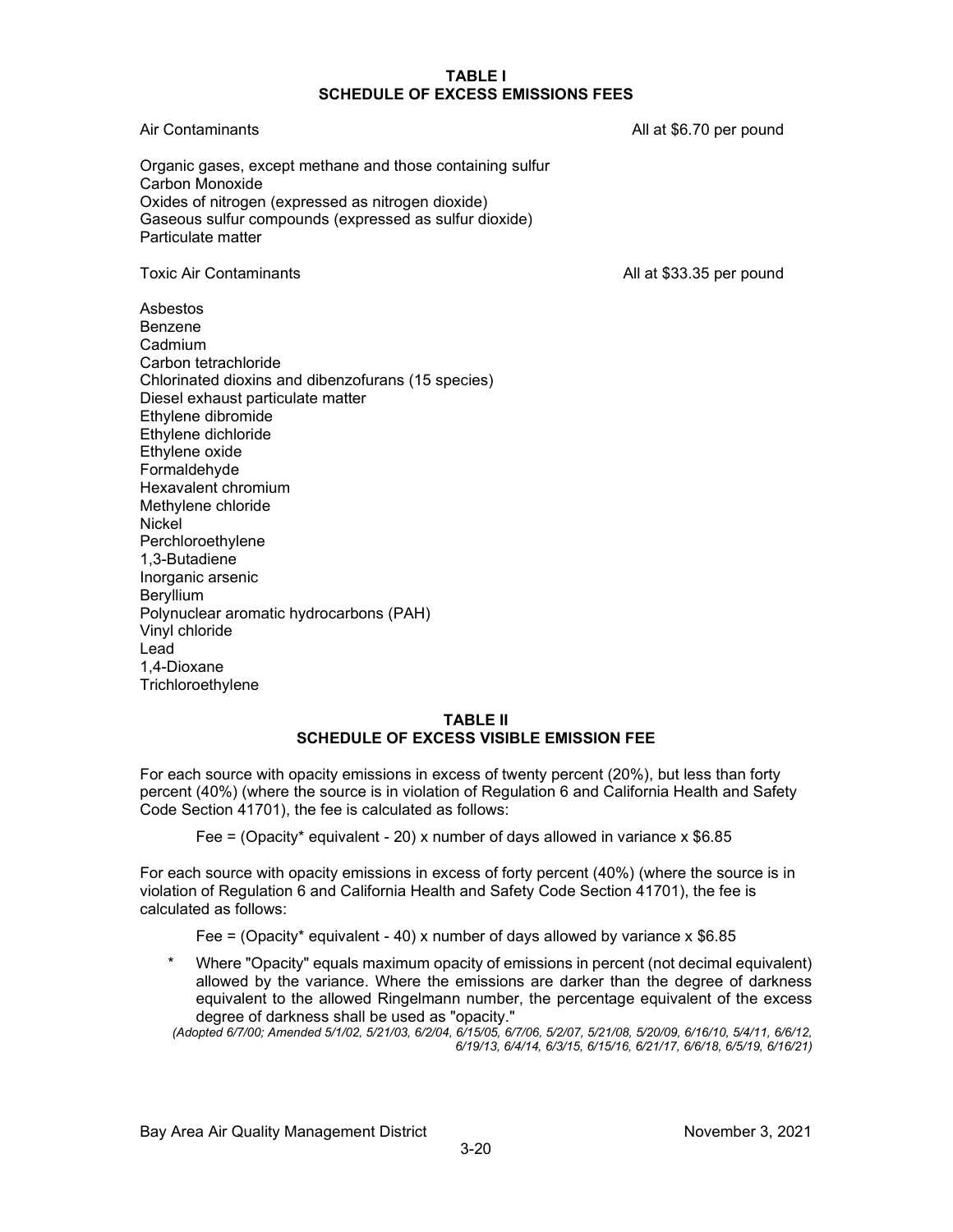**TABLE I**
**SCHEDULE OF EXCESS EMISSIONS FEES**

Air Contaminants — All at $6.70 per pound

Organic gases, except methane and those containing sulfur
Carbon Monoxide
Oxides of nitrogen (expressed as nitrogen dioxide)
Gaseous sulfur compounds (expressed as sulfur dioxide)
Particulate matter

Toxic Air Contaminants — All at $33.35 per pound

Asbestos
Benzene
Cadmium
Carbon tetrachloride
Chlorinated dioxins and dibenzofurans (15 species)
Diesel exhaust particulate matter
Ethylene dibromide
Ethylene dichloride
Ethylene oxide
Formaldehyde
Hexavalent chromium
Methylene chloride
Nickel
Perchloroethylene
1,3-Butadiene
Inorganic arsenic
Beryllium
Polynuclear aromatic hydrocarbons (PAH)
Vinyl chloride
Lead
1,4-Dioxane
Trichloroethylene

**TABLE II**
**SCHEDULE OF EXCESS VISIBLE EMISSION FEE**

For each source with opacity emissions in excess of twenty percent (20%), but less than forty percent (40%) (where the source is in violation of Regulation 6 and California Health and Safety Code Section 41701), the fee is calculated as follows:

Fee = (Opacity* equivalent - 20) x number of days allowed in variance x $6.85

For each source with opacity emissions in excess of forty percent (40%) (where the source is in violation of Regulation 6 and California Health and Safety Code Section 41701), the fee is calculated as follows:

Fee = (Opacity* equivalent - 40) x number of days allowed by variance x $6.85

\* Where "Opacity" equals maximum opacity of emissions in percent (not decimal equivalent) allowed by the variance. Where the emissions are darker than the degree of darkness equivalent to the allowed Ringelmann number, the percentage equivalent of the excess degree of darkness shall be used as "opacity."

*(Adopted 6/7/00; Amended 5/1/02, 5/21/03, 6/2/04, 6/15/05, 6/7/06, 5/2/07, 5/21/08, 5/20/09, 6/16/10, 5/4/11, 6/6/12, 6/19/13, 6/4/14, 6/3/15, 6/15/16, 6/21/17, 6/6/18, 6/5/19, 6/16/21)*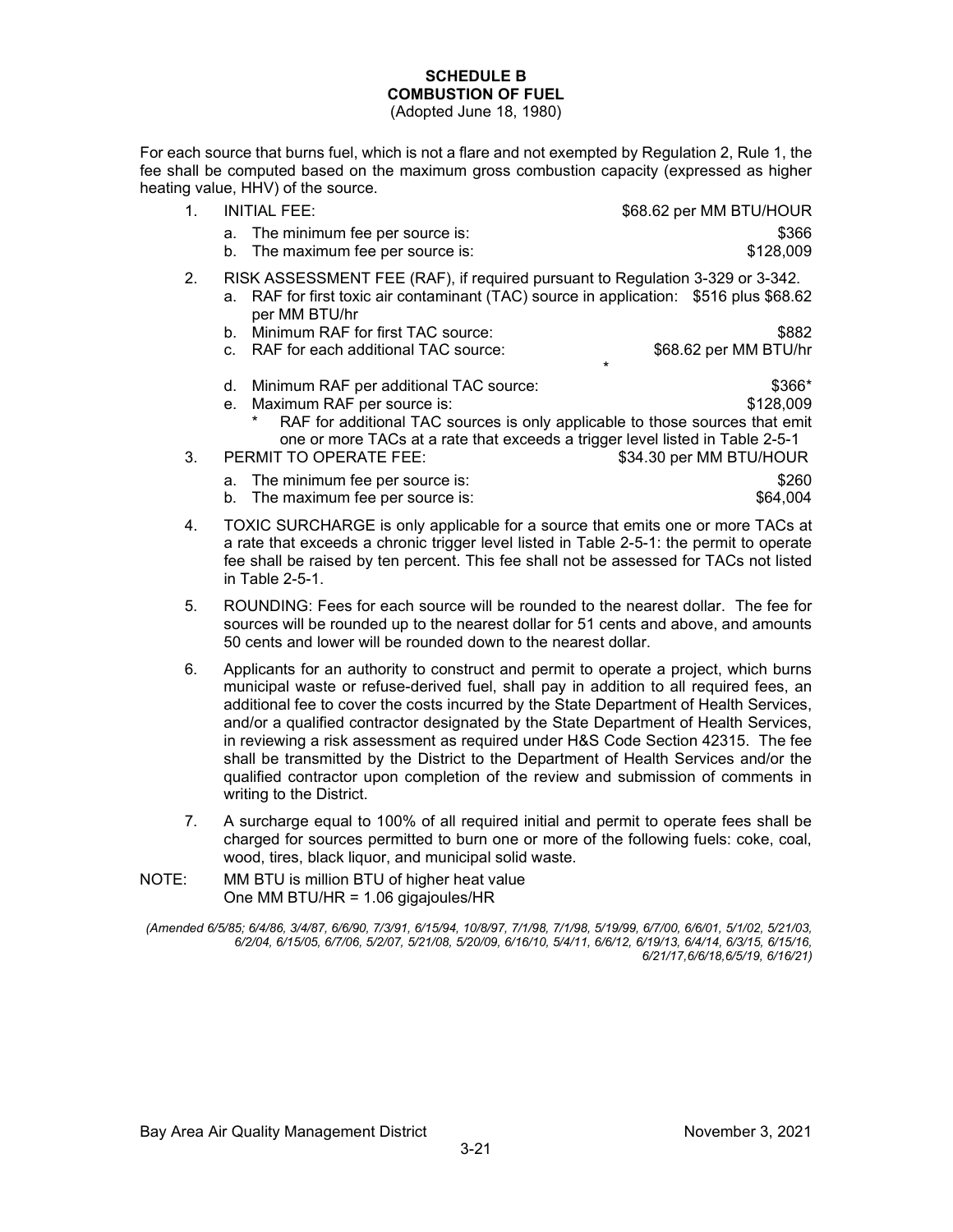# SCHEDULE B
## COMBUSTION OF FUEL
(Adopted June 18, 1980)

For each source that burns fuel, which is not a flare and not exempted by Regulation 2, Rule 1, the fee shall be computed based on the maximum gross combustion capacity (expressed as higher heating value, HHV) of the source.

1. INITIAL FEE: $68.62 per MM BTU/HOUR
   a. The minimum fee per source is: $366
   b. The maximum fee per source is: $128,009
2. RISK ASSESSMENT FEE (RAF), if required pursuant to Regulation 3-329 or 3-342.
   a. RAF for first toxic air contaminant (TAC) source in application: $516 plus $68.62 per MM BTU/hr
   b. Minimum RAF for first TAC source: $882
   c. RAF for each additional TAC source: $68.62 per MM BTU/hr*
   d. Minimum RAF per additional TAC source: $366*
   e. Maximum RAF per source is: $128,009

      \* RAF for additional TAC sources is only applicable to those sources that emit one or more TACs at a rate that exceeds a trigger level listed in Table 2-5-1
3. PERMIT TO OPERATE FEE: $34.30 per MM BTU/HOUR
   a. The minimum fee per source is: $260
   b. The maximum fee per source is: $64,004
4. TOXIC SURCHARGE is only applicable for a source that emits one or more TACs at a rate that exceeds a chronic trigger level listed in Table 2-5-1: the permit to operate fee shall be raised by ten percent. This fee shall not be assessed for TACs not listed in Table 2-5-1.
5. ROUNDING: Fees for each source will be rounded to the nearest dollar. The fee for sources will be rounded up to the nearest dollar for 51 cents and above, and amounts 50 cents and lower will be rounded down to the nearest dollar.
6. Applicants for an authority to construct and permit to operate a project, which burns municipal waste or refuse-derived fuel, shall pay in addition to all required fees, an additional fee to cover the costs incurred by the State Department of Health Services, and/or a qualified contractor designated by the State Department of Health Services, in reviewing a risk assessment as required under H&S Code Section 42315. The fee shall be transmitted by the District to the Department of Health Services and/or the qualified contractor upon completion of the review and submission of comments in writing to the District.
7. A surcharge equal to 100% of all required initial and permit to operate fees shall be charged for sources permitted to burn one or more of the following fuels: coke, coal, wood, tires, black liquor, and municipal solid waste.

NOTE: MM BTU is million BTU of higher heat value
One MM BTU/HR = 1.06 gigajoules/HR

*(Amended 6/5/85; 6/4/86, 3/4/87, 6/6/90, 7/3/91, 6/15/94, 10/8/97, 7/1/98, 7/1/98, 5/19/99, 6/7/00, 6/6/01, 5/1/02, 5/21/03, 6/2/04, 6/15/05, 6/7/06, 5/2/07, 5/21/08, 5/20/09, 6/16/10, 5/4/11, 6/6/12, 6/19/13, 6/4/14, 6/3/15, 6/15/16, 6/21/17,6/6/18,6/5/19, 6/16/21)*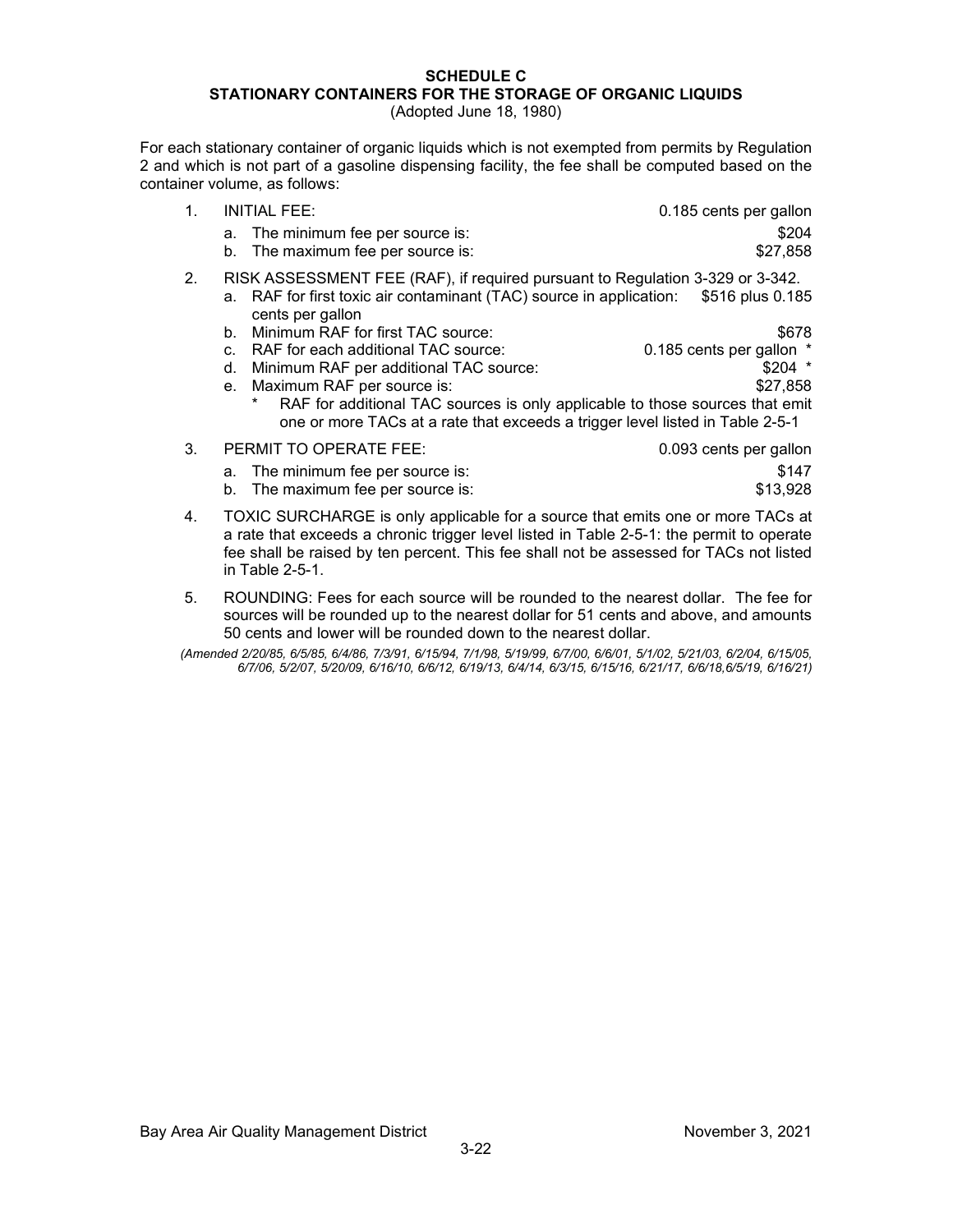# SCHEDULE C
## STATIONARY CONTAINERS FOR THE STORAGE OF ORGANIC LIQUIDS
(Adopted June 18, 1980)

For each stationary container of organic liquids which is not exempted from permits by Regulation 2 and which is not part of a gasoline dispensing facility, the fee shall be computed based on the container volume, as follows:

1. INITIAL FEE: 0.185 cents per gallon
   a. The minimum fee per source is: $204
   b. The maximum fee per source is: $27,858
2. RISK ASSESSMENT FEE (RAF), if required pursuant to Regulation 3-329 or 3-342.
   a. RAF for first toxic air contaminant (TAC) source in application: $516 plus 0.185 cents per gallon
   b. Minimum RAF for first TAC source: $678
   c. RAF for each additional TAC source: 0.185 cents per gallon *
   d. Minimum RAF per additional TAC source: $204 *
   e. Maximum RAF per source is: $27,858
      * RAF for additional TAC sources is only applicable to those sources that emit one or more TACs at a rate that exceeds a trigger level listed in Table 2-5-1
3. PERMIT TO OPERATE FEE: 0.093 cents per gallon
   a. The minimum fee per source is: $147
   b. The maximum fee per source is: $13,928
4. TOXIC SURCHARGE is only applicable for a source that emits one or more TACs at a rate that exceeds a chronic trigger level listed in Table 2-5-1: the permit to operate fee shall be raised by ten percent. This fee shall not be assessed for TACs not listed in Table 2-5-1.
5. ROUNDING: Fees for each source will be rounded to the nearest dollar. The fee for sources will be rounded up to the nearest dollar for 51 cents and above, and amounts 50 cents and lower will be rounded down to the nearest dollar.

*(Amended 2/20/85, 6/5/85, 6/4/86, 7/3/91, 6/15/94, 7/1/98, 5/19/99, 6/7/00, 6/6/01, 5/1/02, 5/21/03, 6/2/04, 6/15/05, 6/7/06, 5/2/07, 5/20/09, 6/16/10, 6/6/12, 6/19/13, 6/4/14, 6/3/15, 6/15/16, 6/21/17, 6/6/18,6/5/19, 6/16/21)*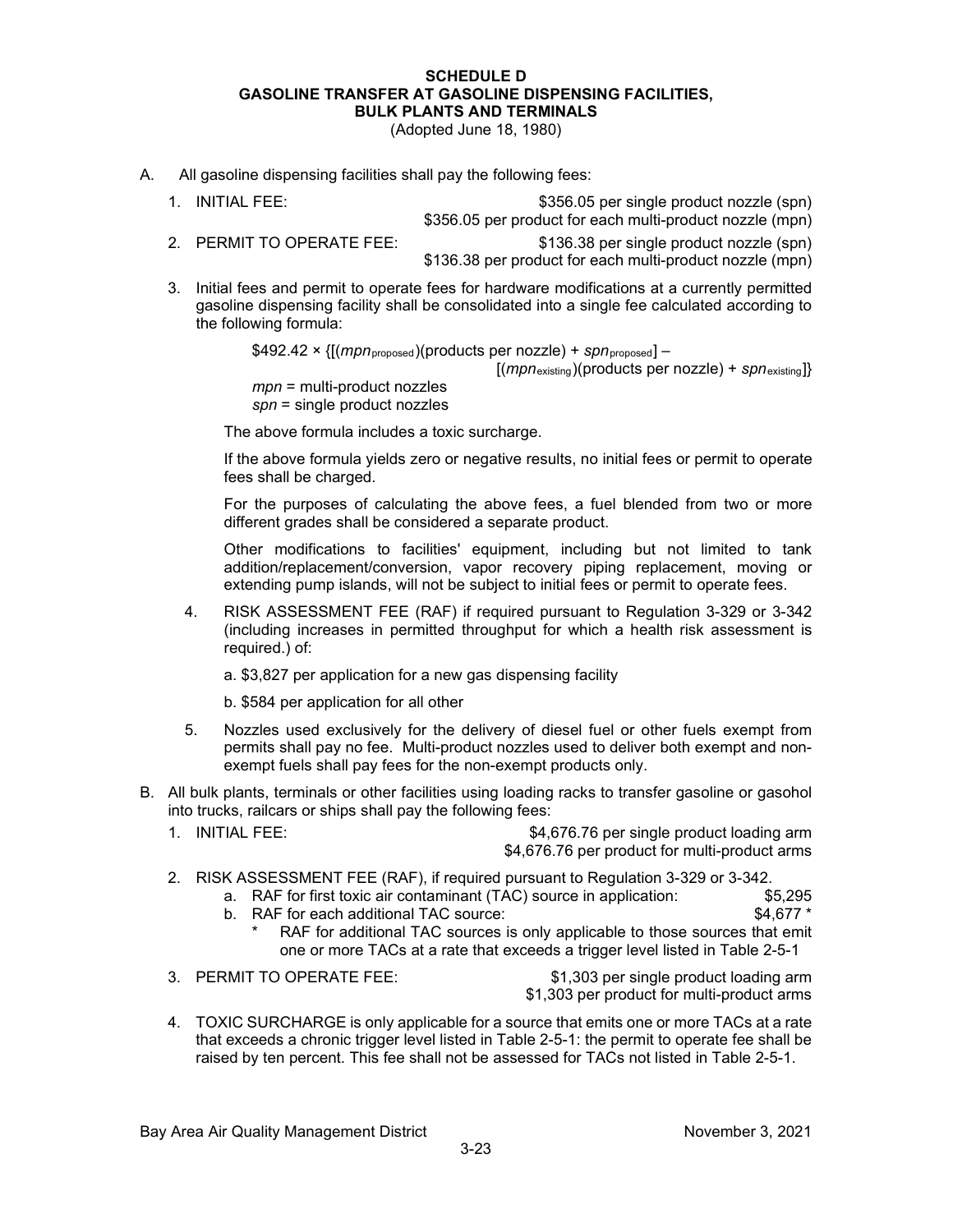# SCHEDULE D
## GASOLINE TRANSFER AT GASOLINE DISPENSING FACILITIES, BULK PLANTS AND TERMINALS

(Adopted June 18, 1980)

A. All gasoline dispensing facilities shall pay the following fees:

   1. INITIAL FEE: $356.05 per single product nozzle (spn)
      $356.05 per product for each multi-product nozzle (mpn)
   2. PERMIT TO OPERATE FEE: $136.38 per single product nozzle (spn)
      $136.38 per product for each multi-product nozzle (mpn)
   3. Initial fees and permit to operate fees for hardware modifications at a currently permitted gasoline dispensing facility shall be consolidated into a single fee calculated according to the following formula:

      $$\$492.42 \times \{[(mpn_{\text{proposed}})(\text{products per nozzle}) + spn_{\text{proposed}}] - [(mpn_{\text{existing}})(\text{products per nozzle}) + spn_{\text{existing}}]\}$$

      *mpn* = multi-product nozzles
      *spn* = single product nozzles

      The above formula includes a toxic surcharge.

      If the above formula yields zero or negative results, no initial fees or permit to operate fees shall be charged.

      For the purposes of calculating the above fees, a fuel blended from two or more different grades shall be considered a separate product.

      Other modifications to facilities' equipment, including but not limited to tank addition/replacement/conversion, vapor recovery piping replacement, moving or extending pump islands, will not be subject to initial fees or permit to operate fees.

   4. RISK ASSESSMENT FEE (RAF) if required pursuant to Regulation 3-329 or 3-342 (including increases in permitted throughput for which a health risk assessment is required.) of:

      a. $3,827 per application for a new gas dispensing facility

      b. $584 per application for all other

   5. Nozzles used exclusively for the delivery of diesel fuel or other fuels exempt from permits shall pay no fee. Multi-product nozzles used to deliver both exempt and non-exempt fuels shall pay fees for the non-exempt products only.

B. All bulk plants, terminals or other facilities using loading racks to transfer gasoline or gasohol into trucks, railcars or ships shall pay the following fees:

   1. INITIAL FEE: $4,676.76 per single product loading arm
      $4,676.76 per product for multi-product arms
   2. RISK ASSESSMENT FEE (RAF), if required pursuant to Regulation 3-329 or 3-342.
      a. RAF for first toxic air contaminant (TAC) source in application: $5,295
      b. RAF for each additional TAC source: $4,677 *
         \* RAF for additional TAC sources is only applicable to those sources that emit one or more TACs at a rate that exceeds a trigger level listed in Table 2-5-1
   3. PERMIT TO OPERATE FEE: $1,303 per single product loading arm
      $1,303 per product for multi-product arms
   4. TOXIC SURCHARGE is only applicable for a source that emits one or more TACs at a rate that exceeds a chronic trigger level listed in Table 2-5-1: the permit to operate fee shall be raised by ten percent. This fee shall not be assessed for TACs not listed in Table 2-5-1.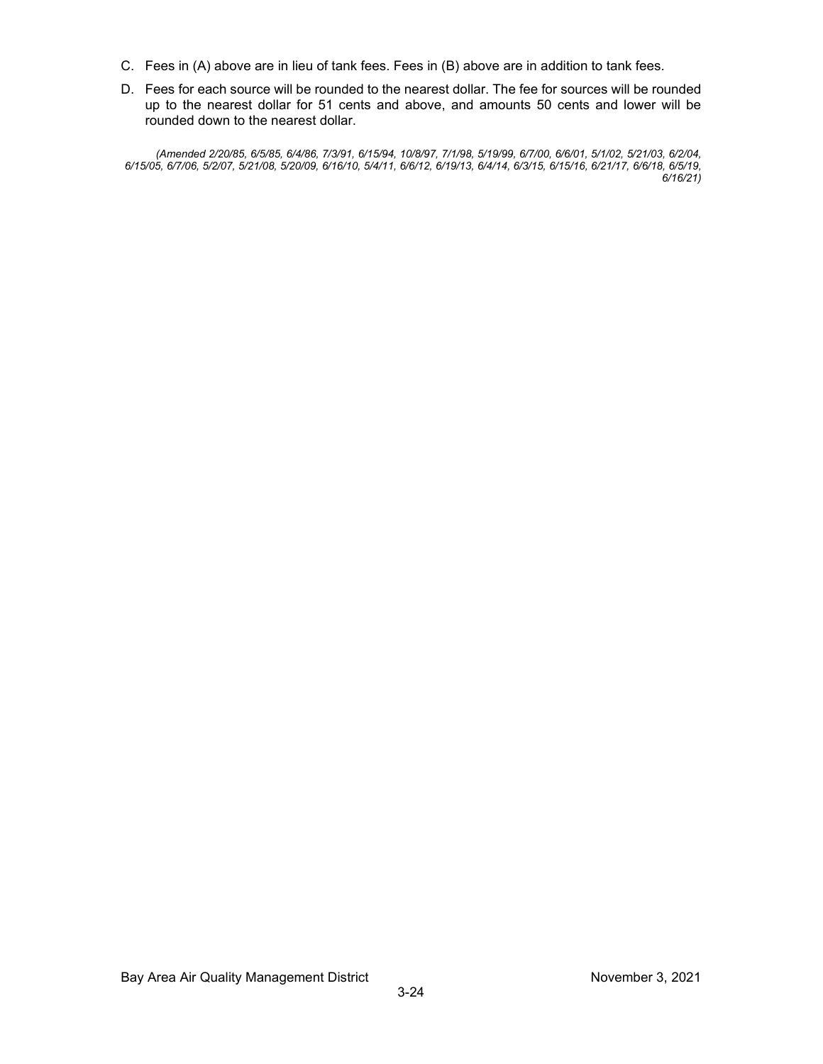C. Fees in (A) above are in lieu of tank fees. Fees in (B) above are in addition to tank fees.

D. Fees for each source will be rounded to the nearest dollar. The fee for sources will be rounded up to the nearest dollar for 51 cents and above, and amounts 50 cents and lower will be rounded down to the nearest dollar.

*(Amended 2/20/85, 6/5/85, 6/4/86, 7/3/91, 6/15/94, 10/8/97, 7/1/98, 5/19/99, 6/7/00, 6/6/01, 5/1/02, 5/21/03, 6/2/04, 6/15/05, 6/7/06, 5/2/07, 5/21/08, 5/20/09, 6/16/10, 5/4/11, 6/6/12, 6/19/13, 6/4/14, 6/3/15, 6/15/16, 6/21/17, 6/6/18, 6/5/19, 6/16/21)*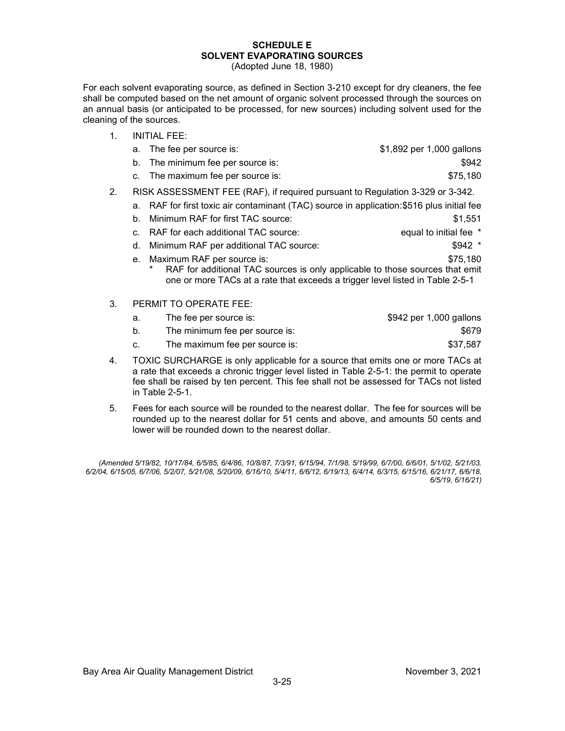# SCHEDULE E
## SOLVENT EVAPORATING SOURCES
(Adopted June 18, 1980)

For each solvent evaporating source, as defined in Section 3-210 except for dry cleaners, the fee shall be computed based on the net amount of organic solvent processed through the sources on an annual basis (or anticipated to be processed, for new sources) including solvent used for the cleaning of the sources.

1. INITIAL FEE:
   - a. The fee per source is: $1,892 per 1,000 gallons
   - b. The minimum fee per source is: $942
   - c. The maximum fee per source is: $75,180
2. RISK ASSESSMENT FEE (RAF), if required pursuant to Regulation 3-329 or 3-342.
   - a. RAF for first toxic air contaminant (TAC) source in application: $516 plus initial fee
   - b. Minimum RAF for first TAC source: $1,551
   - c. RAF for each additional TAC source: equal to initial fee *
   - d. Minimum RAF per additional TAC source: $942 *
   - e. Maximum RAF per source is: $75,180

     \* RAF for additional TAC sources is only applicable to those sources that emit one or more TACs at a rate that exceeds a trigger level listed in Table 2-5-1
3. PERMIT TO OPERATE FEE:
   - a. The fee per source is: $942 per 1,000 gallons
   - b. The minimum fee per source is: $679
   - c. The maximum fee per source is: $37,587
4. TOXIC SURCHARGE is only applicable for a source that emits one or more TACs at a rate that exceeds a chronic trigger level listed in Table 2-5-1: the permit to operate fee shall be raised by ten percent. This fee shall not be assessed for TACs not listed in Table 2-5-1.
5. Fees for each source will be rounded to the nearest dollar. The fee for sources will be rounded up to the nearest dollar for 51 cents and above, and amounts 50 cents and lower will be rounded down to the nearest dollar.

*(Amended 5/19/82, 10/17/84, 6/5/85, 6/4/86, 10/8/87, 7/3/91, 6/15/94, 7/1/98, 5/19/99, 6/7/00, 6/6/01, 5/1/02, 5/21/03, 6/2/04, 6/15/05, 6/7/06, 5/2/07, 5/21/08, 5/20/09, 6/16/10, 5/4/11, 6/6/12, 6/19/13, 6/4/14, 6/3/15, 6/15/16, 6/21/17, 6/6/18, 6/5/19, 6/16/21)*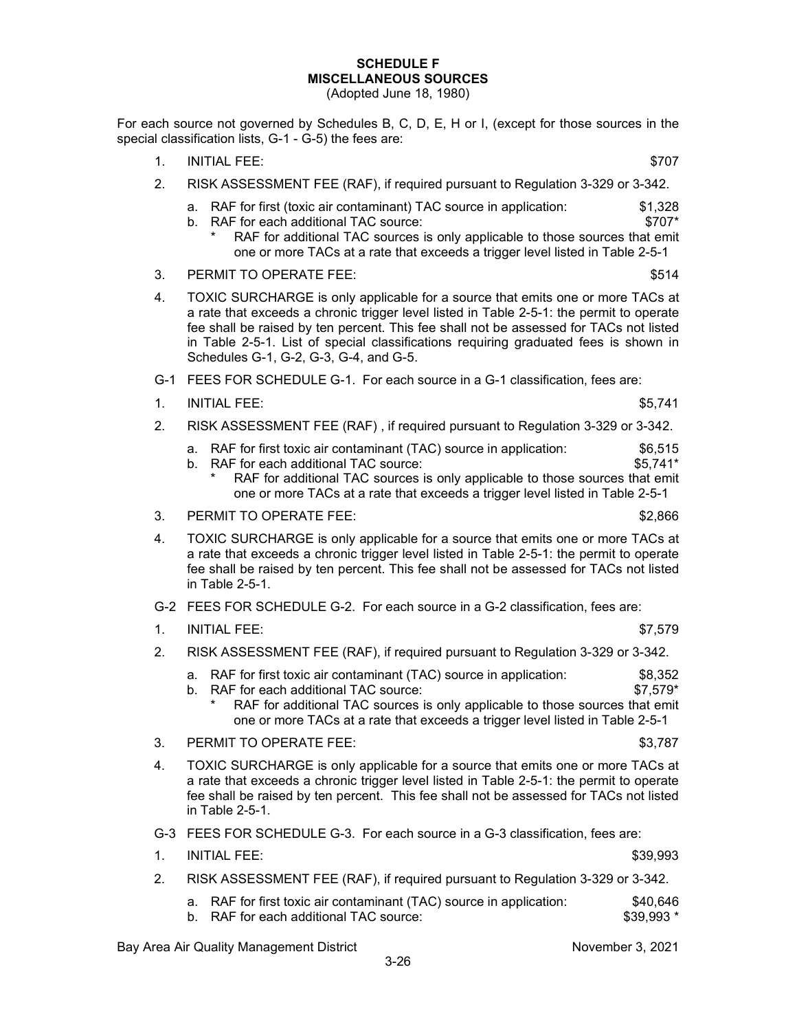# SCHEDULE F
## MISCELLANEOUS SOURCES
(Adopted June 18, 1980)

For each source not governed by Schedules B, C, D, E, H or I, (except for those sources in the special classification lists, G-1 - G-5) the fees are:

1. INITIAL FEE: $707
2. RISK ASSESSMENT FEE (RAF), if required pursuant to Regulation 3-329 or 3-342.
   a. RAF for first (toxic air contaminant) TAC source in application: $1,328
   b. RAF for each additional TAC source: $707*
      - \* RAF for additional TAC sources is only applicable to those sources that emit one or more TACs at a rate that exceeds a trigger level listed in Table 2-5-1
3. PERMIT TO OPERATE FEE: $514
4. TOXIC SURCHARGE is only applicable for a source that emits one or more TACs at a rate that exceeds a chronic trigger level listed in Table 2-5-1: the permit to operate fee shall be raised by ten percent. This fee shall not be assessed for TACs not listed in Table 2-5-1. List of special classifications requiring graduated fees is shown in Schedules G-1, G-2, G-3, G-4, and G-5.

G-1 FEES FOR SCHEDULE G-1. For each source in a G-1 classification, fees are:

1. INITIAL FEE: $5,741
2. RISK ASSESSMENT FEE (RAF) , if required pursuant to Regulation 3-329 or 3-342.
   a. RAF for first toxic air contaminant (TAC) source in application: $6,515
   b. RAF for each additional TAC source: $5,741*
      - \* RAF for additional TAC sources is only applicable to those sources that emit one or more TACs at a rate that exceeds a trigger level listed in Table 2-5-1
3. PERMIT TO OPERATE FEE: $2,866
4. TOXIC SURCHARGE is only applicable for a source that emits one or more TACs at a rate that exceeds a chronic trigger level listed in Table 2-5-1: the permit to operate fee shall be raised by ten percent. This fee shall not be assessed for TACs not listed in Table 2-5-1.

G-2 FEES FOR SCHEDULE G-2. For each source in a G-2 classification, fees are:

1. INITIAL FEE: $7,579
2. RISK ASSESSMENT FEE (RAF), if required pursuant to Regulation 3-329 or 3-342.
   a. RAF for first toxic air contaminant (TAC) source in application: $8,352
   b. RAF for each additional TAC source: $7,579*
      - \* RAF for additional TAC sources is only applicable to those sources that emit one or more TACs at a rate that exceeds a trigger level listed in Table 2-5-1
3. PERMIT TO OPERATE FEE: $3,787
4. TOXIC SURCHARGE is only applicable for a source that emits one or more TACs at a rate that exceeds a chronic trigger level listed in Table 2-5-1: the permit to operate fee shall be raised by ten percent. This fee shall not be assessed for TACs not listed in Table 2-5-1.

G-3 FEES FOR SCHEDULE G-3. For each source in a G-3 classification, fees are:

1. INITIAL FEE: $39,993
2. RISK ASSESSMENT FEE (RAF), if required pursuant to Regulation 3-329 or 3-342.
   a. RAF for first toxic air contaminant (TAC) source in application: $40,646
   b. RAF for each additional TAC source: $39,993 *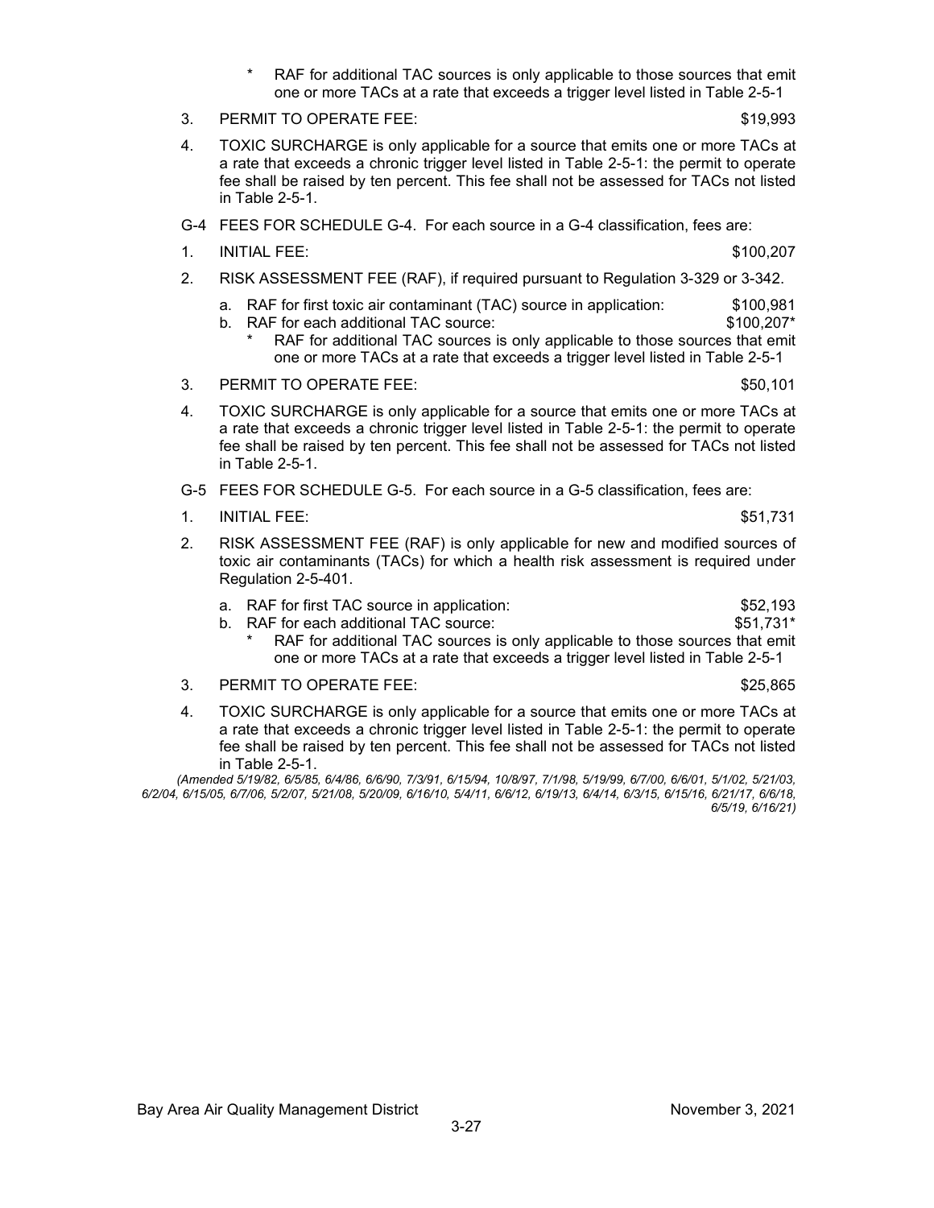\* RAF for additional TAC sources is only applicable to those sources that emit one or more TACs at a rate that exceeds a trigger level listed in Table 2-5-1

3. PERMIT TO OPERATE FEE: $19,993

4. TOXIC SURCHARGE is only applicable for a source that emits one or more TACs at a rate that exceeds a chronic trigger level listed in Table 2-5-1: the permit to operate fee shall be raised by ten percent. This fee shall not be assessed for TACs not listed in Table 2-5-1.

G-4 FEES FOR SCHEDULE G-4. For each source in a G-4 classification, fees are:

1. INITIAL FEE: $100,207

2. RISK ASSESSMENT FEE (RAF), if required pursuant to Regulation 3-329 or 3-342.

   a. RAF for first toxic air contaminant (TAC) source in application: $100,981
   b. RAF for each additional TAC source: $100,207\*

      \* RAF for additional TAC sources is only applicable to those sources that emit one or more TACs at a rate that exceeds a trigger level listed in Table 2-5-1

3. PERMIT TO OPERATE FEE: $50,101

4. TOXIC SURCHARGE is only applicable for a source that emits one or more TACs at a rate that exceeds a chronic trigger level listed in Table 2-5-1: the permit to operate fee shall be raised by ten percent. This fee shall not be assessed for TACs not listed in Table 2-5-1.

G-5 FEES FOR SCHEDULE G-5. For each source in a G-5 classification, fees are:

1. INITIAL FEE: $51,731

2. RISK ASSESSMENT FEE (RAF) is only applicable for new and modified sources of toxic air contaminants (TACs) for which a health risk assessment is required under Regulation 2-5-401.

   a. RAF for first TAC source in application: $52,193
   b. RAF for each additional TAC source: $51,731\*

      \* RAF for additional TAC sources is only applicable to those sources that emit one or more TACs at a rate that exceeds a trigger level listed in Table 2-5-1

3. PERMIT TO OPERATE FEE: $25,865

4. TOXIC SURCHARGE is only applicable for a source that emits one or more TACs at a rate that exceeds a chronic trigger level listed in Table 2-5-1: the permit to operate fee shall be raised by ten percent. This fee shall not be assessed for TACs not listed in Table 2-5-1.

*(Amended 5/19/82, 6/5/85, 6/4/86, 6/6/90, 7/3/91, 6/15/94, 10/8/97, 7/1/98, 5/19/99, 6/7/00, 6/6/01, 5/1/02, 5/21/03, 6/2/04, 6/15/05, 6/7/06, 5/2/07, 5/21/08, 5/20/09, 6/16/10, 5/4/11, 6/6/12, 6/19/13, 6/4/14, 6/3/15, 6/15/16, 6/21/17, 6/6/18, 6/5/19, 6/16/21)*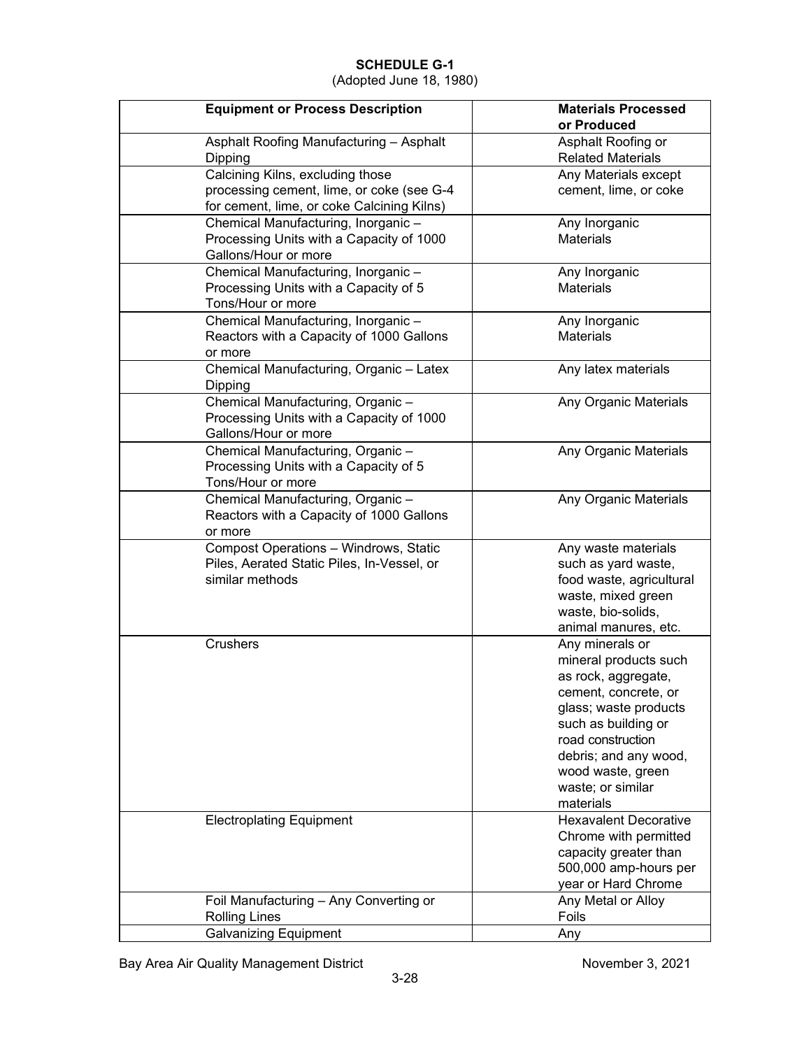**SCHEDULE G-1**
(Adopted June 18, 1980)

| Equipment or Process Description | Materials Processed or Produced |
|---|---|
| Asphalt Roofing Manufacturing – Asphalt Dipping | Asphalt Roofing or Related Materials |
| Calcining Kilns, excluding those processing cement, lime, or coke (see G-4 for cement, lime, or coke Calcining Kilns) | Any Materials except cement, lime, or coke |
| Chemical Manufacturing, Inorganic – Processing Units with a Capacity of 1000 Gallons/Hour or more | Any Inorganic Materials |
| Chemical Manufacturing, Inorganic – Processing Units with a Capacity of 5 Tons/Hour or more | Any Inorganic Materials |
| Chemical Manufacturing, Inorganic – Reactors with a Capacity of 1000 Gallons or more | Any Inorganic Materials |
| Chemical Manufacturing, Organic – Latex Dipping | Any latex materials |
| Chemical Manufacturing, Organic – Processing Units with a Capacity of 1000 Gallons/Hour or more | Any Organic Materials |
| Chemical Manufacturing, Organic – Processing Units with a Capacity of 5 Tons/Hour or more | Any Organic Materials |
| Chemical Manufacturing, Organic – Reactors with a Capacity of 1000 Gallons or more | Any Organic Materials |
| Compost Operations – Windrows, Static Piles, Aerated Static Piles, In-Vessel, or similar methods | Any waste materials such as yard waste, food waste, agricultural waste, mixed green waste, bio-solids, animal manures, etc. |
| Crushers | Any minerals or mineral products such as rock, aggregate, cement, concrete, or glass; waste products such as building or road construction debris; and any wood, wood waste, green waste; or similar materials |
| Electroplating Equipment | Hexavalent Decorative Chrome with permitted capacity greater than 500,000 amp-hours per year or Hard Chrome |
| Foil Manufacturing – Any Converting or Rolling Lines | Any Metal or Alloy Foils |
| Galvanizing Equipment | Any |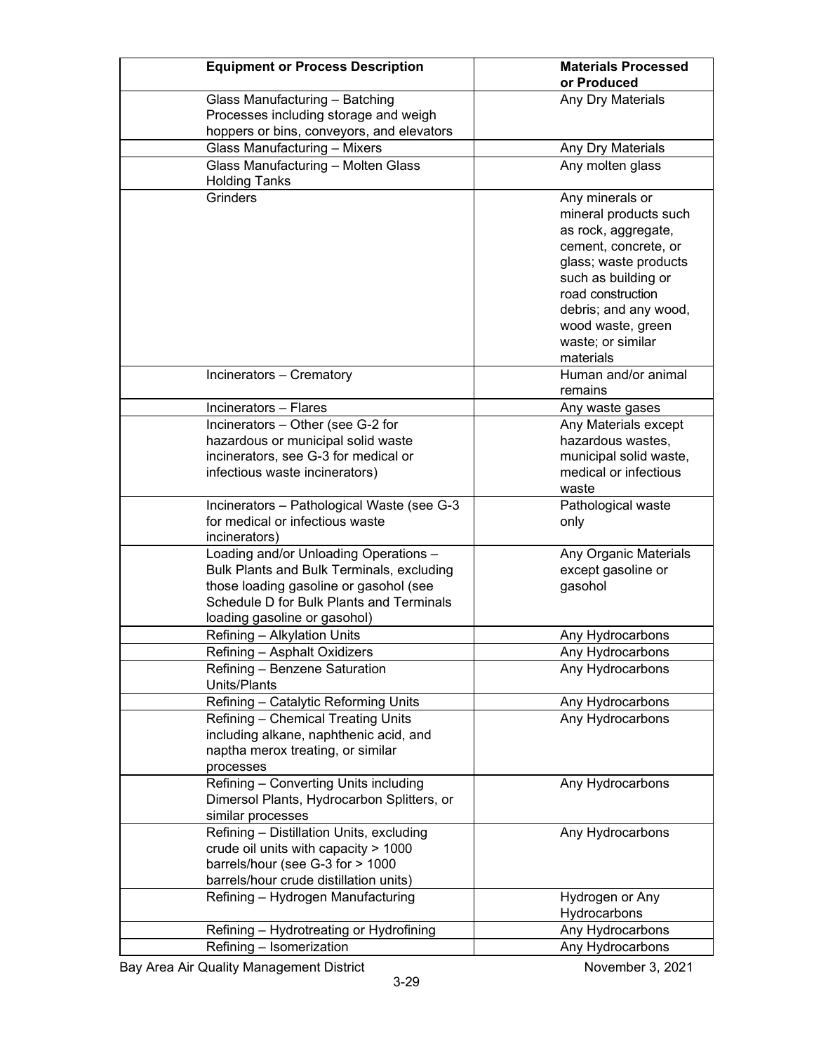| Equipment or Process Description | Materials Processed or Produced |
|---|---|
| Glass Manufacturing – Batching Processes including storage and weigh hoppers or bins, conveyors, and elevators | Any Dry Materials |
| Glass Manufacturing – Mixers | Any Dry Materials |
| Glass Manufacturing – Molten Glass Holding Tanks | Any molten glass |
| Grinders | Any minerals or mineral products such as rock, aggregate, cement, concrete, or glass; waste products such as building or road construction debris; and any wood, wood waste, green waste; or similar materials |
| Incinerators – Crematory | Human and/or animal remains |
| Incinerators – Flares | Any waste gases |
| Incinerators – Other (see G-2 for hazardous or municipal solid waste incinerators, see G-3 for medical or infectious waste incinerators) | Any Materials except hazardous wastes, municipal solid waste, medical or infectious waste |
| Incinerators – Pathological Waste (see G-3 for medical or infectious waste incinerators) | Pathological waste only |
| Loading and/or Unloading Operations – Bulk Plants and Bulk Terminals, excluding those loading gasoline or gasohol (see Schedule D for Bulk Plants and Terminals loading gasoline or gasohol) | Any Organic Materials except gasoline or gasohol |
| Refining – Alkylation Units | Any Hydrocarbons |
| Refining – Asphalt Oxidizers | Any Hydrocarbons |
| Refining – Benzene Saturation Units/Plants | Any Hydrocarbons |
| Refining – Catalytic Reforming Units | Any Hydrocarbons |
| Refining – Chemical Treating Units including alkane, naphthenic acid, and naptha merox treating, or similar processes | Any Hydrocarbons |
| Refining – Converting Units including Dimersol Plants, Hydrocarbon Splitters, or similar processes | Any Hydrocarbons |
| Refining – Distillation Units, excluding crude oil units with capacity > 1000 barrels/hour (see G-3 for > 1000 barrels/hour crude distillation units) | Any Hydrocarbons |
| Refining – Hydrogen Manufacturing | Hydrogen or Any Hydrocarbons |
| Refining – Hydrotreating or Hydrofining | Any Hydrocarbons |
| Refining – Isomerization | Any Hydrocarbons |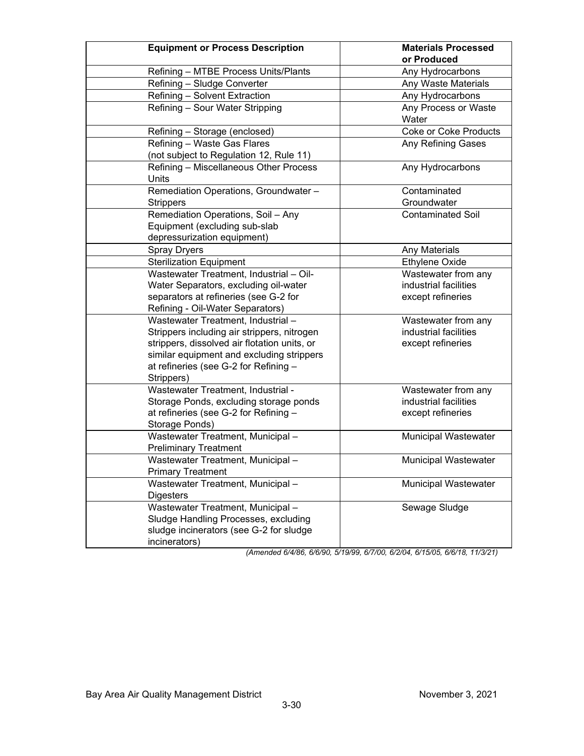| **Equipment or Process Description** | **Materials Processed or Produced** |
|---|---|
| Refining – MTBE Process Units/Plants | Any Hydrocarbons |
| Refining – Sludge Converter | Any Waste Materials |
| Refining – Solvent Extraction | Any Hydrocarbons |
| Refining – Sour Water Stripping | Any Process or Waste Water |
| Refining – Storage (enclosed) | Coke or Coke Products |
| Refining – Waste Gas Flares (not subject to Regulation 12, Rule 11) | Any Refining Gases |
| Refining – Miscellaneous Other Process Units | Any Hydrocarbons |
| Remediation Operations, Groundwater – Strippers | Contaminated Groundwater |
| Remediation Operations, Soil – Any Equipment (excluding sub-slab depressurization equipment) | Contaminated Soil |
| Spray Dryers | Any Materials |
| Sterilization Equipment | Ethylene Oxide |
| Wastewater Treatment, Industrial – Oil-Water Separators, excluding oil-water separators at refineries (see G-2 for Refining - Oil-Water Separators) | Wastewater from any industrial facilities except refineries |
| Wastewater Treatment, Industrial – Strippers including air strippers, nitrogen strippers, dissolved air flotation units, or similar equipment and excluding strippers at refineries (see G-2 for Refining – Strippers) | Wastewater from any industrial facilities except refineries |
| Wastewater Treatment, Industrial - Storage Ponds, excluding storage ponds at refineries (see G-2 for Refining – Storage Ponds) | Wastewater from any industrial facilities except refineries |
| Wastewater Treatment, Municipal – Preliminary Treatment | Municipal Wastewater |
| Wastewater Treatment, Municipal – Primary Treatment | Municipal Wastewater |
| Wastewater Treatment, Municipal – Digesters | Municipal Wastewater |
| Wastewater Treatment, Municipal – Sludge Handling Processes, excluding sludge incinerators (see G-2 for sludge incinerators) | Sewage Sludge |

*(Amended 6/4/86, 6/6/90, 5/19/99, 6/7/00, 6/2/04, 6/15/05, 6/6/18, 11/3/21)*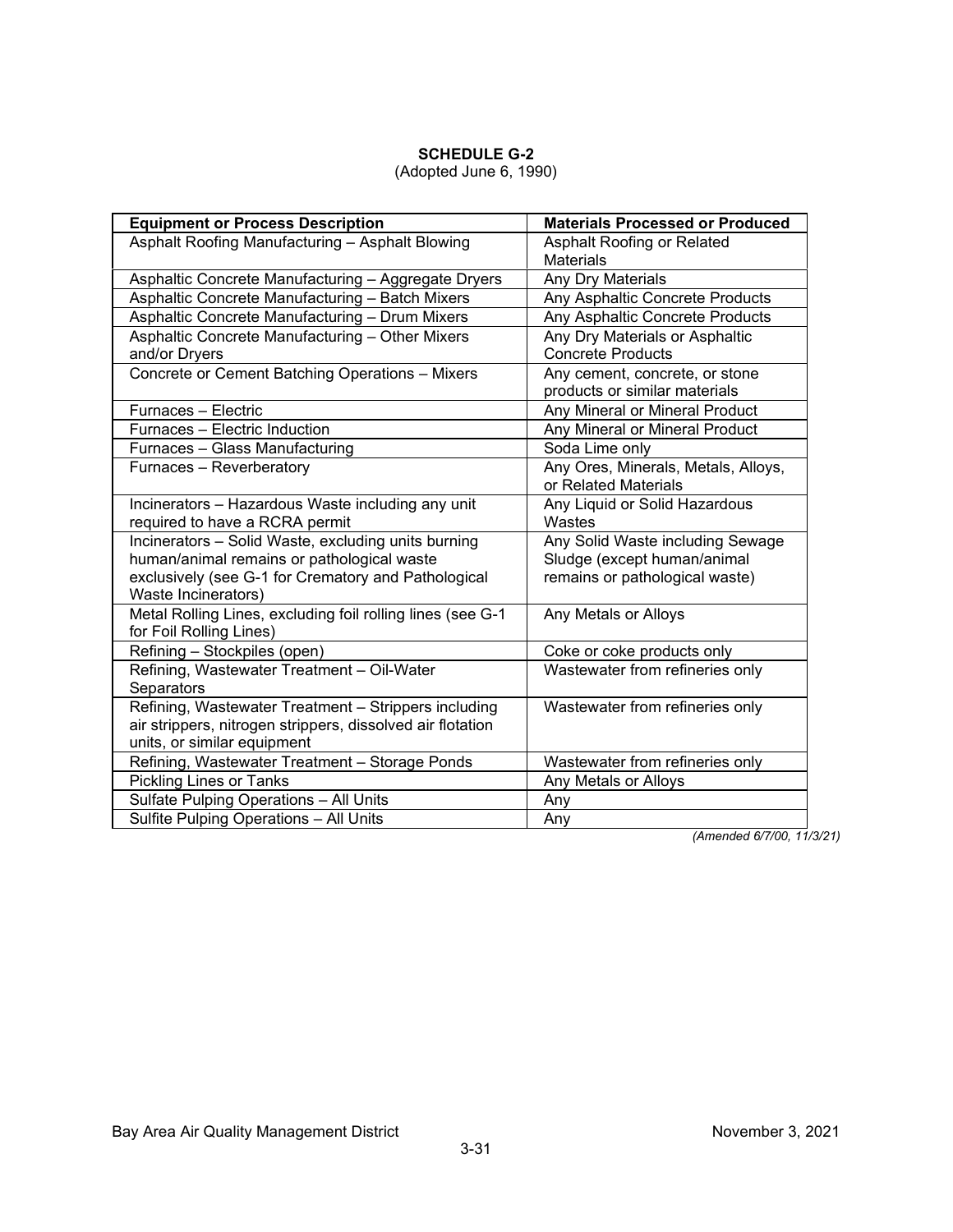**SCHEDULE G-2**
(Adopted June 6, 1990)

| Equipment or Process Description | Materials Processed or Produced |
|---|---|
| Asphalt Roofing Manufacturing – Asphalt Blowing | Asphalt Roofing or Related Materials |
| Asphaltic Concrete Manufacturing – Aggregate Dryers | Any Dry Materials |
| Asphaltic Concrete Manufacturing – Batch Mixers | Any Asphaltic Concrete Products |
| Asphaltic Concrete Manufacturing – Drum Mixers | Any Asphaltic Concrete Products |
| Asphaltic Concrete Manufacturing – Other Mixers and/or Dryers | Any Dry Materials or Asphaltic Concrete Products |
| Concrete or Cement Batching Operations – Mixers | Any cement, concrete, or stone products or similar materials |
| Furnaces – Electric | Any Mineral or Mineral Product |
| Furnaces – Electric Induction | Any Mineral or Mineral Product |
| Furnaces – Glass Manufacturing | Soda Lime only |
| Furnaces – Reverberatory | Any Ores, Minerals, Metals, Alloys, or Related Materials |
| Incinerators – Hazardous Waste including any unit required to have a RCRA permit | Any Liquid or Solid Hazardous Wastes |
| Incinerators – Solid Waste, excluding units burning human/animal remains or pathological waste exclusively (see G-1 for Crematory and Pathological Waste Incinerators) | Any Solid Waste including Sewage Sludge (except human/animal remains or pathological waste) |
| Metal Rolling Lines, excluding foil rolling lines (see G-1 for Foil Rolling Lines) | Any Metals or Alloys |
| Refining – Stockpiles (open) | Coke or coke products only |
| Refining, Wastewater Treatment – Oil-Water Separators | Wastewater from refineries only |
| Refining, Wastewater Treatment – Strippers including air strippers, nitrogen strippers, dissolved air flotation units, or similar equipment | Wastewater from refineries only |
| Refining, Wastewater Treatment – Storage Ponds | Wastewater from refineries only |
| Pickling Lines or Tanks | Any Metals or Alloys |
| Sulfate Pulping Operations – All Units | Any |
| Sulfite Pulping Operations – All Units | Any |

*(Amended 6/7/00, 11/3/21)*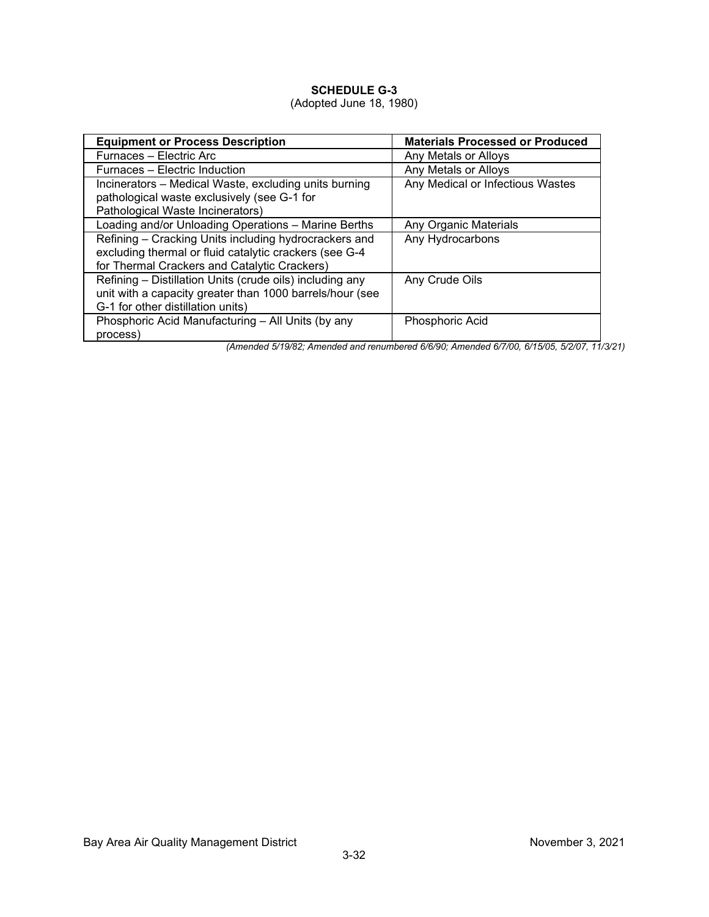**SCHEDULE G-3**
(Adopted June 18, 1980)

| Equipment or Process Description | Materials Processed or Produced |
|---|---|
| Furnaces – Electric Arc | Any Metals or Alloys |
| Furnaces – Electric Induction | Any Metals or Alloys |
| Incinerators – Medical Waste, excluding units burning pathological waste exclusively (see G-1 for Pathological Waste Incinerators) | Any Medical or Infectious Wastes |
| Loading and/or Unloading Operations – Marine Berths | Any Organic Materials |
| Refining – Cracking Units including hydrocrackers and excluding thermal or fluid catalytic crackers (see G-4 for Thermal Crackers and Catalytic Crackers) | Any Hydrocarbons |
| Refining – Distillation Units (crude oils) including any unit with a capacity greater than 1000 barrels/hour (see G-1 for other distillation units) | Any Crude Oils |
| Phosphoric Acid Manufacturing – All Units (by any process) | Phosphoric Acid |

*(Amended 5/19/82; Amended and renumbered 6/6/90; Amended 6/7/00, 6/15/05, 5/2/07, 11/3/21)*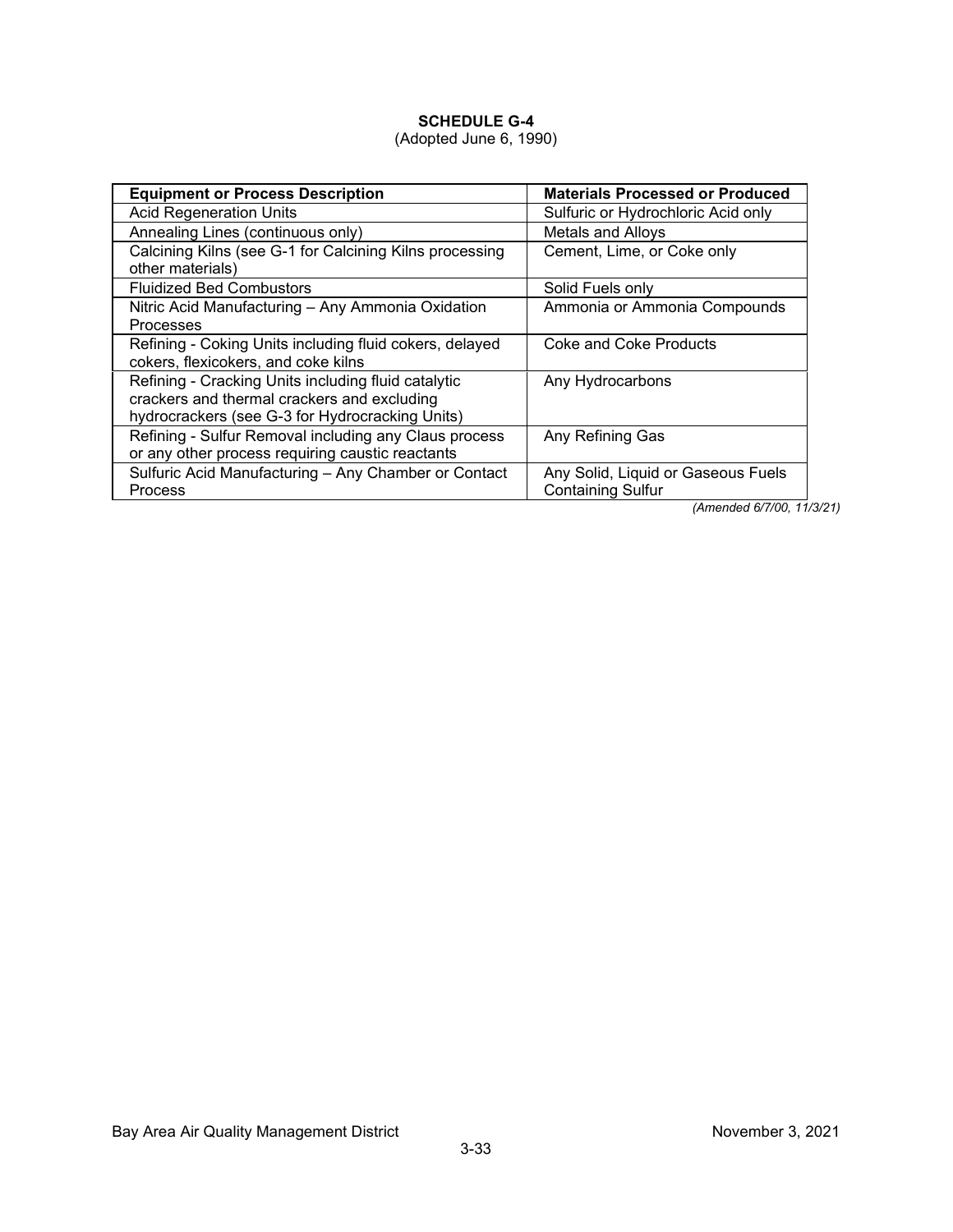**SCHEDULE G-4**

(Adopted June 6, 1990)

| Equipment or Process Description | Materials Processed or Produced |
|---|---|
| Acid Regeneration Units | Sulfuric or Hydrochloric Acid only |
| Annealing Lines (continuous only) | Metals and Alloys |
| Calcining Kilns (see G-1 for Calcining Kilns processing other materials) | Cement, Lime, or Coke only |
| Fluidized Bed Combustors | Solid Fuels only |
| Nitric Acid Manufacturing – Any Ammonia Oxidation Processes | Ammonia or Ammonia Compounds |
| Refining - Coking Units including fluid cokers, delayed cokers, flexicokers, and coke kilns | Coke and Coke Products |
| Refining - Cracking Units including fluid catalytic crackers and thermal crackers and excluding hydrocrackers (see G-3 for Hydrocracking Units) | Any Hydrocarbons |
| Refining - Sulfur Removal including any Claus process or any other process requiring caustic reactants | Any Refining Gas |
| Sulfuric Acid Manufacturing – Any Chamber or Contact Process | Any Solid, Liquid or Gaseous Fuels Containing Sulfur |

*(Amended 6/7/00, 11/3/21)*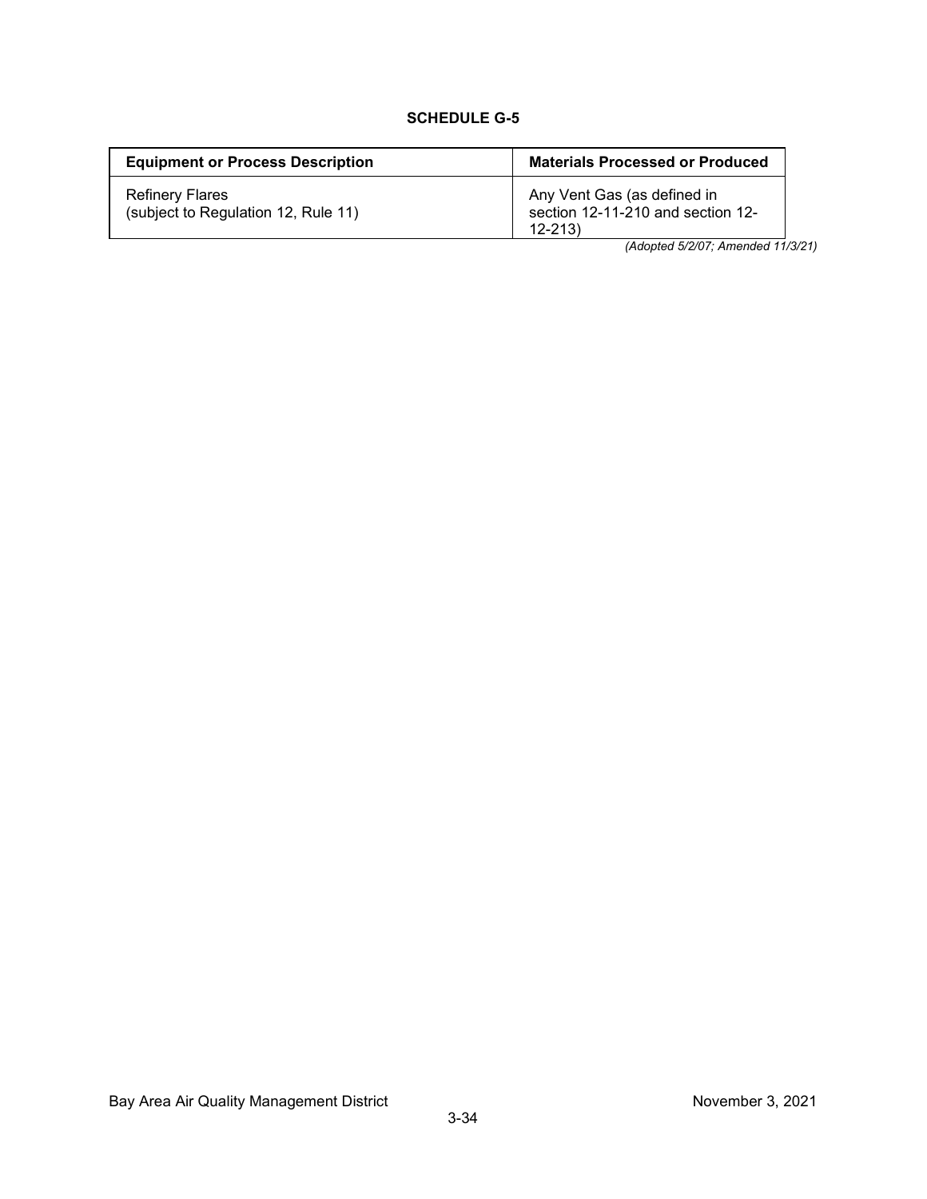**SCHEDULE G-5**

| Equipment or Process Description | Materials Processed or Produced |
|---|---|
| Refinery Flares (subject to Regulation 12, Rule 11) | Any Vent Gas (as defined in section 12-11-210 and section 12-12-213) |

*(Adopted 5/2/07; Amended 11/3/21)*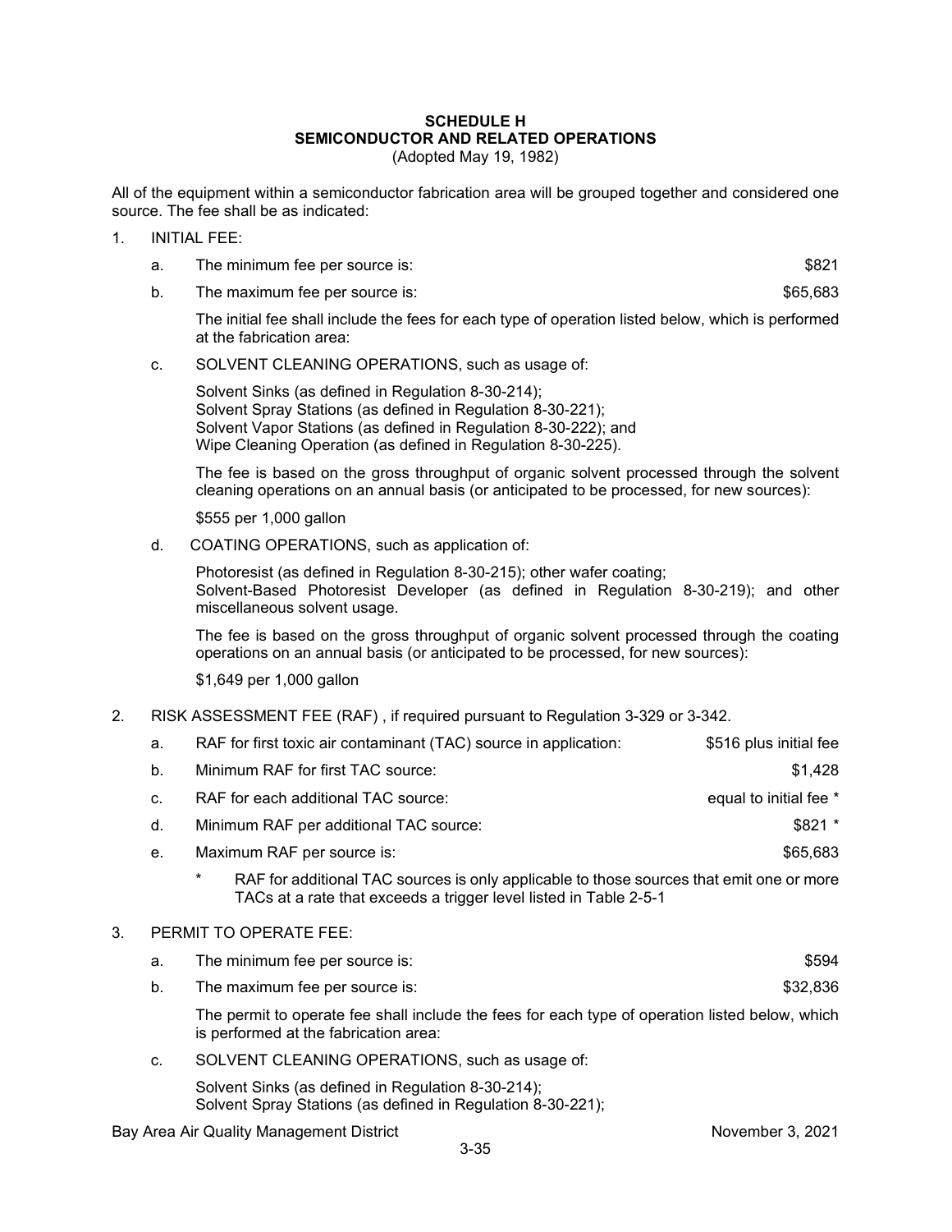# SCHEDULE H
## SEMICONDUCTOR AND RELATED OPERATIONS
(Adopted May 19, 1982)

All of the equipment within a semiconductor fabrication area will be grouped together and considered one source. The fee shall be as indicated:

1. INITIAL FEE:

   a. The minimum fee per source is: $821

   b. The maximum fee per source is: $65,683

   The initial fee shall include the fees for each type of operation listed below, which is performed at the fabrication area:

   c. SOLVENT CLEANING OPERATIONS, such as usage of:

   Solvent Sinks (as defined in Regulation 8-30-214);
   Solvent Spray Stations (as defined in Regulation 8-30-221);
   Solvent Vapor Stations (as defined in Regulation 8-30-222); and
   Wipe Cleaning Operation (as defined in Regulation 8-30-225).

   The fee is based on the gross throughput of organic solvent processed through the solvent cleaning operations on an annual basis (or anticipated to be processed, for new sources):

   $555 per 1,000 gallon

   d. COATING OPERATIONS, such as application of:

   Photoresist (as defined in Regulation 8-30-215); other wafer coating;
   Solvent-Based Photoresist Developer (as defined in Regulation 8-30-219); and other miscellaneous solvent usage.

   The fee is based on the gross throughput of organic solvent processed through the coating operations on an annual basis (or anticipated to be processed, for new sources):

   $1,649 per 1,000 gallon

2. RISK ASSESSMENT FEE (RAF) , if required pursuant to Regulation 3-329 or 3-342.

   a. RAF for first toxic air contaminant (TAC) source in application: $516 plus initial fee

   b. Minimum RAF for first TAC source: $1,428

   c. RAF for each additional TAC source: equal to initial fee *

   d. Minimum RAF per additional TAC source: $821 *

   e. Maximum RAF per source is: $65,683

   \* RAF for additional TAC sources is only applicable to those sources that emit one or more TACs at a rate that exceeds a trigger level listed in Table 2-5-1

3. PERMIT TO OPERATE FEE:

   a. The minimum fee per source is: $594

   b. The maximum fee per source is: $32,836

   The permit to operate fee shall include the fees for each type of operation listed below, which is performed at the fabrication area:

   c. SOLVENT CLEANING OPERATIONS, such as usage of:

   Solvent Sinks (as defined in Regulation 8-30-214);
   Solvent Spray Stations (as defined in Regulation 8-30-221);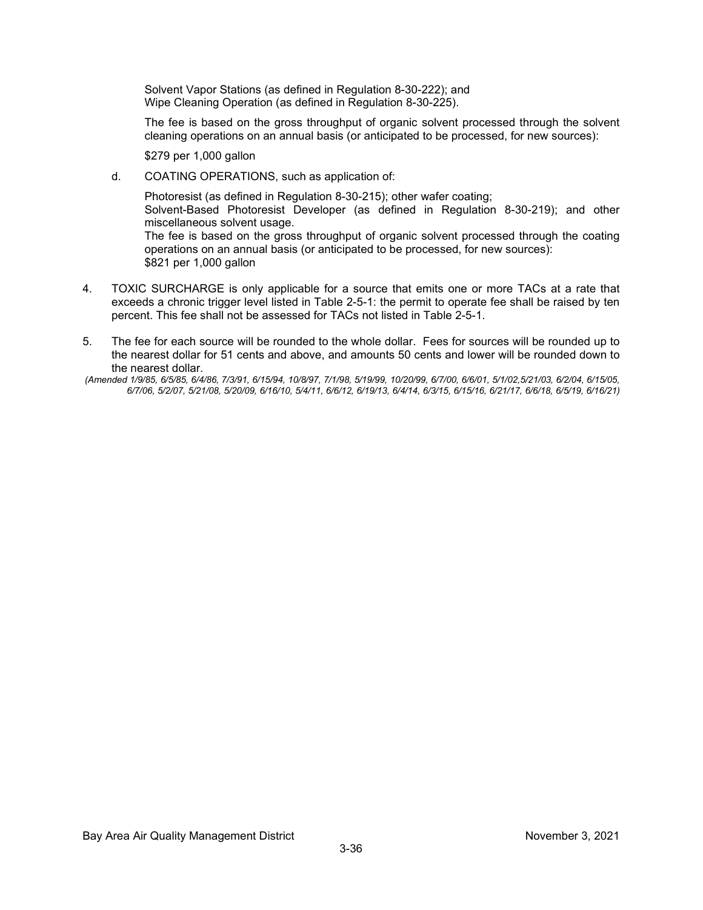Solvent Vapor Stations (as defined in Regulation 8-30-222); and
Wipe Cleaning Operation (as defined in Regulation 8-30-225).

The fee is based on the gross throughput of organic solvent processed through the solvent cleaning operations on an annual basis (or anticipated to be processed, for new sources):

$279 per 1,000 gallon

d. COATING OPERATIONS, such as application of:

Photoresist (as defined in Regulation 8-30-215); other wafer coating;
Solvent-Based Photoresist Developer (as defined in Regulation 8-30-219); and other miscellaneous solvent usage.
The fee is based on the gross throughput of organic solvent processed through the coating operations on an annual basis (or anticipated to be processed, for new sources):
$821 per 1,000 gallon

4. TOXIC SURCHARGE is only applicable for a source that emits one or more TACs at a rate that exceeds a chronic trigger level listed in Table 2-5-1: the permit to operate fee shall be raised by ten percent. This fee shall not be assessed for TACs not listed in Table 2-5-1.

5. The fee for each source will be rounded to the whole dollar. Fees for sources will be rounded up to the nearest dollar for 51 cents and above, and amounts 50 cents and lower will be rounded down to the nearest dollar.

*(Amended 1/9/85, 6/5/85, 6/4/86, 7/3/91, 6/15/94, 10/8/97, 7/1/98, 5/19/99, 10/20/99, 6/7/00, 6/6/01, 5/1/02,5/21/03, 6/2/04, 6/15/05, 6/7/06, 5/2/07, 5/21/08, 5/20/09, 6/16/10, 5/4/11, 6/6/12, 6/19/13, 6/4/14, 6/3/15, 6/15/16, 6/21/17, 6/6/18, 6/5/19, 6/16/21)*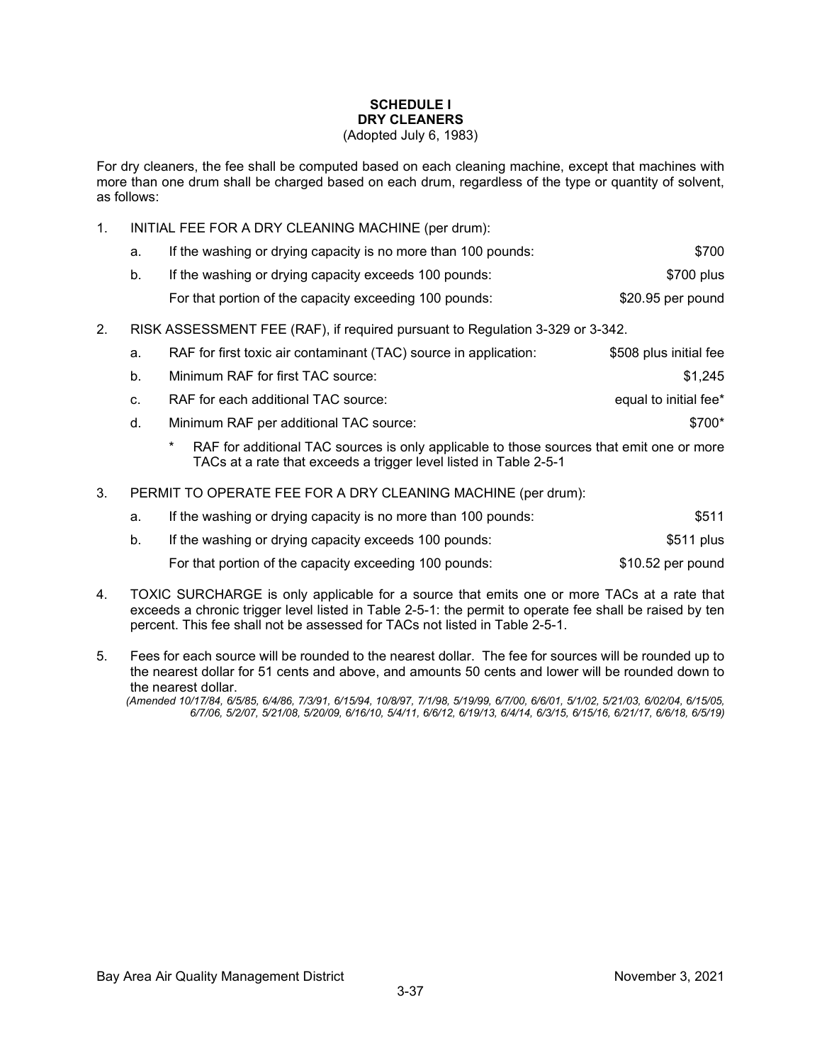## SCHEDULE I
## DRY CLEANERS
(Adopted July 6, 1983)

For dry cleaners, the fee shall be computed based on each cleaning machine, except that machines with more than one drum shall be charged based on each drum, regardless of the type or quantity of solvent, as follows:

1. INITIAL FEE FOR A DRY CLEANING MACHINE (per drum):

   a. If the washing or drying capacity is no more than 100 pounds: $700

   b. If the washing or drying capacity exceeds 100 pounds: $700 plus
      For that portion of the capacity exceeding 100 pounds: $20.95 per pound

2. RISK ASSESSMENT FEE (RAF), if required pursuant to Regulation 3-329 or 3-342.

   a. RAF for first toxic air contaminant (TAC) source in application: $508 plus initial fee

   b. Minimum RAF for first TAC source: $1,245

   c. RAF for each additional TAC source: equal to initial fee*

   d. Minimum RAF per additional TAC source: $700*

      \* RAF for additional TAC sources is only applicable to those sources that emit one or more TACs at a rate that exceeds a trigger level listed in Table 2-5-1

3. PERMIT TO OPERATE FEE FOR A DRY CLEANING MACHINE (per drum):

   a. If the washing or drying capacity is no more than 100 pounds: $511

   b. If the washing or drying capacity exceeds 100 pounds: $511 plus
      For that portion of the capacity exceeding 100 pounds: $10.52 per pound

4. TOXIC SURCHARGE is only applicable for a source that emits one or more TACs at a rate that exceeds a chronic trigger level listed in Table 2-5-1: the permit to operate fee shall be raised by ten percent. This fee shall not be assessed for TACs not listed in Table 2-5-1.

5. Fees for each source will be rounded to the nearest dollar. The fee for sources will be rounded up to the nearest dollar for 51 cents and above, and amounts 50 cents and lower will be rounded down to the nearest dollar.

*(Amended 10/17/84, 6/5/85, 6/4/86, 7/3/91, 6/15/94, 10/8/97, 7/1/98, 5/19/99, 6/7/00, 6/6/01, 5/1/02, 5/21/03, 6/02/04, 6/15/05, 6/7/06, 5/2/07, 5/21/08, 5/20/09, 6/16/10, 5/4/11, 6/6/12, 6/19/13, 6/4/14, 6/3/15, 6/15/16, 6/21/17, 6/6/18, 6/5/19)*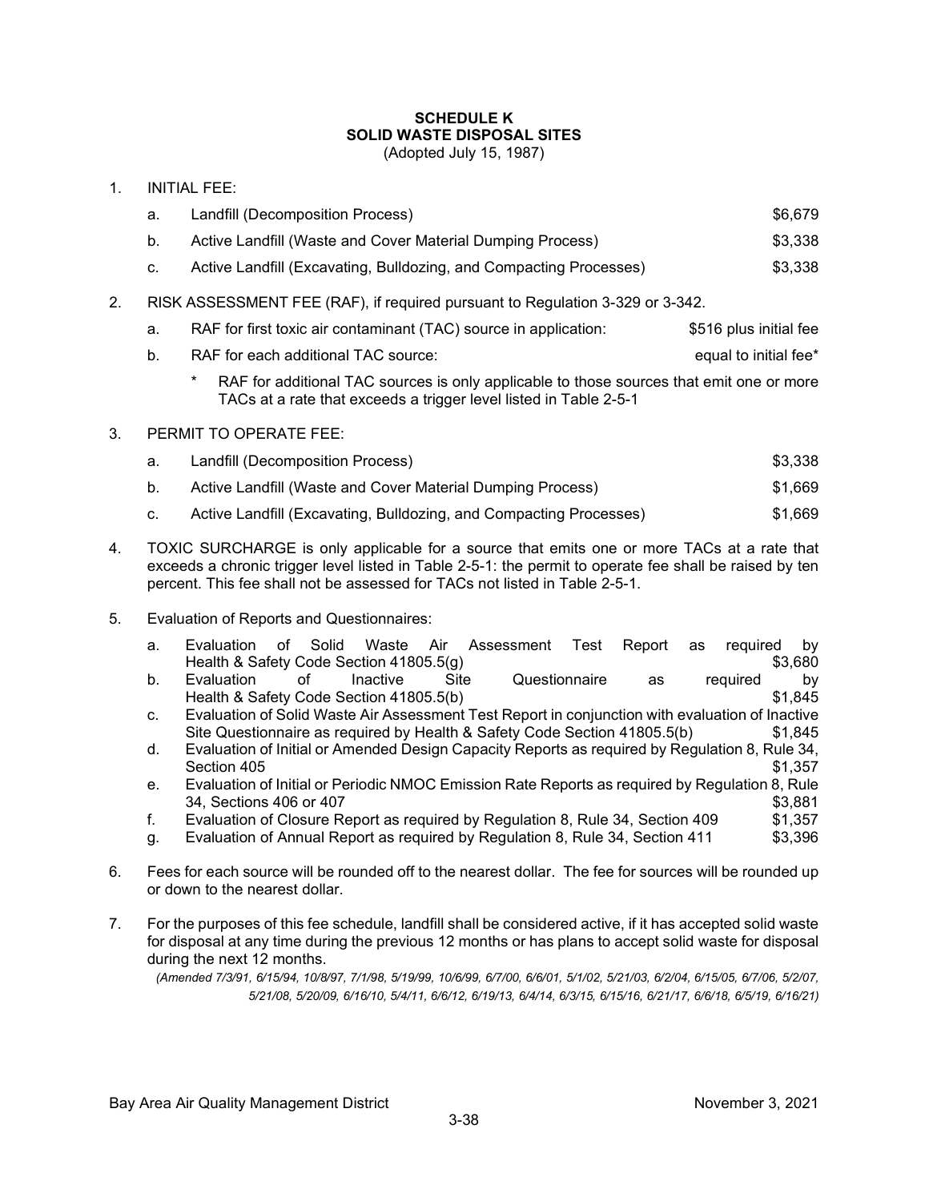# SCHEDULE K
## SOLID WASTE DISPOSAL SITES

(Adopted July 15, 1987)

1. INITIAL FEE:

   a. Landfill (Decomposition Process) $6,679

   b. Active Landfill (Waste and Cover Material Dumping Process) $3,338

   c. Active Landfill (Excavating, Bulldozing, and Compacting Processes) $3,338

2. RISK ASSESSMENT FEE (RAF), if required pursuant to Regulation 3-329 or 3-342.

   a. RAF for first toxic air contaminant (TAC) source in application: $516 plus initial fee

   b. RAF for each additional TAC source: equal to initial fee*

      \* RAF for additional TAC sources is only applicable to those sources that emit one or more TACs at a rate that exceeds a trigger level listed in Table 2-5-1

3. PERMIT TO OPERATE FEE:

   a. Landfill (Decomposition Process) $3,338

   b. Active Landfill (Waste and Cover Material Dumping Process) $1,669

   c. Active Landfill (Excavating, Bulldozing, and Compacting Processes) $1,669

4. TOXIC SURCHARGE is only applicable for a source that emits one or more TACs at a rate that exceeds a chronic trigger level listed in Table 2-5-1: the permit to operate fee shall be raised by ten percent. This fee shall not be assessed for TACs not listed in Table 2-5-1.

5. Evaluation of Reports and Questionnaires:

   a. Evaluation of Solid Waste Air Assessment Test Report as required by Health & Safety Code Section 41805.5(g) $3,680
   b. Evaluation of Inactive Site Questionnaire as required by Health & Safety Code Section 41805.5(b) $1,845
   c. Evaluation of Solid Waste Air Assessment Test Report in conjunction with evaluation of Inactive Site Questionnaire as required by Health & Safety Code Section 41805.5(b) $1,845
   d. Evaluation of Initial or Amended Design Capacity Reports as required by Regulation 8, Rule 34, Section 405 $1,357
   e. Evaluation of Initial or Periodic NMOC Emission Rate Reports as required by Regulation 8, Rule 34, Sections 406 or 407 $3,881
   f. Evaluation of Closure Report as required by Regulation 8, Rule 34, Section 409 $1,357
   g. Evaluation of Annual Report as required by Regulation 8, Rule 34, Section 411 $3,396

6. Fees for each source will be rounded off to the nearest dollar. The fee for sources will be rounded up or down to the nearest dollar.

7. For the purposes of this fee schedule, landfill shall be considered active, if it has accepted solid waste for disposal at any time during the previous 12 months or has plans to accept solid waste for disposal during the next 12 months.

*(Amended 7/3/91, 6/15/94, 10/8/97, 7/1/98, 5/19/99, 10/6/99, 6/7/00, 6/6/01, 5/1/02, 5/21/03, 6/2/04, 6/15/05, 6/7/06, 5/2/07, 5/21/08, 5/20/09, 6/16/10, 5/4/11, 6/6/12, 6/19/13, 6/4/14, 6/3/15, 6/15/16, 6/21/17, 6/6/18, 6/5/19, 6/16/21)*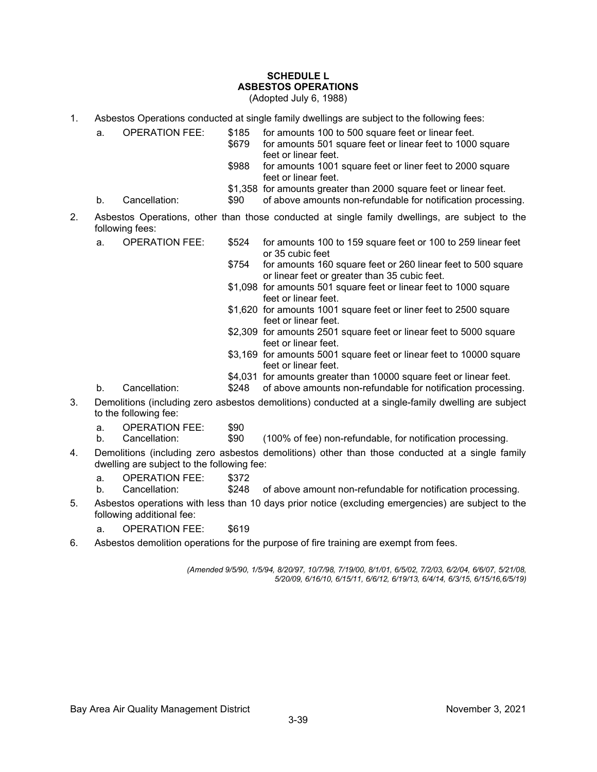# SCHEDULE L
## ASBESTOS OPERATIONS
(Adopted July 6, 1988)

1. Asbestos Operations conducted at single family dwellings are subject to the following fees:
   a. OPERATION FEE:
      - $185 for amounts 100 to 500 square feet or linear feet.
      - $679 for amounts 501 square feet or linear feet to 1000 square feet or linear feet.
      - $988 for amounts 1001 square feet or liner feet to 2000 square feet or linear feet.
      - $1,358 for amounts greater than 2000 square feet or linear feet.

   b. Cancellation: $90 of above amounts non-refundable for notification processing.

2. Asbestos Operations, other than those conducted at single family dwellings, are subject to the following fees:
   a. OPERATION FEE:
      - $524 for amounts 100 to 159 square feet or 100 to 259 linear feet or 35 cubic feet
      - $754 for amounts 160 square feet or 260 linear feet to 500 square or linear feet or greater than 35 cubic feet.
      - $1,098 for amounts 501 square feet or linear feet to 1000 square feet or linear feet.
      - $1,620 for amounts 1001 square feet or liner feet to 2500 square feet or linear feet.
      - $2,309 for amounts 2501 square feet or linear feet to 5000 square feet or linear feet.
      - $3,169 for amounts 5001 square feet or linear feet to 10000 square feet or linear feet.
      - $4,031 for amounts greater than 10000 square feet or linear feet.

   b. Cancellation: $248 of above amounts non-refundable for notification processing.

3. Demolitions (including zero asbestos demolitions) conducted at a single-family dwelling are subject to the following fee:
   a. OPERATION FEE: $90
   b. Cancellation: $90 (100% of fee) non-refundable, for notification processing.

4. Demolitions (including zero asbestos demolitions) other than those conducted at a single family dwelling are subject to the following fee:
   a. OPERATION FEE: $372
   b. Cancellation: $248 of above amount non-refundable for notification processing.

5. Asbestos operations with less than 10 days prior notice (excluding emergencies) are subject to the following additional fee:
   a. OPERATION FEE: $619

6. Asbestos demolition operations for the purpose of fire training are exempt from fees.

*(Amended 9/5/90, 1/5/94, 8/20/97, 10/7/98, 7/19/00, 8/1/01, 6/5/02, 7/2/03, 6/2/04, 6/6/07, 5/21/08, 5/20/09, 6/16/10, 6/15/11, 6/6/12, 6/19/13, 6/4/14, 6/3/15, 6/15/16,6/5/19)*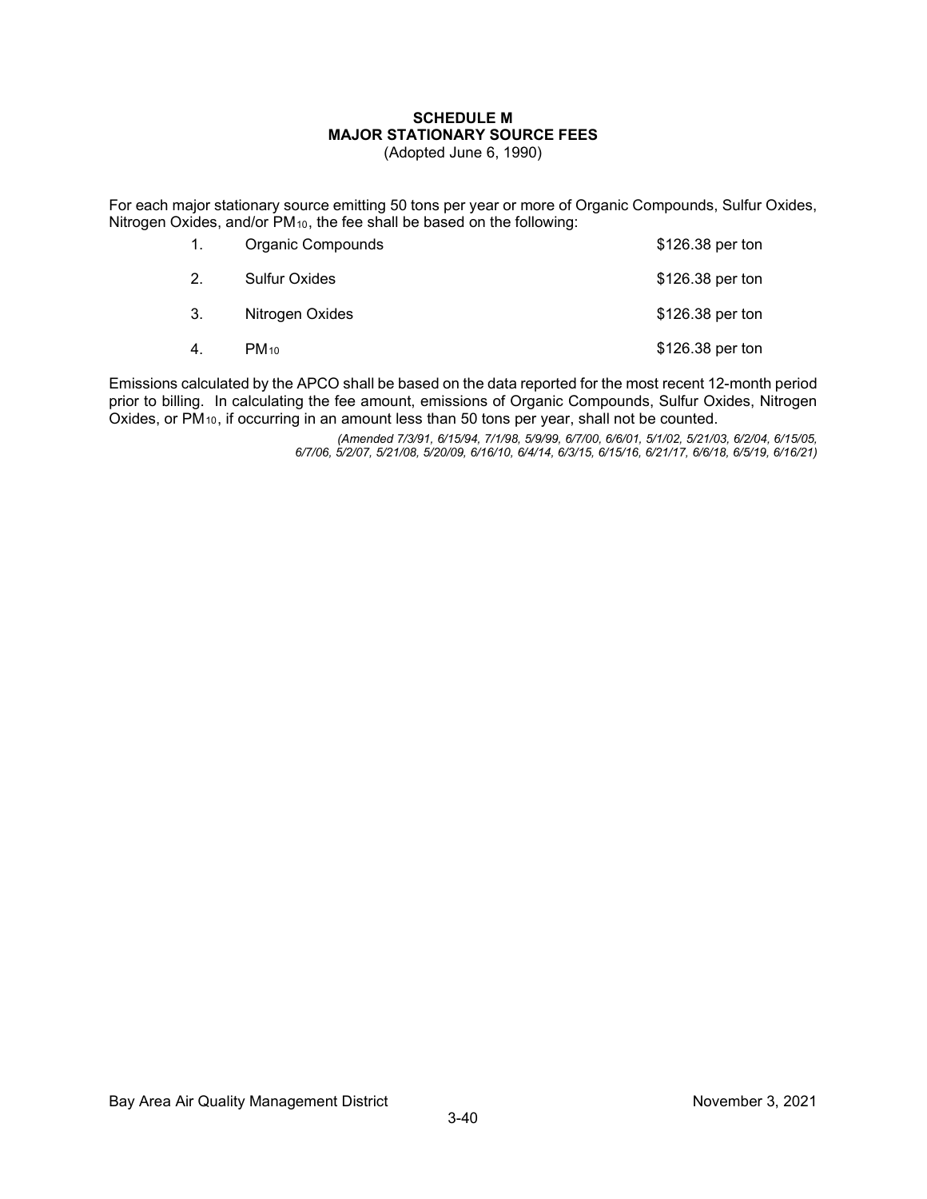# SCHEDULE M
## MAJOR STATIONARY SOURCE FEES
(Adopted June 6, 1990)

For each major stationary source emitting 50 tons per year or more of Organic Compounds, Sulfur Oxides, Nitrogen Oxides, and/or $PM_{10}$, the fee shall be based on the following:

| | | |
|---|---|---|
| 1. | Organic Compounds | $126.38 per ton |
| 2. | Sulfur Oxides | $126.38 per ton |
| 3. | Nitrogen Oxides | $126.38 per ton |
| 4. | $PM_{10}$ | $126.38 per ton |

Emissions calculated by the APCO shall be based on the data reported for the most recent 12-month period prior to billing. In calculating the fee amount, emissions of Organic Compounds, Sulfur Oxides, Nitrogen Oxides, or $PM_{10}$, if occurring in an amount less than 50 tons per year, shall not be counted.

*(Amended 7/3/91, 6/15/94, 7/1/98, 5/9/99, 6/7/00, 6/6/01, 5/1/02, 5/21/03, 6/2/04, 6/15/05, 6/7/06, 5/2/07, 5/21/08, 5/20/09, 6/16/10, 6/4/14, 6/3/15, 6/15/16, 6/21/17, 6/6/18, 6/5/19, 6/16/21)*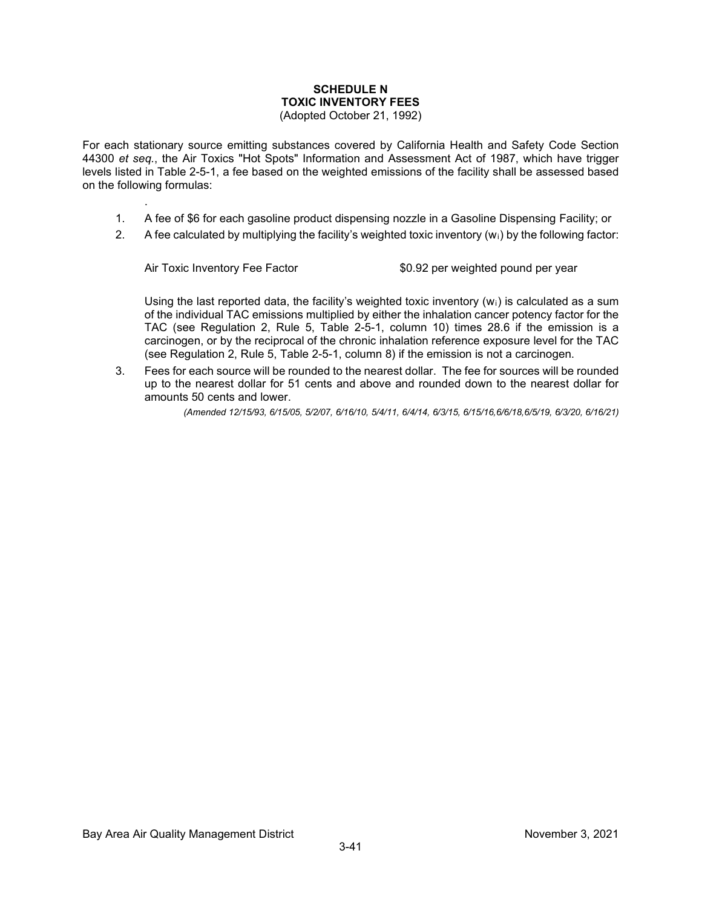# SCHEDULE N
## TOXIC INVENTORY FEES
(Adopted October 21, 1992)

For each stationary source emitting substances covered by California Health and Safety Code Section 44300 *et seq.*, the Air Toxics "Hot Spots" Information and Assessment Act of 1987, which have trigger levels listed in Table 2-5-1, a fee based on the weighted emissions of the facility shall be assessed based on the following formulas:

.

1. A fee of $6 for each gasoline product dispensing nozzle in a Gasoline Dispensing Facility; or
2. A fee calculated by multiplying the facility's weighted toxic inventory ($w_i$) by the following factor:

   Air Toxic Inventory Fee Factor $0.92 per weighted pound per year

   Using the last reported data, the facility's weighted toxic inventory ($w_i$) is calculated as a sum of the individual TAC emissions multiplied by either the inhalation cancer potency factor for the TAC (see Regulation 2, Rule 5, Table 2-5-1, column 10) times 28.6 if the emission is a carcinogen, or by the reciprocal of the chronic inhalation reference exposure level for the TAC (see Regulation 2, Rule 5, Table 2-5-1, column 8) if the emission is not a carcinogen.
3. Fees for each source will be rounded to the nearest dollar. The fee for sources will be rounded up to the nearest dollar for 51 cents and above and rounded down to the nearest dollar for amounts 50 cents and lower.

*(Amended 12/15/93, 6/15/05, 5/2/07, 6/16/10, 5/4/11, 6/4/14, 6/3/15, 6/15/16,6/6/18,6/5/19, 6/3/20, 6/16/21)*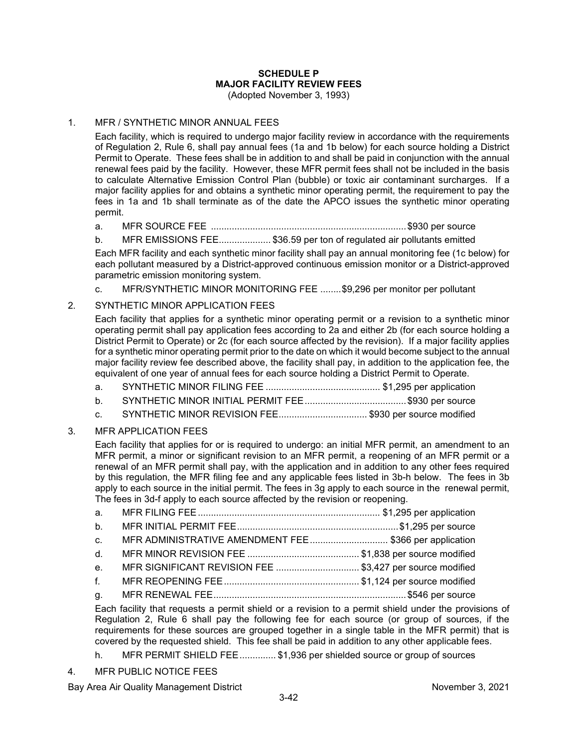# SCHEDULE P
## MAJOR FACILITY REVIEW FEES
(Adopted November 3, 1993)

1. MFR / SYNTHETIC MINOR ANNUAL FEES

   Each facility, which is required to undergo major facility review in accordance with the requirements of Regulation 2, Rule 6, shall pay annual fees (1a and 1b below) for each source holding a District Permit to Operate. These fees shall be in addition to and shall be paid in conjunction with the annual renewal fees paid by the facility. However, these MFR permit fees shall not be included in the basis to calculate Alternative Emission Control Plan (bubble) or toxic air contaminant surcharges. If a major facility applies for and obtains a synthetic minor operating permit, the requirement to pay the fees in 1a and 1b shall terminate as of the date the APCO issues the synthetic minor operating permit.

   a. MFR SOURCE FEE .......................................................................... $930 per source
   b. MFR EMISSIONS FEE.................... $36.59 per ton of regulated air pollutants emitted

   Each MFR facility and each synthetic minor facility shall pay an annual monitoring fee (1c below) for each pollutant measured by a District-approved continuous emission monitor or a District-approved parametric emission monitoring system.

   c. MFR/SYNTHETIC MINOR MONITORING FEE ........$9,296 per monitor per pollutant

2. SYNTHETIC MINOR APPLICATION FEES

   Each facility that applies for a synthetic minor operating permit or a revision to a synthetic minor operating permit shall pay application fees according to 2a and either 2b (for each source holding a District Permit to Operate) or 2c (for each source affected by the revision). If a major facility applies for a synthetic minor operating permit prior to the date on which it would become subject to the annual major facility review fee described above, the facility shall pay, in addition to the application fee, the equivalent of one year of annual fees for each source holding a District Permit to Operate.

   a. SYNTHETIC MINOR FILING FEE ............................................ $1,295 per application
   b. SYNTHETIC MINOR INITIAL PERMIT FEE....................................... $930 per source
   c. SYNTHETIC MINOR REVISION FEE.................................. $930 per source modified

3. MFR APPLICATION FEES

   Each facility that applies for or is required to undergo: an initial MFR permit, an amendment to an MFR permit, a minor or significant revision to an MFR permit, a reopening of an MFR permit or a renewal of an MFR permit shall pay, with the application and in addition to any other fees required by this regulation, the MFR filing fee and any applicable fees listed in 3b-h below. The fees in 3b apply to each source in the initial permit. The fees in 3g apply to each source in the renewal permit, The fees in 3d-f apply to each source affected by the revision or reopening.

   a. MFR FILING FEE ..................................................................... $1,295 per application
   b. MFR INITIAL PERMIT FEE.............................................................$1,295 per source
   c. MFR ADMINISTRATIVE AMENDMENT FEE.............................. $366 per application
   d. MFR MINOR REVISION FEE ........................................... $1,838 per source modified
   e. MFR SIGNIFICANT REVISION FEE ................................ $3,427 per source modified
   f. MFR REOPENING FEE.................................................... $1,124 per source modified
   g. MFR RENEWAL FEE.........................................................................$546 per source

   Each facility that requests a permit shield or a revision to a permit shield under the provisions of Regulation 2, Rule 6 shall pay the following fee for each source (or group of sources, if the requirements for these sources are grouped together in a single table in the MFR permit) that is covered by the requested shield. This fee shall be paid in addition to any other applicable fees.

   h. MFR PERMIT SHIELD FEE.............. $1,936 per shielded source or group of sources

4. MFR PUBLIC NOTICE FEES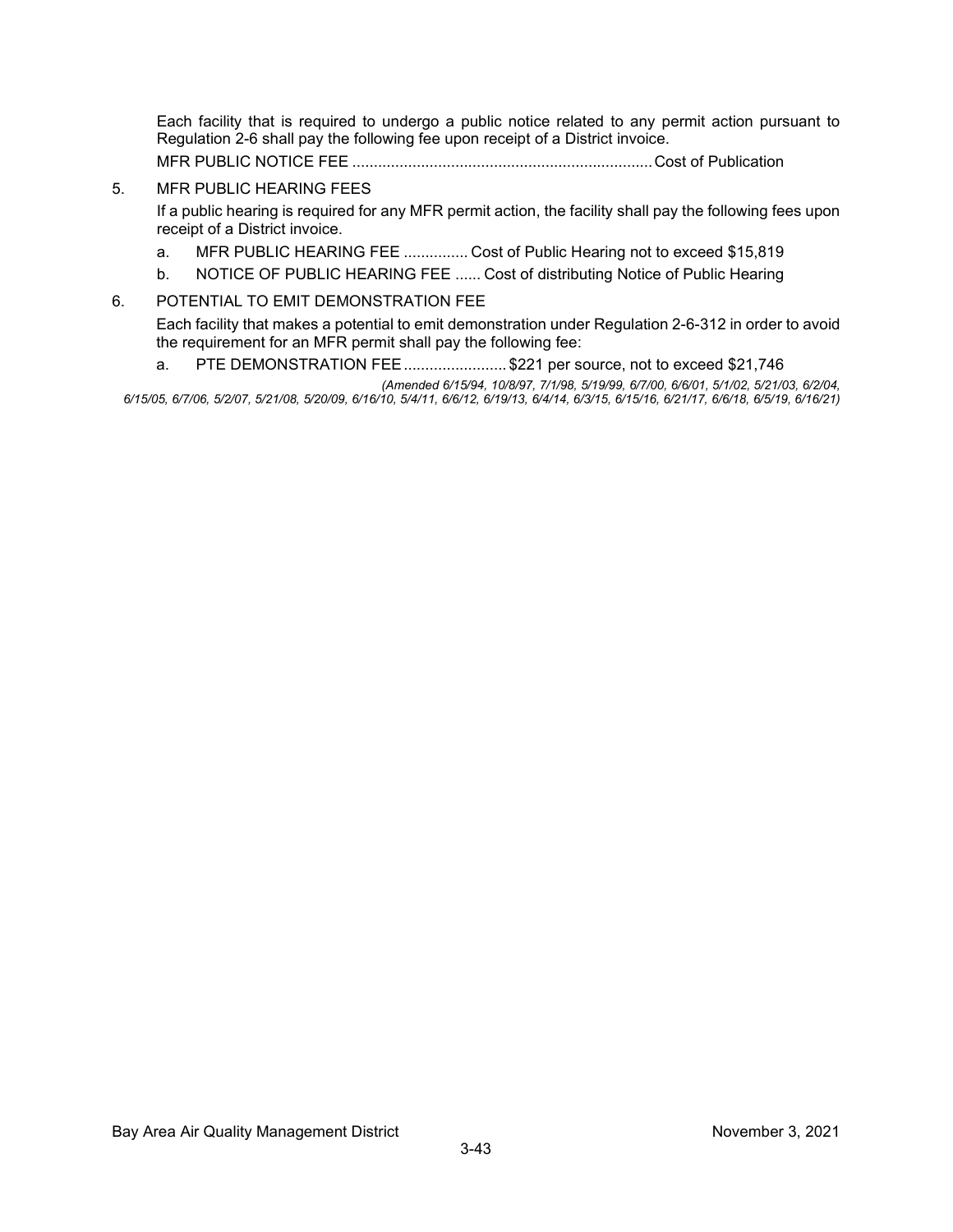Each facility that is required to undergo a public notice related to any permit action pursuant to Regulation 2-6 shall pay the following fee upon receipt of a District invoice.

MFR PUBLIC NOTICE FEE ..................................................................... Cost of Publication

5. MFR PUBLIC HEARING FEES

   If a public hearing is required for any MFR permit action, the facility shall pay the following fees upon receipt of a District invoice.

   a. MFR PUBLIC HEARING FEE ............... Cost of Public Hearing not to exceed $15,819
   b. NOTICE OF PUBLIC HEARING FEE ...... Cost of distributing Notice of Public Hearing

6. POTENTIAL TO EMIT DEMONSTRATION FEE

   Each facility that makes a potential to emit demonstration under Regulation 2-6-312 in order to avoid the requirement for an MFR permit shall pay the following fee:

   a. PTE DEMONSTRATION FEE ........................ $221 per source, not to exceed $21,746

*(Amended 6/15/94, 10/8/97, 7/1/98, 5/19/99, 6/7/00, 6/6/01, 5/1/02, 5/21/03, 6/2/04, 6/15/05, 6/7/06, 5/2/07, 5/21/08, 5/20/09, 6/16/10, 5/4/11, 6/6/12, 6/19/13, 6/4/14, 6/3/15, 6/15/16, 6/21/17, 6/6/18, 6/5/19, 6/16/21)*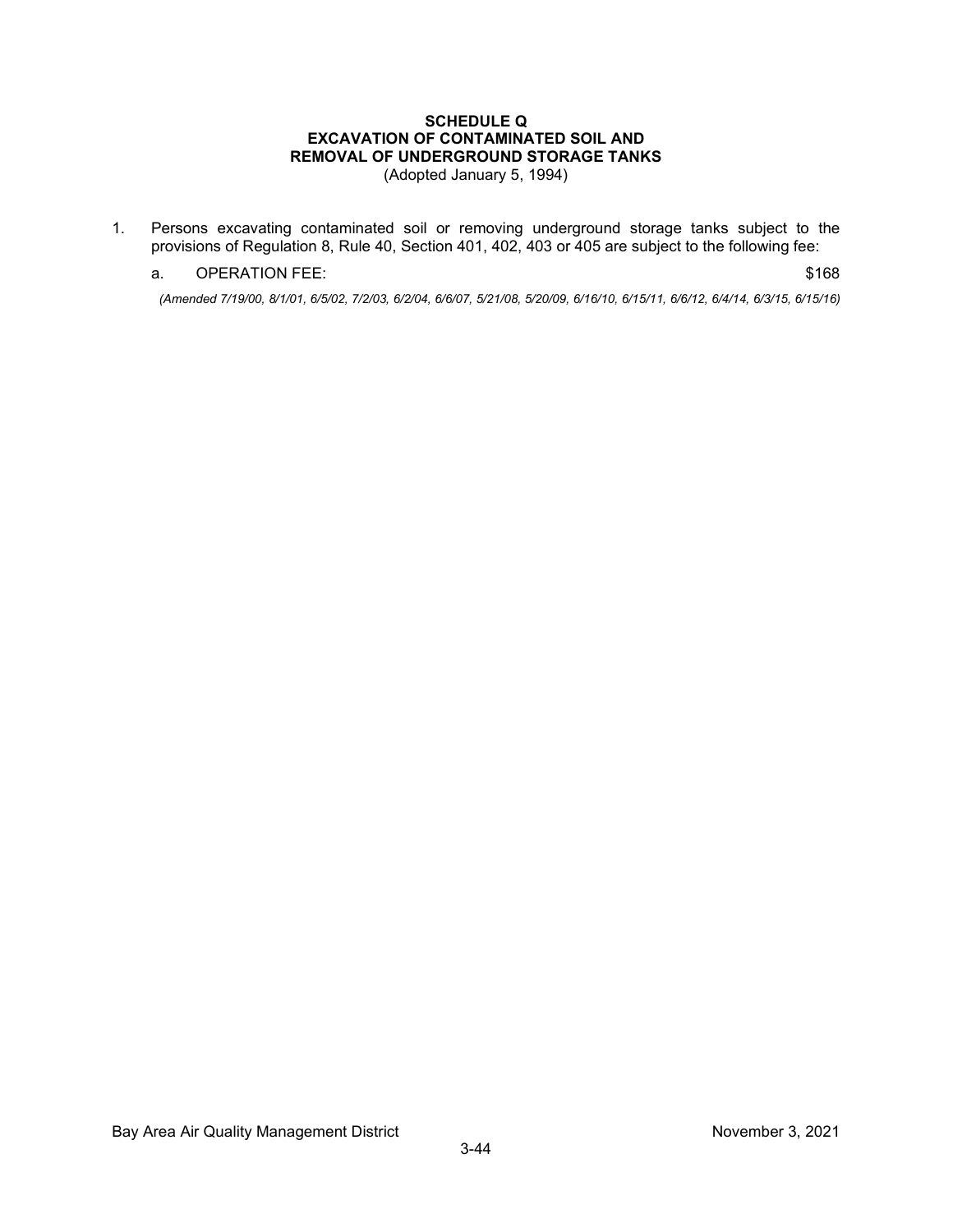## SCHEDULE Q
## EXCAVATION OF CONTAMINATED SOIL AND REMOVAL OF UNDERGROUND STORAGE TANKS

(Adopted January 5, 1994)

1. Persons excavating contaminated soil or removing underground storage tanks subject to the provisions of Regulation 8, Rule 40, Section 401, 402, 403 or 405 are subject to the following fee:

   a. OPERATION FEE: $168

*(Amended 7/19/00, 8/1/01, 6/5/02, 7/2/03, 6/2/04, 6/6/07, 5/21/08, 5/20/09, 6/16/10, 6/15/11, 6/6/12, 6/4/14, 6/3/15, 6/15/16)*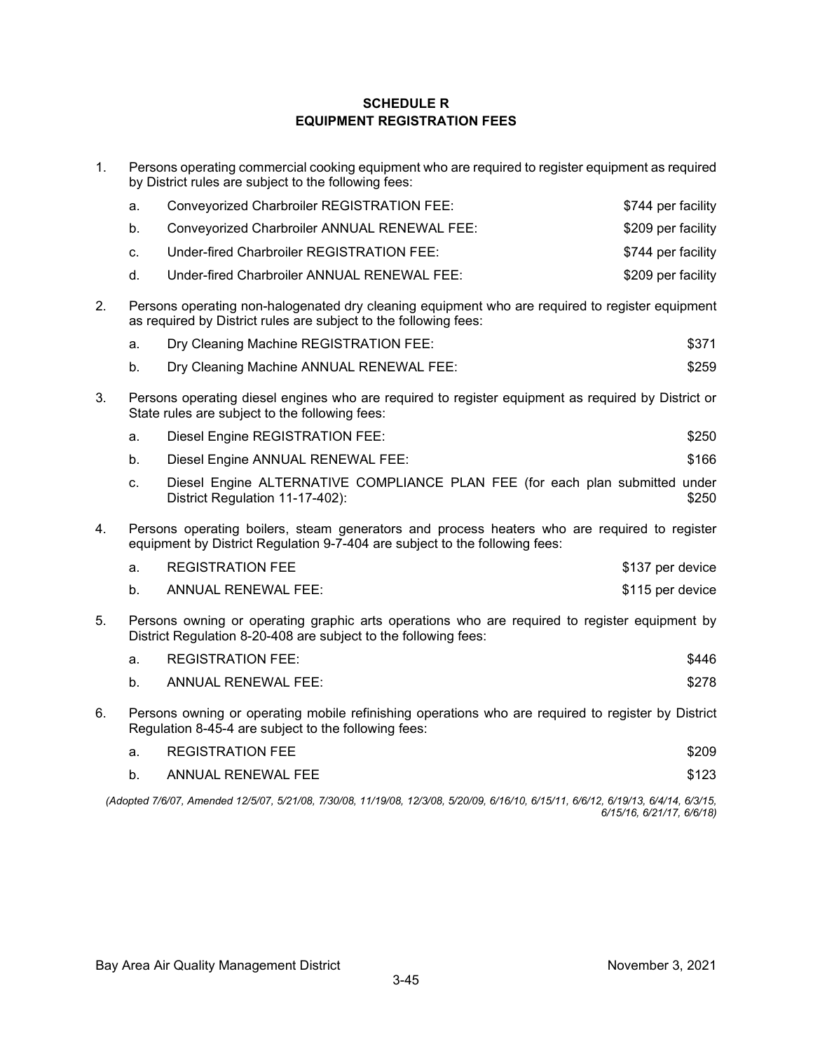## SCHEDULE R
## EQUIPMENT REGISTRATION FEES

1. Persons operating commercial cooking equipment who are required to register equipment as required by District rules are subject to the following fees:

   a. Conveyorized Charbroiler REGISTRATION FEE: $744 per facility

   b. Conveyorized Charbroiler ANNUAL RENEWAL FEE: $209 per facility

   c. Under-fired Charbroiler REGISTRATION FEE: $744 per facility

   d. Under-fired Charbroiler ANNUAL RENEWAL FEE: $209 per facility

2. Persons operating non-halogenated dry cleaning equipment who are required to register equipment as required by District rules are subject to the following fees:

   a. Dry Cleaning Machine REGISTRATION FEE: $371

   b. Dry Cleaning Machine ANNUAL RENEWAL FEE: $259

3. Persons operating diesel engines who are required to register equipment as required by District or State rules are subject to the following fees:

   a. Diesel Engine REGISTRATION FEE: $250

   b. Diesel Engine ANNUAL RENEWAL FEE: $166

   c. Diesel Engine ALTERNATIVE COMPLIANCE PLAN FEE (for each plan submitted under District Regulation 11-17-402): $250

4. Persons operating boilers, steam generators and process heaters who are required to register equipment by District Regulation 9-7-404 are subject to the following fees:

   a. REGISTRATION FEE $137 per device

   b. ANNUAL RENEWAL FEE: $115 per device

5. Persons owning or operating graphic arts operations who are required to register equipment by District Regulation 8-20-408 are subject to the following fees:

   a. REGISTRATION FEE: $446

   b. ANNUAL RENEWAL FEE: $278

6. Persons owning or operating mobile refinishing operations who are required to register by District Regulation 8-45-4 are subject to the following fees:

   a. REGISTRATION FEE $209

   b. ANNUAL RENEWAL FEE $123

*(Adopted 7/6/07, Amended 12/5/07, 5/21/08, 7/30/08, 11/19/08, 12/3/08, 5/20/09, 6/16/10, 6/15/11, 6/6/12, 6/19/13, 6/4/14, 6/3/15, 6/15/16, 6/21/17, 6/6/18)*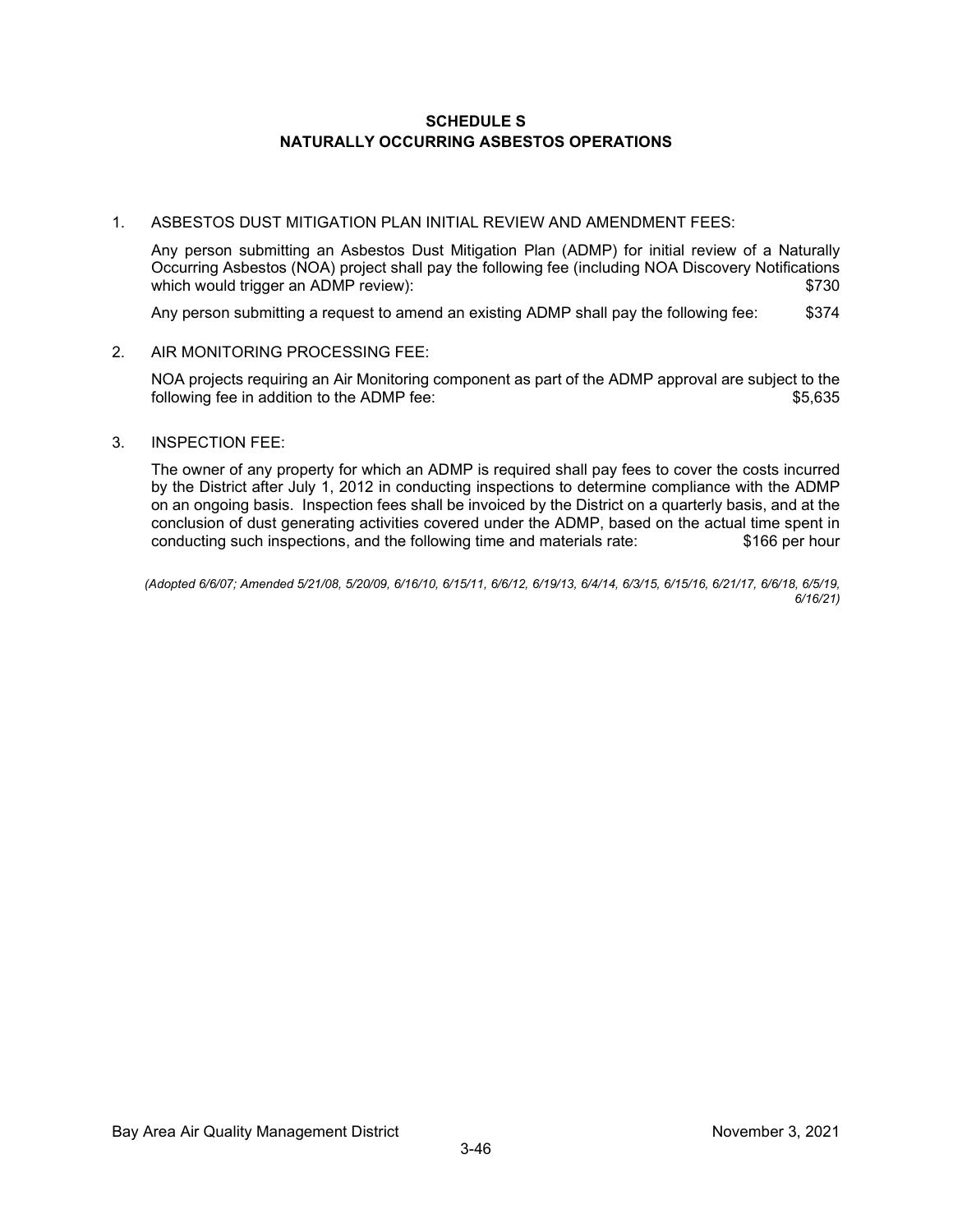# SCHEDULE S
# NATURALLY OCCURRING ASBESTOS OPERATIONS

1. ASBESTOS DUST MITIGATION PLAN INITIAL REVIEW AND AMENDMENT FEES:

   Any person submitting an Asbestos Dust Mitigation Plan (ADMP) for initial review of a Naturally Occurring Asbestos (NOA) project shall pay the following fee (including NOA Discovery Notifications which would trigger an ADMP review): $730

   Any person submitting a request to amend an existing ADMP shall pay the following fee: $374

2. AIR MONITORING PROCESSING FEE:

   NOA projects requiring an Air Monitoring component as part of the ADMP approval are subject to the following fee in addition to the ADMP fee: $5,635

3. INSPECTION FEE:

   The owner of any property for which an ADMP is required shall pay fees to cover the costs incurred by the District after July 1, 2012 in conducting inspections to determine compliance with the ADMP on an ongoing basis. Inspection fees shall be invoiced by the District on a quarterly basis, and at the conclusion of dust generating activities covered under the ADMP, based on the actual time spent in conducting such inspections, and the following time and materials rate: $166 per hour

*(Adopted 6/6/07; Amended 5/21/08, 5/20/09, 6/16/10, 6/15/11, 6/6/12, 6/19/13, 6/4/14, 6/3/15, 6/15/16, 6/21/17, 6/6/18, 6/5/19, 6/16/21)*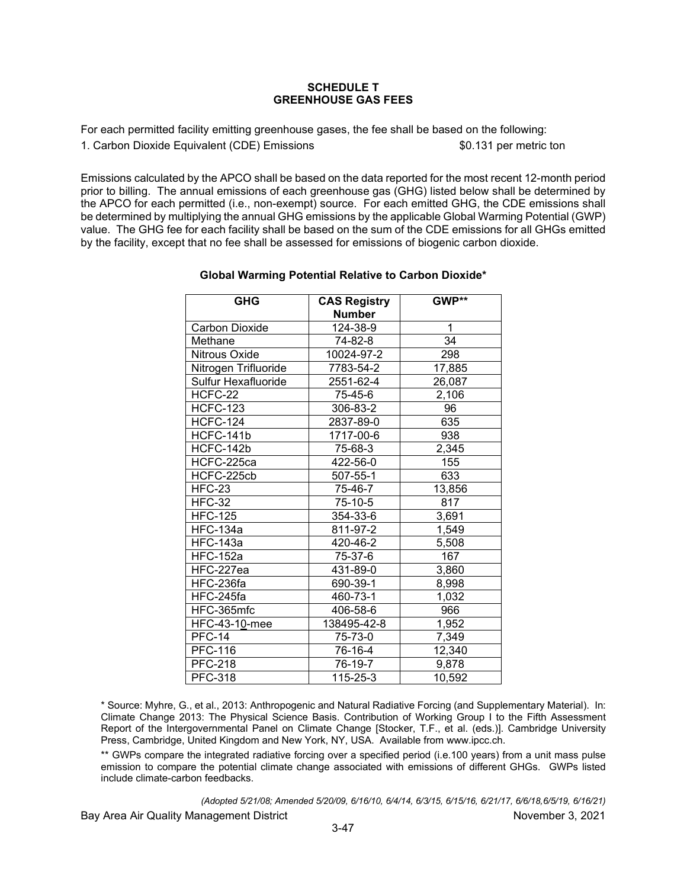## SCHEDULE T
## GREENHOUSE GAS FEES

For each permitted facility emitting greenhouse gases, the fee shall be based on the following:

1. Carbon Dioxide Equivalent (CDE) Emissions $0.131 per metric ton

Emissions calculated by the APCO shall be based on the data reported for the most recent 12-month period prior to billing. The annual emissions of each greenhouse gas (GHG) listed below shall be determined by the APCO for each permitted (i.e., non-exempt) source. For each emitted GHG, the CDE emissions shall be determined by multiplying the annual GHG emissions by the applicable Global Warming Potential (GWP) value. The GHG fee for each facility shall be based on the sum of the CDE emissions for all GHGs emitted by the facility, except that no fee shall be assessed for emissions of biogenic carbon dioxide.

**Global Warming Potential Relative to Carbon Dioxide***

| GHG | CAS Registry Number | GWP** |
|---|---|---|
| Carbon Dioxide | 124-38-9 | 1 |
| Methane | 74-82-8 | 34 |
| Nitrous Oxide | 10024-97-2 | 298 |
| Nitrogen Trifluoride | 7783-54-2 | 17,885 |
| Sulfur Hexafluoride | 2551-62-4 | 26,087 |
| HCFC-22 | 75-45-6 | 2,106 |
| HCFC-123 | 306-83-2 | 96 |
| HCFC-124 | 2837-89-0 | 635 |
| HCFC-141b | 1717-00-6 | 938 |
| HCFC-142b | 75-68-3 | 2,345 |
| HCFC-225ca | 422-56-0 | 155 |
| HCFC-225cb | 507-55-1 | 633 |
| HFC-23 | 75-46-7 | 13,856 |
| HFC-32 | 75-10-5 | 817 |
| HFC-125 | 354-33-6 | 3,691 |
| HFC-134a | 811-97-2 | 1,549 |
| HFC-143a | 420-46-2 | 5,508 |
| HFC-152a | 75-37-6 | 167 |
| HFC-227ea | 431-89-0 | 3,860 |
| HFC-236fa | 690-39-1 | 8,998 |
| HFC-245fa | 460-73-1 | 1,032 |
| HFC-365mfc | 406-58-6 | 966 |
| HFC-43-10-mee | 138495-42-8 | 1,952 |
| PFC-14 | 75-73-0 | 7,349 |
| PFC-116 | 76-16-4 | 12,340 |
| PFC-218 | 76-19-7 | 9,878 |
| PFC-318 | 115-25-3 | 10,592 |

\* Source: Myhre, G., et al., 2013: Anthropogenic and Natural Radiative Forcing (and Supplementary Material). In: Climate Change 2013: The Physical Science Basis. Contribution of Working Group I to the Fifth Assessment Report of the Intergovernmental Panel on Climate Change [Stocker, T.F., et al. (eds.)]. Cambridge University Press, Cambridge, United Kingdom and New York, NY, USA. Available from www.ipcc.ch.

\** GWPs compare the integrated radiative forcing over a specified period (i.e.100 years) from a unit mass pulse emission to compare the potential climate change associated with emissions of different GHGs. GWPs listed include climate-carbon feedbacks.

*(Adopted 5/21/08; Amended 5/20/09, 6/16/10, 6/4/14, 6/3/15, 6/15/16, 6/21/17, 6/6/18, 6/5/19, 6/16/21)*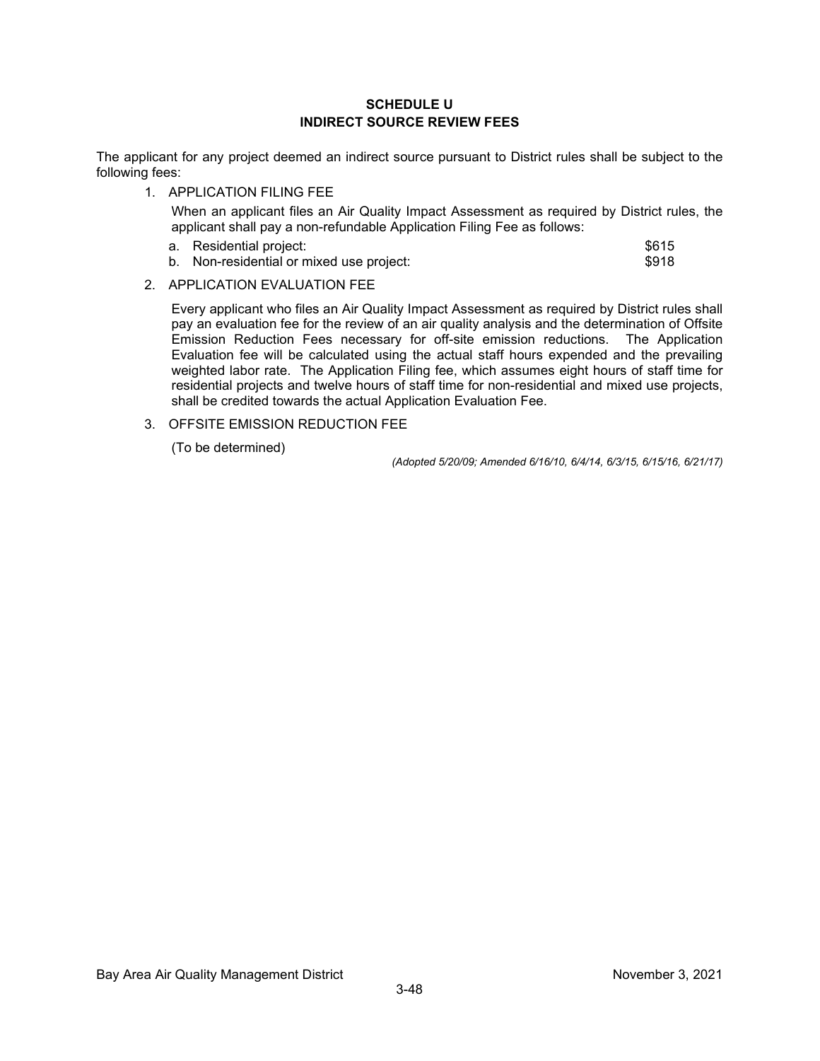## SCHEDULE U
## INDIRECT SOURCE REVIEW FEES

The applicant for any project deemed an indirect source pursuant to District rules shall be subject to the following fees:

1. APPLICATION FILING FEE

   When an applicant files an Air Quality Impact Assessment as required by District rules, the applicant shall pay a non-refundable Application Filing Fee as follows:

   a. Residential project: $615
   b. Non-residential or mixed use project: $918

2. APPLICATION EVALUATION FEE

   Every applicant who files an Air Quality Impact Assessment as required by District rules shall pay an evaluation fee for the review of an air quality analysis and the determination of Offsite Emission Reduction Fees necessary for off-site emission reductions. The Application Evaluation fee will be calculated using the actual staff hours expended and the prevailing weighted labor rate. The Application Filing fee, which assumes eight hours of staff time for residential projects and twelve hours of staff time for non-residential and mixed use projects, shall be credited towards the actual Application Evaluation Fee.

3. OFFSITE EMISSION REDUCTION FEE

   (To be determined)

*(Adopted 5/20/09; Amended 6/16/10, 6/4/14, 6/3/15, 6/15/16, 6/21/17)*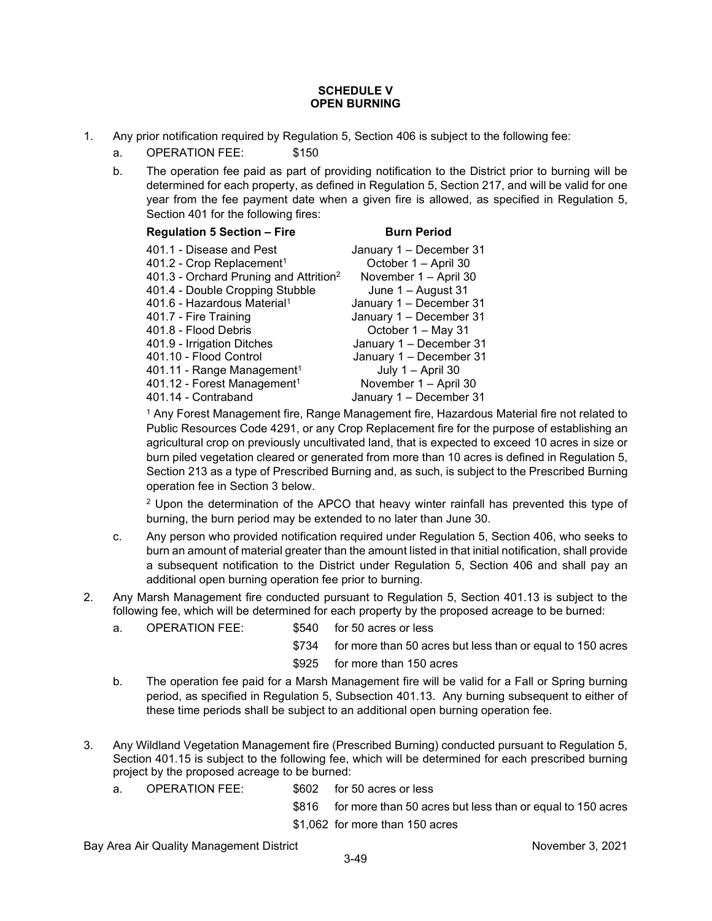## SCHEDULE V
## OPEN BURNING

1. Any prior notification required by Regulation 5, Section 406 is subject to the following fee:
   a. OPERATION FEE: $150
   b. The operation fee paid as part of providing notification to the District prior to burning will be determined for each property, as defined in Regulation 5, Section 217, and will be valid for one year from the fee payment date when a given fire is allowed, as specified in Regulation 5, Section 401 for the following fires:

| Regulation 5 Section – Fire | Burn Period |
|---|---|
| 401.1 - Disease and Pest | January 1 – December 31 |
| 401.2 - Crop Replacement[1] | October 1 – April 30 |
| 401.3 - Orchard Pruning and Attrition[2] | November 1 – April 30 |
| 401.4 - Double Cropping Stubble | June 1 – August 31 |
| 401.6 - Hazardous Material[1] | January 1 – December 31 |
| 401.7 - Fire Training | January 1 – December 31 |
| 401.8 - Flood Debris | October 1 – May 31 |
| 401.9 - Irrigation Ditches | January 1 – December 31 |
| 401.10 - Flood Control | January 1 – December 31 |
| 401.11 - Range Management[1] | July 1 – April 30 |
| 401.12 - Forest Management[1] | November 1 – April 30 |
| 401.14 - Contraband | January 1 – December 31 |

   [1] Any Forest Management fire, Range Management fire, Hazardous Material fire not related to Public Resources Code 4291, or any Crop Replacement fire for the purpose of establishing an agricultural crop on previously uncultivated land, that is expected to exceed 10 acres in size or burn piled vegetation cleared or generated from more than 10 acres is defined in Regulation 5, Section 213 as a type of Prescribed Burning and, as such, is subject to the Prescribed Burning operation fee in Section 3 below.

   [2] Upon the determination of the APCO that heavy winter rainfall has prevented this type of burning, the burn period may be extended to no later than June 30.

   c. Any person who provided notification required under Regulation 5, Section 406, who seeks to burn an amount of material greater than the amount listed in that initial notification, shall provide a subsequent notification to the District under Regulation 5, Section 406 and shall pay an additional open burning operation fee prior to burning.

2. Any Marsh Management fire conducted pursuant to Regulation 5, Section 401.13 is subject to the following fee, which will be determined for each property by the proposed acreage to be burned:
   a. OPERATION FEE:
      - $540 for 50 acres or less
      - $734 for more than 50 acres but less than or equal to 150 acres
      - $925 for more than 150 acres
   b. The operation fee paid for a Marsh Management fire will be valid for a Fall or Spring burning period, as specified in Regulation 5, Subsection 401.13. Any burning subsequent to either of these time periods shall be subject to an additional open burning operation fee.

3. Any Wildland Vegetation Management fire (Prescribed Burning) conducted pursuant to Regulation 5, Section 401.15 is subject to the following fee, which will be determined for each prescribed burning project by the proposed acreage to be burned:
   a. OPERATION FEE:
      - $602 for 50 acres or less
      - $816 for more than 50 acres but less than or equal to 150 acres
      - $1,062 for more than 150 acres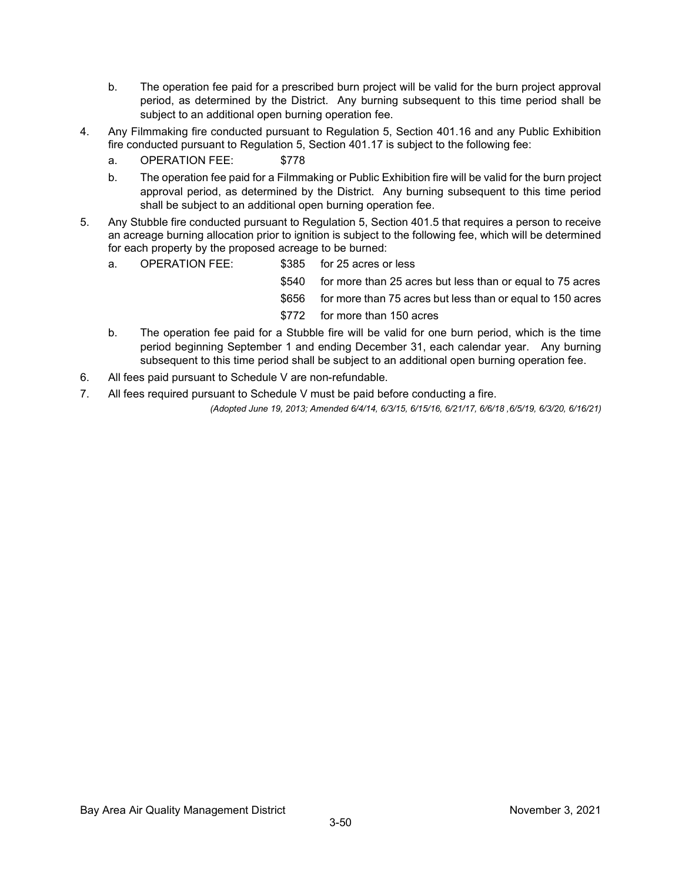b. The operation fee paid for a prescribed burn project will be valid for the burn project approval period, as determined by the District. Any burning subsequent to this time period shall be subject to an additional open burning operation fee.

4. Any Filmmaking fire conducted pursuant to Regulation 5, Section 401.16 and any Public Exhibition fire conducted pursuant to Regulation 5, Section 401.17 is subject to the following fee:

   a. OPERATION FEE: $778

   b. The operation fee paid for a Filmmaking or Public Exhibition fire will be valid for the burn project approval period, as determined by the District. Any burning subsequent to this time period shall be subject to an additional open burning operation fee.

5. Any Stubble fire conducted pursuant to Regulation 5, Section 401.5 that requires a person to receive an acreage burning allocation prior to ignition is subject to the following fee, which will be determined for each property by the proposed acreage to be burned:

   a. OPERATION FEE:
      - $385 for 25 acres or less
      - $540 for more than 25 acres but less than or equal to 75 acres
      - $656 for more than 75 acres but less than or equal to 150 acres
      - $772 for more than 150 acres

   b. The operation fee paid for a Stubble fire will be valid for one burn period, which is the time period beginning September 1 and ending December 31, each calendar year. Any burning subsequent to this time period shall be subject to an additional open burning operation fee.

6. All fees paid pursuant to Schedule V are non-refundable.

7. All fees required pursuant to Schedule V must be paid before conducting a fire.

*(Adopted June 19, 2013; Amended 6/4/14, 6/3/15, 6/15/16, 6/21/17, 6/6/18 ,6/5/19, 6/3/20, 6/16/21)*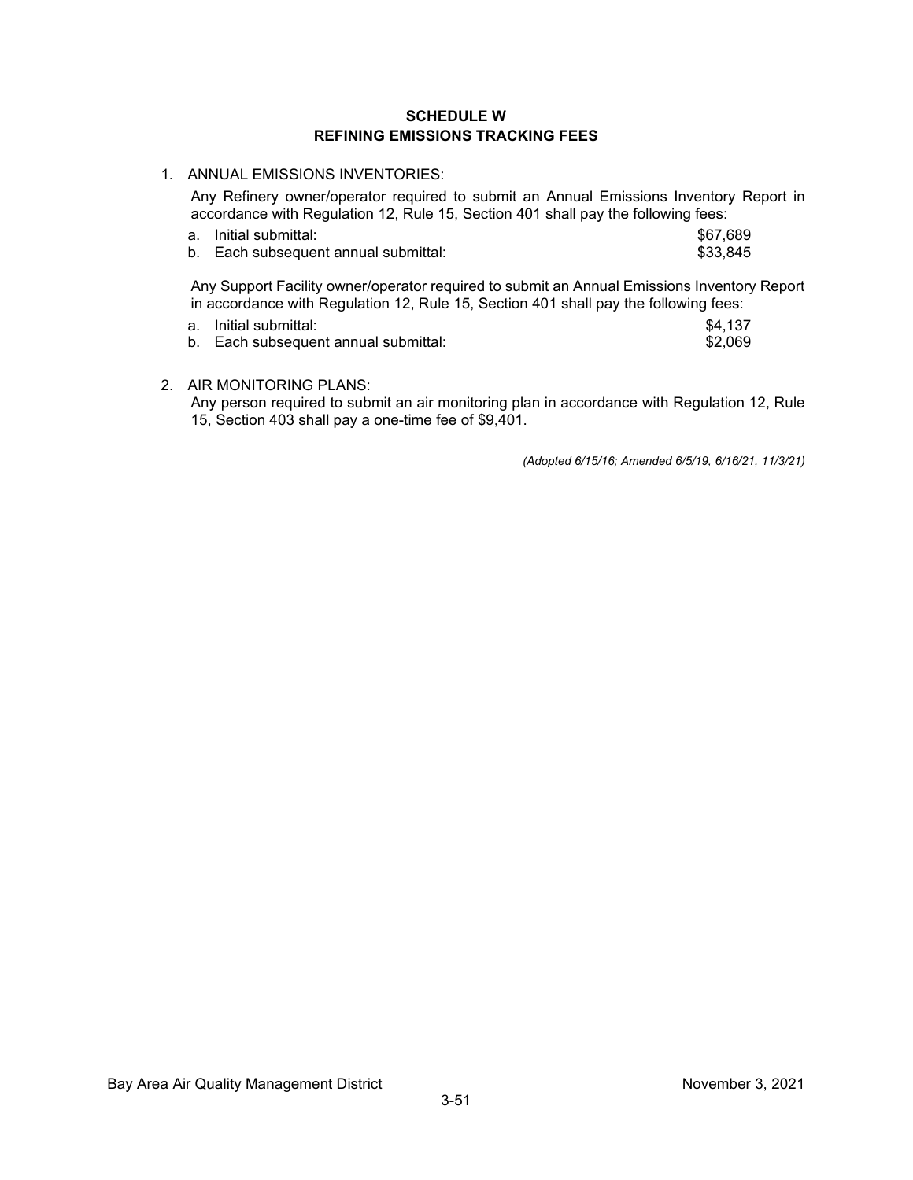# SCHEDULE W
# REFINING EMISSIONS TRACKING FEES

1. ANNUAL EMISSIONS INVENTORIES:

   Any Refinery owner/operator required to submit an Annual Emissions Inventory Report in accordance with Regulation 12, Rule 15, Section 401 shall pay the following fees:

   a. Initial submittal: $67,689
   b. Each subsequent annual submittal: $33,845

   Any Support Facility owner/operator required to submit an Annual Emissions Inventory Report in accordance with Regulation 12, Rule 15, Section 401 shall pay the following fees:

   a. Initial submittal: $4,137
   b. Each subsequent annual submittal: $2,069

2. AIR MONITORING PLANS:

   Any person required to submit an air monitoring plan in accordance with Regulation 12, Rule 15, Section 403 shall pay a one-time fee of $9,401.

*(Adopted 6/15/16; Amended 6/5/19, 6/16/21, 11/3/21)*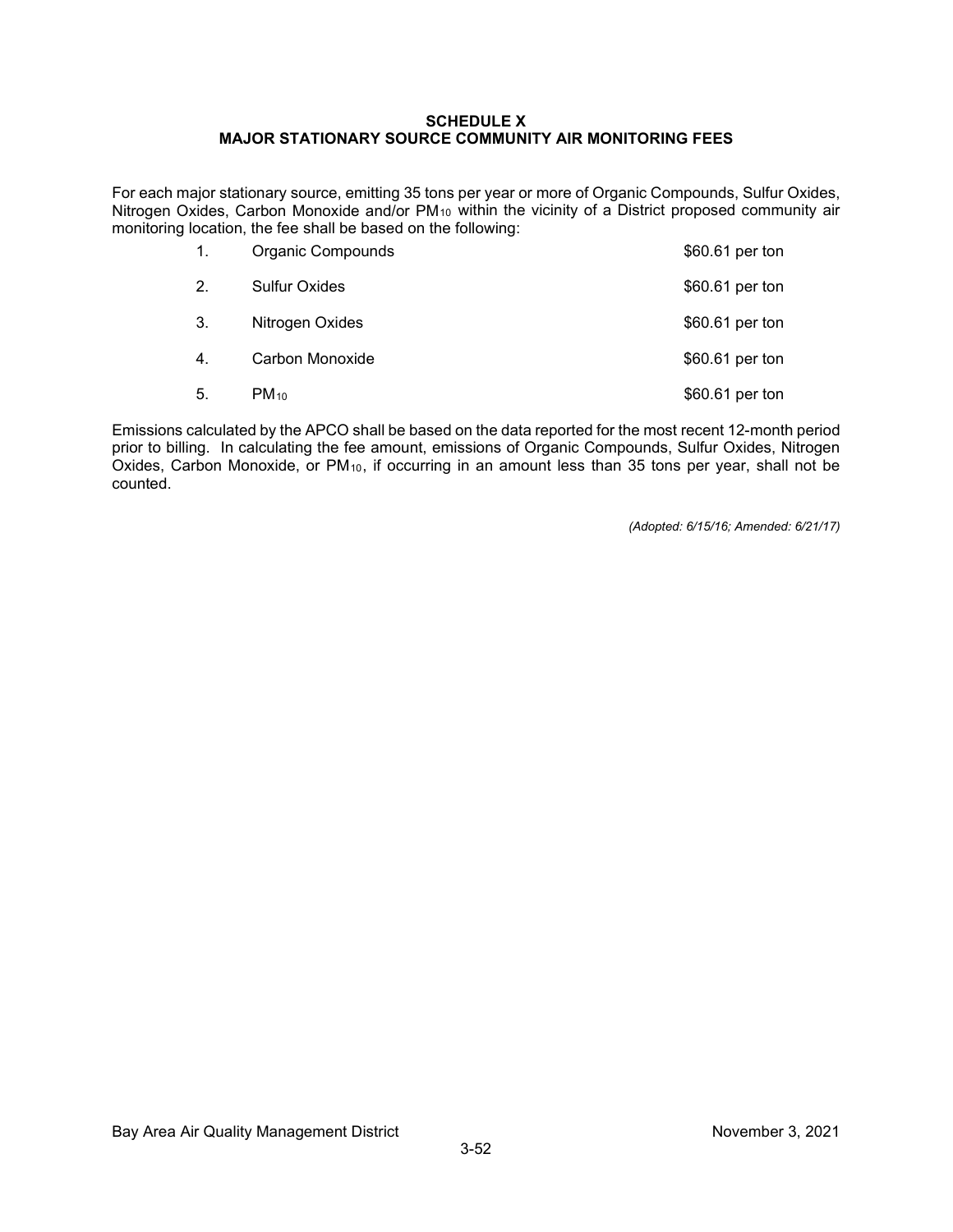# SCHEDULE X
## MAJOR STATIONARY SOURCE COMMUNITY AIR MONITORING FEES

For each major stationary source, emitting 35 tons per year or more of Organic Compounds, Sulfur Oxides, Nitrogen Oxides, Carbon Monoxide and/or $PM_{10}$ within the vicinity of a District proposed community air monitoring location, the fee shall be based on the following:

| | | |
|---|---|---|
| 1. | Organic Compounds | $60.61 per ton |
| 2. | Sulfur Oxides | $60.61 per ton |
| 3. | Nitrogen Oxides | $60.61 per ton |
| 4. | Carbon Monoxide | $60.61 per ton |
| 5. | $PM_{10}$ | $60.61 per ton |

Emissions calculated by the APCO shall be based on the data reported for the most recent 12-month period prior to billing. In calculating the fee amount, emissions of Organic Compounds, Sulfur Oxides, Nitrogen Oxides, Carbon Monoxide, or $PM_{10}$, if occurring in an amount less than 35 tons per year, shall not be counted.

*(Adopted: 6/15/16; Amended: 6/21/17)*